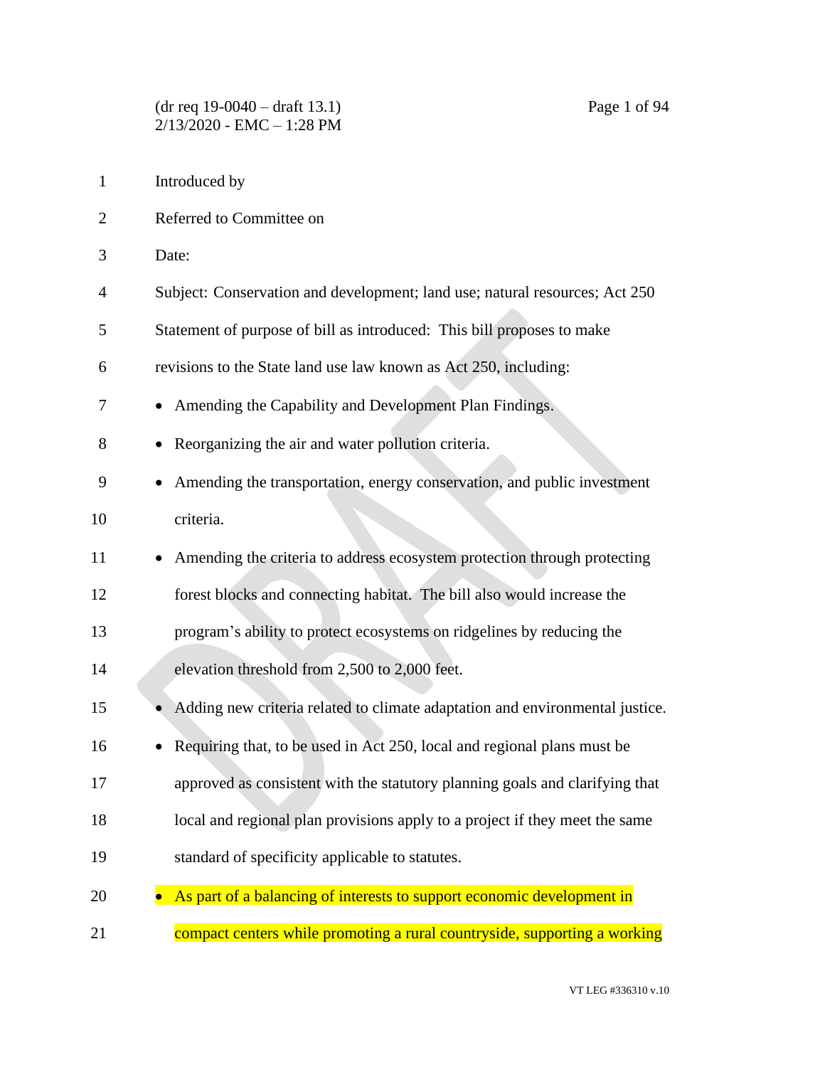Introduced by

Referred to Committee on

Date:

Subject: Conservation and development; land use; natural resources; Act 250

Statement of purpose of bill as introduced: This bill proposes to make revisions to the State land use law known as Act 250, including:

- Amending the Capability and Development Plan Findings.
- Reorganizing the air and water pollution criteria.
- Amending the transportation, energy conservation, and public investment criteria.
- Amending the criteria to address ecosystem protection through protecting forest blocks and connecting habitat. The bill also would increase the program's ability to protect ecosystems on ridgelines by reducing the elevation threshold from 2,500 to 2,000 feet.
- Adding new criteria related to climate adaptation and environmental justice.
- Requiring that, to be used in Act 250, local and regional plans must be approved as consistent with the statutory planning goals and clarifying that local and regional plan provisions apply to a project if they meet the same standard of specificity applicable to statutes.
- As part of a balancing of interests to support economic development in compact centers while promoting a rural countryside, supporting a working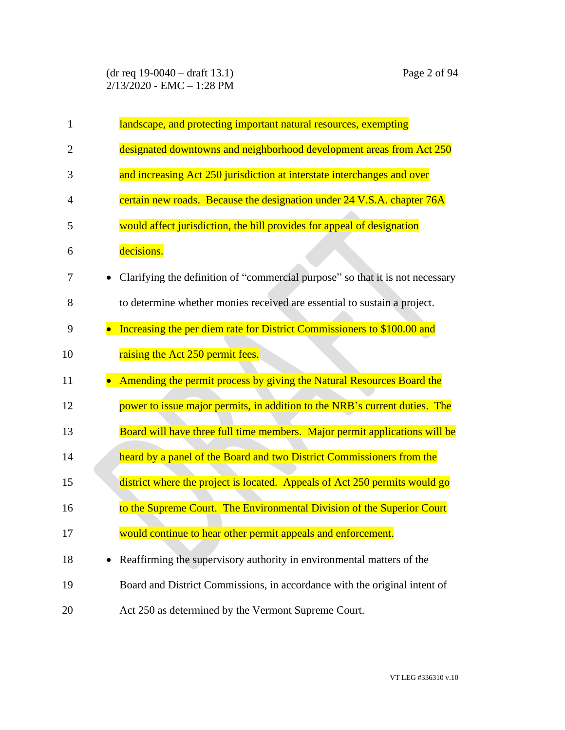landscape, and protecting important natural resources, exempting designated downtowns and neighborhood development areas from Act 250 and increasing Act 250 jurisdiction at interstate interchanges and over certain new roads. Because the designation under 24 V.S.A. chapter 76A would affect jurisdiction, the bill provides for appeal of designation decisions.

- Clarifying the definition of "commercial purpose" so that it is not necessary to determine whether monies received are essential to sustain a project.
- Increasing the per diem rate for District Commissioners to $100.00 and raising the Act 250 permit fees.
- Amending the permit process by giving the Natural Resources Board the power to issue major permits, in addition to the NRB's current duties. The Board will have three full time members. Major permit applications will be heard by a panel of the Board and two District Commissioners from the district where the project is located. Appeals of Act 250 permits would go to the Supreme Court. The Environmental Division of the Superior Court would continue to hear other permit appeals and enforcement.
- Reaffirming the supervisory authority in environmental matters of the Board and District Commissions, in accordance with the original intent of Act 250 as determined by the Vermont Supreme Court.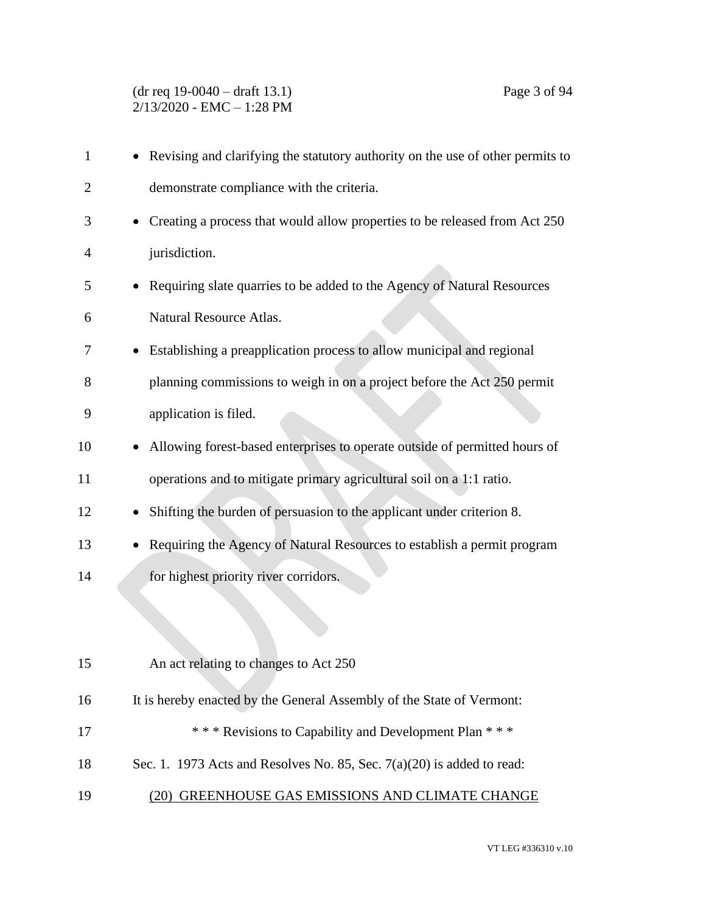- Revising and clarifying the statutory authority on the use of other permits to demonstrate compliance with the criteria.
- Creating a process that would allow properties to be released from Act 250 jurisdiction.
- Requiring slate quarries to be added to the Agency of Natural Resources Natural Resource Atlas.
- Establishing a preapplication process to allow municipal and regional planning commissions to weigh in on a project before the Act 250 permit application is filed.
- Allowing forest-based enterprises to operate outside of permitted hours of operations and to mitigate primary agricultural soil on a 1:1 ratio.
- Shifting the burden of persuasion to the applicant under criterion 8.
- Requiring the Agency of Natural Resources to establish a permit program for highest priority river corridors.

An act relating to changes to Act 250

It is hereby enacted by the General Assembly of the State of Vermont:

\* \* \* Revisions to Capability and Development Plan \* \* \*

Sec. 1. 1973 Acts and Resolves No. 85, Sec. 7(a)(20) is added to read:

<u>(20) GREENHOUSE GAS EMISSIONS AND CLIMATE CHANGE</u>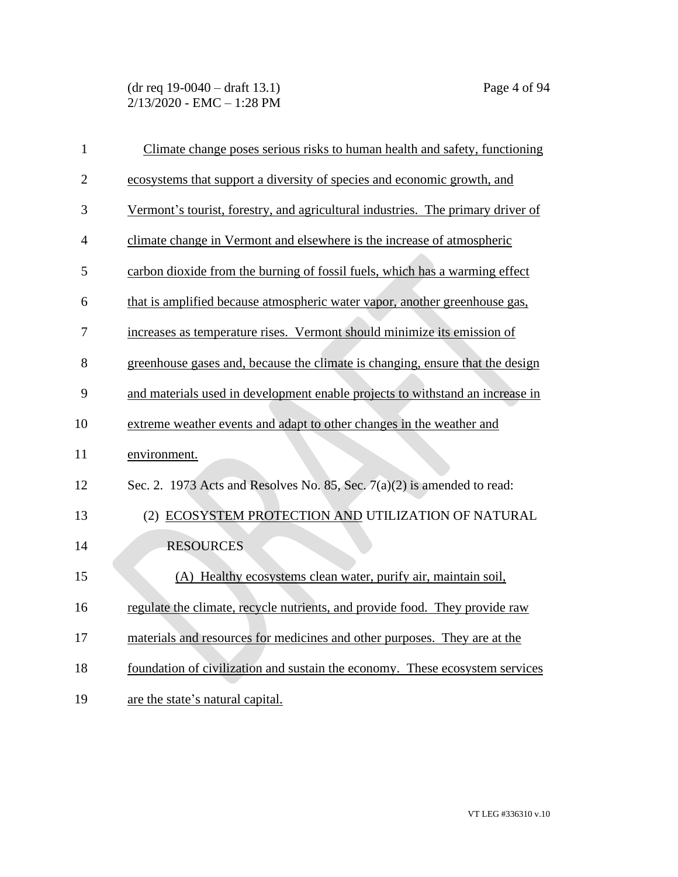Climate change poses serious risks to human health and safety, functioning ecosystems that support a diversity of species and economic growth, and Vermont's tourist, forestry, and agricultural industries. The primary driver of climate change in Vermont and elsewhere is the increase of atmospheric carbon dioxide from the burning of fossil fuels, which has a warming effect that is amplified because atmospheric water vapor, another greenhouse gas, increases as temperature rises. Vermont should minimize its emission of greenhouse gases and, because the climate is changing, ensure that the design and materials used in development enable projects to withstand an increase in extreme weather events and adapt to other changes in the weather and environment.

Sec. 2. 1973 Acts and Resolves No. 85, Sec. 7(a)(2) is amended to read:

(2) ECOSYSTEM PROTECTION AND UTILIZATION OF NATURAL RESOURCES

(A) Healthy ecosystems clean water, purify air, maintain soil, regulate the climate, recycle nutrients, and provide food. They provide raw materials and resources for medicines and other purposes. They are at the foundation of civilization and sustain the economy. These ecosystem services are the state's natural capital.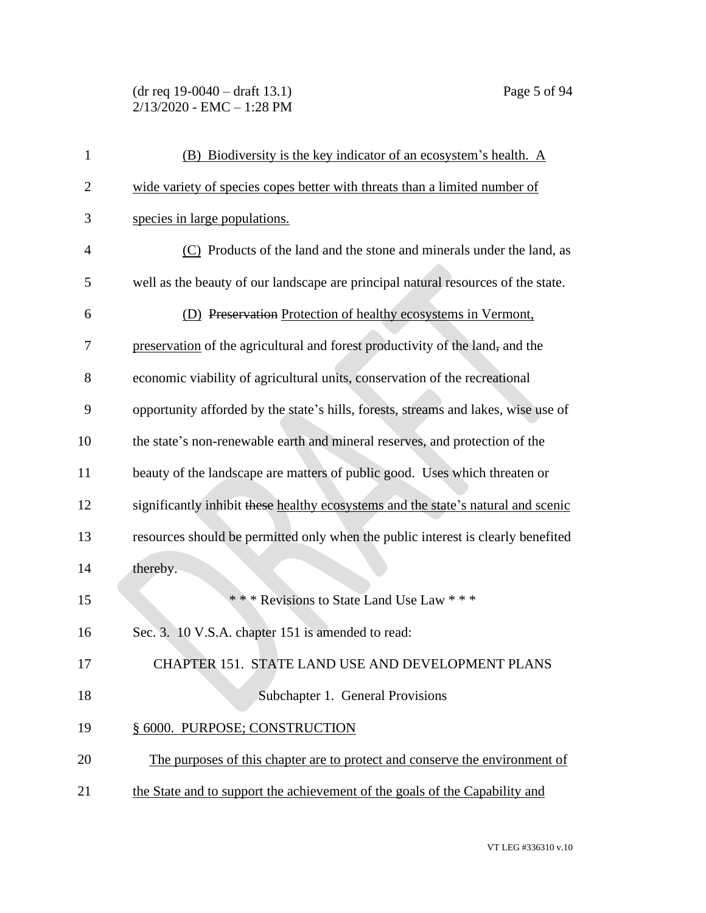(B) Biodiversity is the key indicator of an ecosystem's health. A wide variety of species copes better with threats than a limited number of species in large populations.

(C) Products of the land and the stone and minerals under the land, as well as the beauty of our landscape are principal natural resources of the state.

(D) ~~Preservation~~ Protection of healthy ecosystems in Vermont, preservation of the agricultural and forest productivity of the land~~,~~ and the economic viability of agricultural units, conservation of the recreational opportunity afforded by the state's hills, forests, streams and lakes, wise use of the state's non-renewable earth and mineral reserves, and protection of the beauty of the landscape are matters of public good. Uses which threaten or significantly inhibit ~~these~~ healthy ecosystems and the state's natural and scenic resources should be permitted only when the public interest is clearly benefited thereby.

\* \* \* Revisions to State Land Use Law \* \* \*

Sec. 3. 10 V.S.A. chapter 151 is amended to read:

CHAPTER 151. STATE LAND USE AND DEVELOPMENT PLANS

Subchapter 1. General Provisions

§ 6000. PURPOSE; CONSTRUCTION

The purposes of this chapter are to protect and conserve the environment of the State and to support the achievement of the goals of the Capability and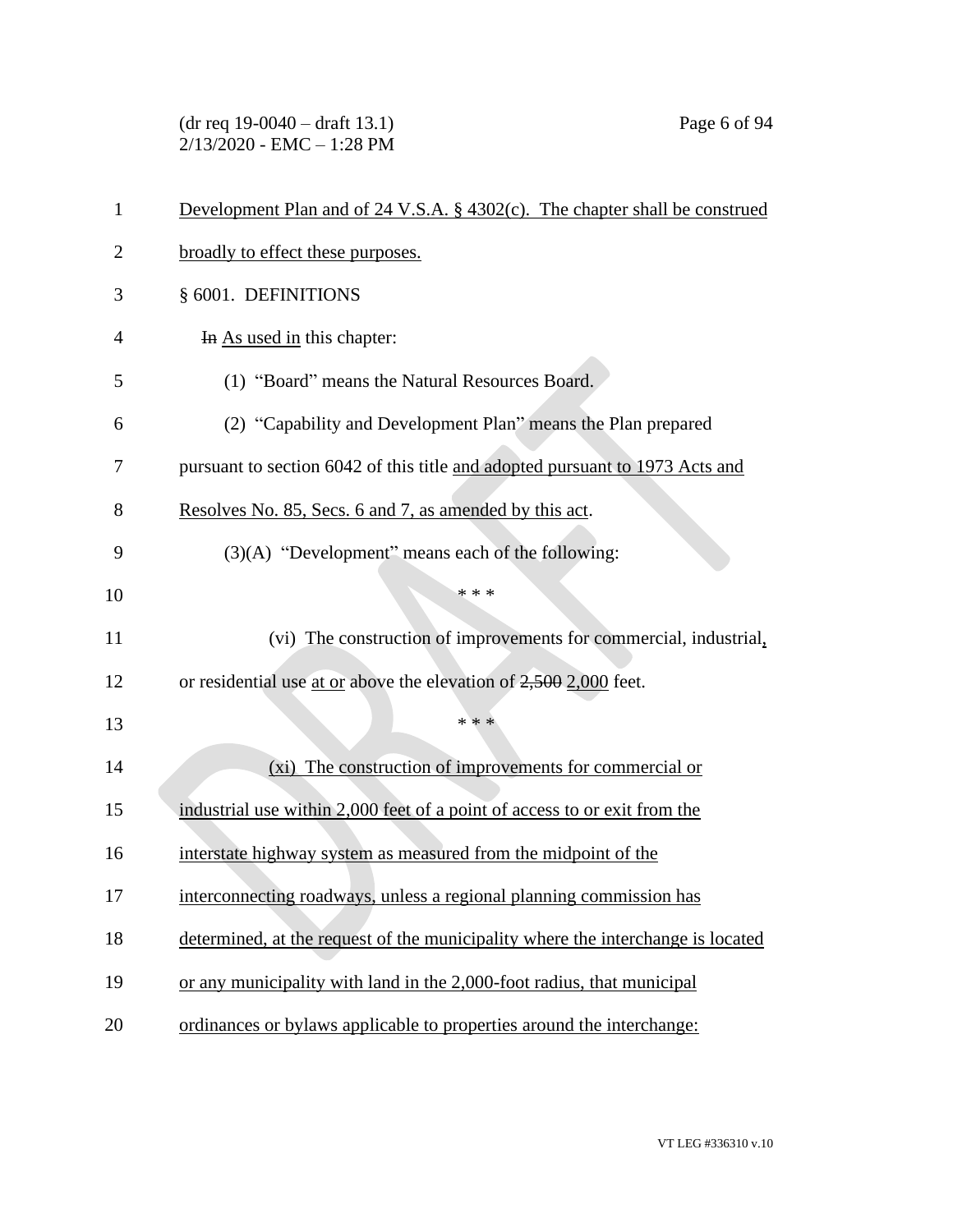Development Plan and of 24 V.S.A. § 4302(c). The chapter shall be construed broadly to effect these purposes.

§ 6001. DEFINITIONS

~~In~~ As used in this chapter:

(1) "Board" means the Natural Resources Board.

(2) "Capability and Development Plan" means the Plan prepared pursuant to section 6042 of this title and adopted pursuant to 1973 Acts and Resolves No. 85, Secs. 6 and 7, as amended by this act.

(3)(A) "Development" means each of the following:

\* \* \*

(vi) The construction of improvements for commercial, industrial, or residential use at or above the elevation of ~~2,500~~ 2,000 feet.

\* \* \*

(xi) The construction of improvements for commercial or industrial use within 2,000 feet of a point of access to or exit from the interstate highway system as measured from the midpoint of the interconnecting roadways, unless a regional planning commission has determined, at the request of the municipality where the interchange is located or any municipality with land in the 2,000-foot radius, that municipal ordinances or bylaws applicable to properties around the interchange: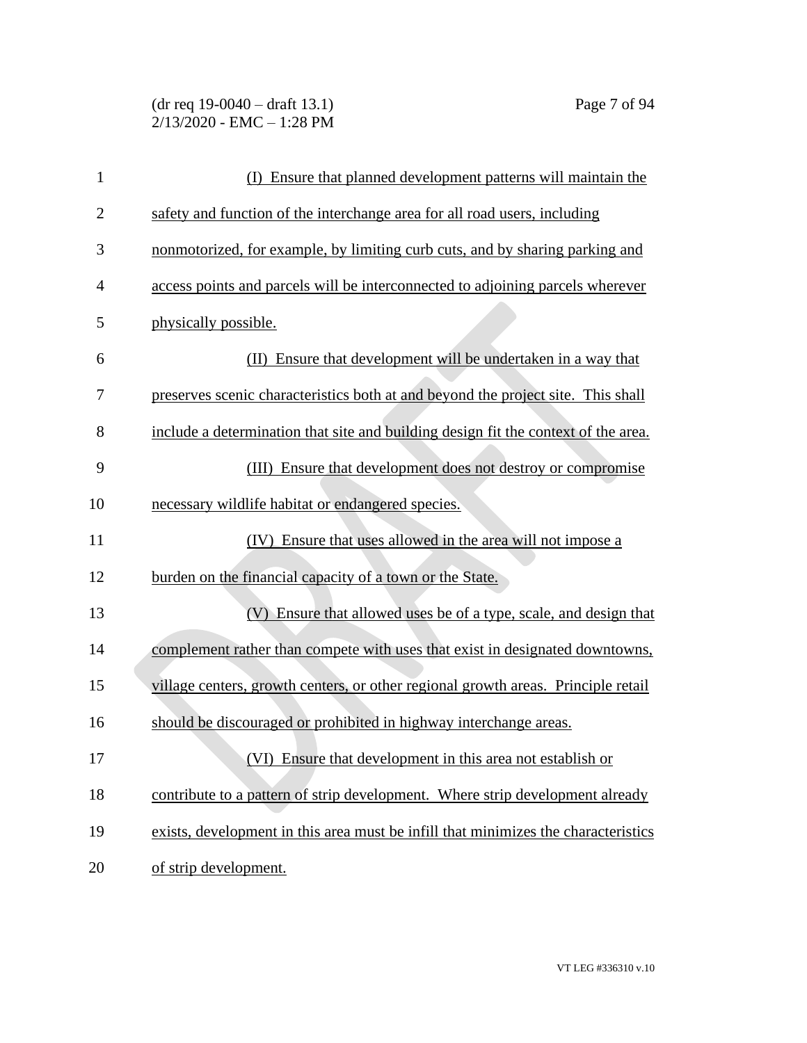(I) Ensure that planned development patterns will maintain the safety and function of the interchange area for all road users, including nonmotorized, for example, by limiting curb cuts, and by sharing parking and access points and parcels will be interconnected to adjoining parcels wherever physically possible.

(II) Ensure that development will be undertaken in a way that preserves scenic characteristics both at and beyond the project site. This shall include a determination that site and building design fit the context of the area.

(III) Ensure that development does not destroy or compromise necessary wildlife habitat or endangered species.

(IV) Ensure that uses allowed in the area will not impose a burden on the financial capacity of a town or the State.

(V) Ensure that allowed uses be of a type, scale, and design that complement rather than compete with uses that exist in designated downtowns, village centers, growth centers, or other regional growth areas. Principle retail should be discouraged or prohibited in highway interchange areas.

(VI) Ensure that development in this area not establish or contribute to a pattern of strip development. Where strip development already exists, development in this area must be infill that minimizes the characteristics of strip development.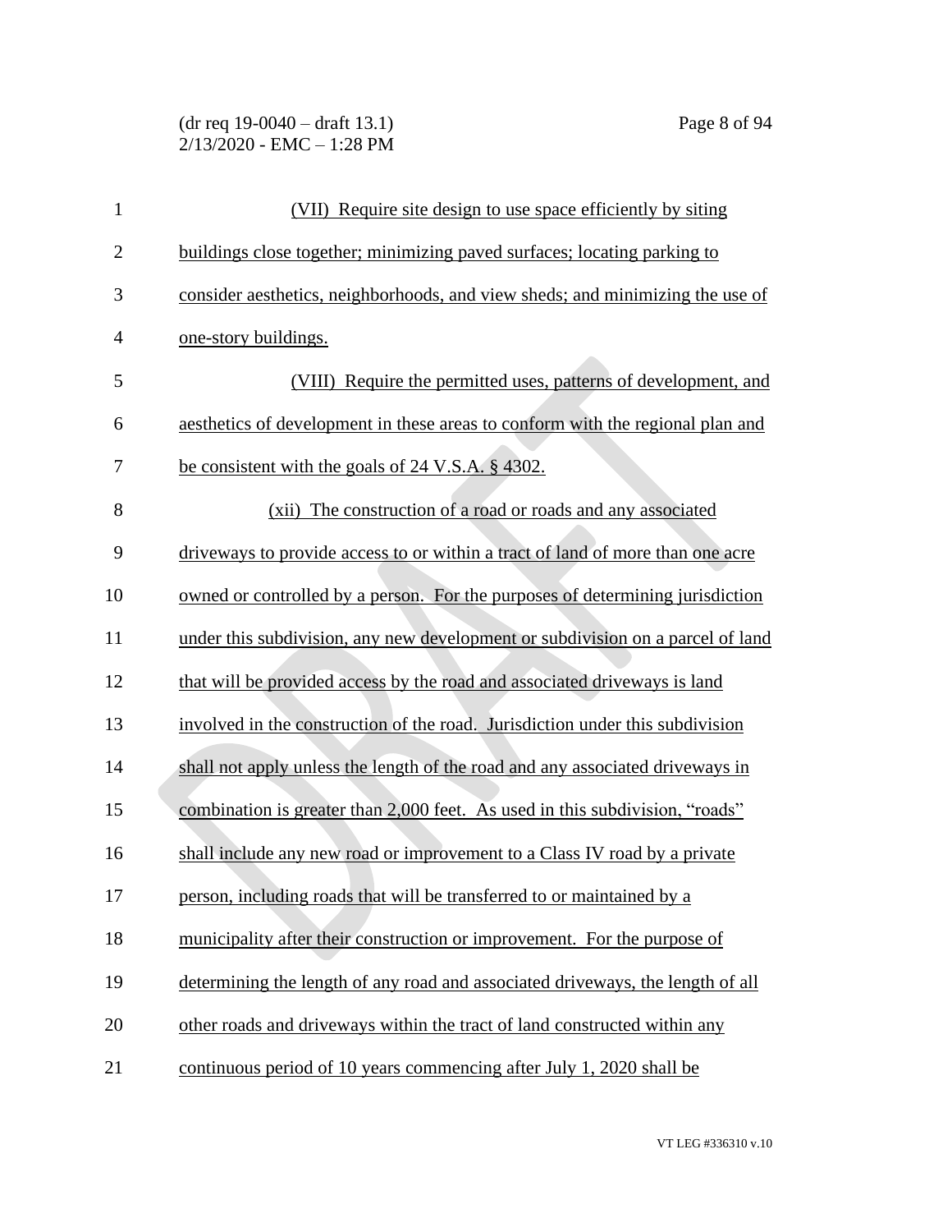(VII) Require site design to use space efficiently by siting buildings close together; minimizing paved surfaces; locating parking to consider aesthetics, neighborhoods, and view sheds; and minimizing the use of one-story buildings.

(VIII) Require the permitted uses, patterns of development, and aesthetics of development in these areas to conform with the regional plan and be consistent with the goals of 24 V.S.A. § 4302.

(xii) The construction of a road or roads and any associated driveways to provide access to or within a tract of land of more than one acre owned or controlled by a person. For the purposes of determining jurisdiction under this subdivision, any new development or subdivision on a parcel of land that will be provided access by the road and associated driveways is land involved in the construction of the road. Jurisdiction under this subdivision shall not apply unless the length of the road and any associated driveways in combination is greater than 2,000 feet. As used in this subdivision, "roads" shall include any new road or improvement to a Class IV road by a private person, including roads that will be transferred to or maintained by a municipality after their construction or improvement. For the purpose of determining the length of any road and associated driveways, the length of all other roads and driveways within the tract of land constructed within any continuous period of 10 years commencing after July 1, 2020 shall be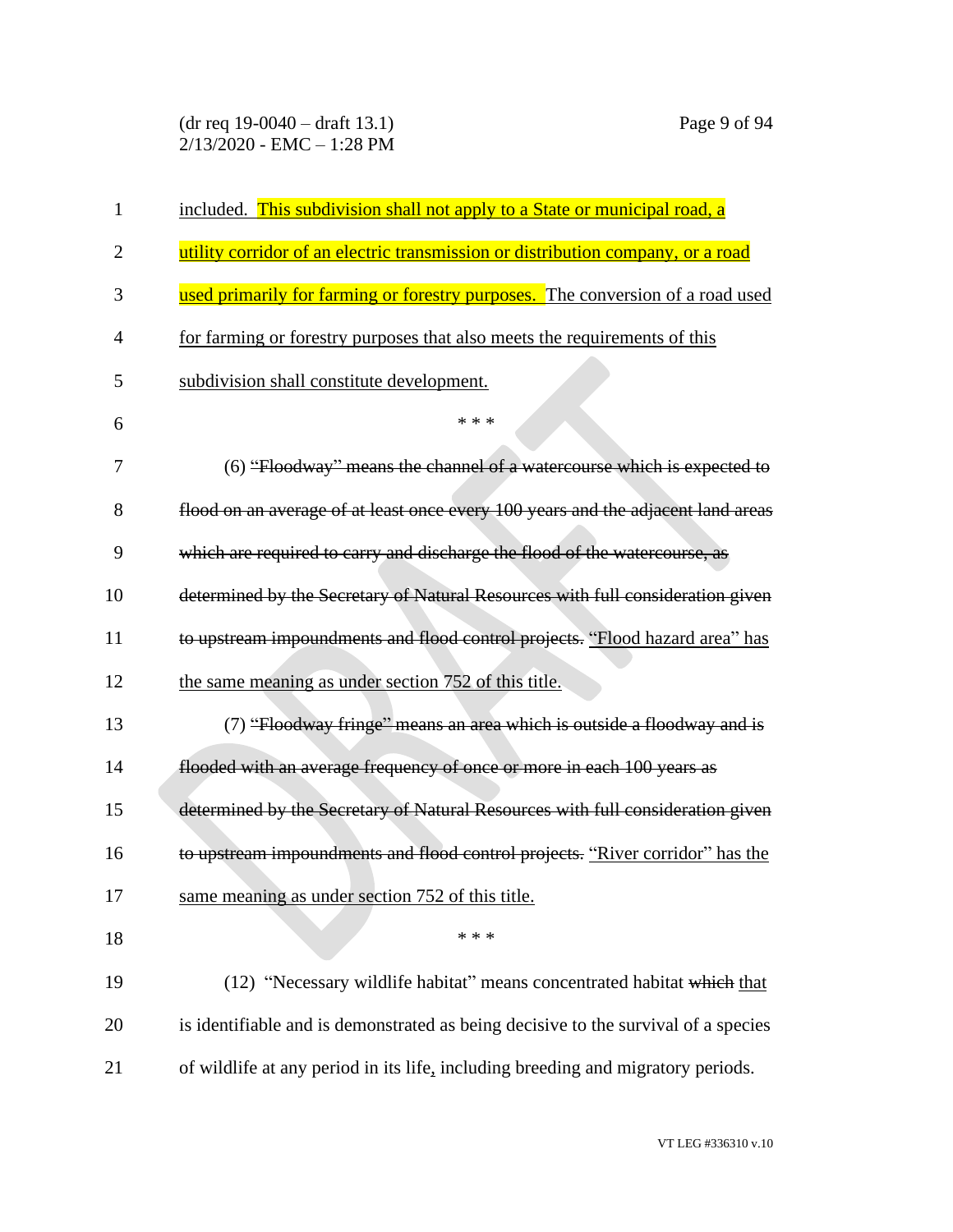included. This subdivision shall not apply to a State or municipal road, a utility corridor of an electric transmission or distribution company, or a road used primarily for farming or forestry purposes. The conversion of a road used for farming or forestry purposes that also meets the requirements of this subdivision shall constitute development.

\* \* \*

(6) ~~"Floodway" means the channel of a watercourse which is expected to flood on an average of at least once every 100 years and the adjacent land areas which are required to carry and discharge the flood of the watercourse, as determined by the Secretary of Natural Resources with full consideration given to upstream impoundments and flood control projects.~~ "Flood hazard area" has the same meaning as under section 752 of this title.

(7) ~~"Floodway fringe" means an area which is outside a floodway and is flooded with an average frequency of once or more in each 100 years as determined by the Secretary of Natural Resources with full consideration given to upstream impoundments and flood control projects.~~ "River corridor" has the same meaning as under section 752 of this title.

\* \* \*

(12) "Necessary wildlife habitat" means concentrated habitat ~~which~~ that is identifiable and is demonstrated as being decisive to the survival of a species of wildlife at any period in its life, including breeding and migratory periods.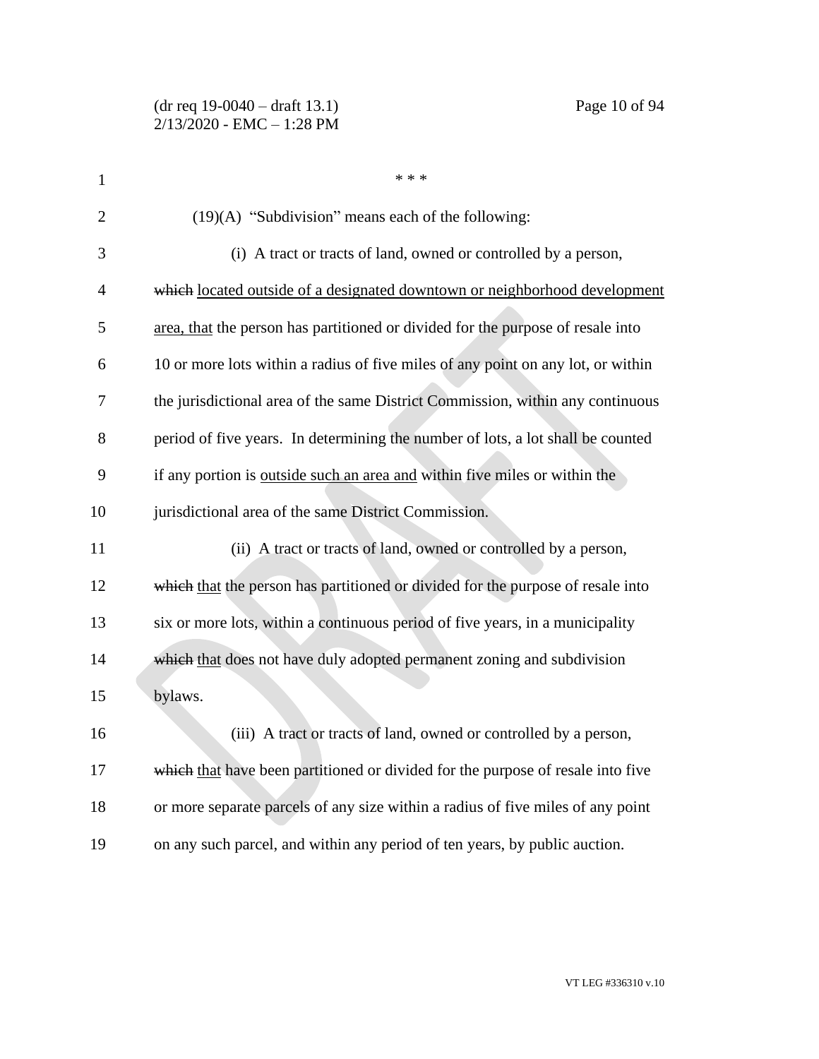\* \* \*

(19)(A) "Subdivision" means each of the following:

(i) A tract or tracts of land, owned or controlled by a person, ~~which~~ located outside of a designated downtown or neighborhood development area, that the person has partitioned or divided for the purpose of resale into 10 or more lots within a radius of five miles of any point on any lot, or within the jurisdictional area of the same District Commission, within any continuous period of five years. In determining the number of lots, a lot shall be counted if any portion is outside such an area and within five miles or within the jurisdictional area of the same District Commission.

(ii) A tract or tracts of land, owned or controlled by a person, ~~which~~ that the person has partitioned or divided for the purpose of resale into six or more lots, within a continuous period of five years, in a municipality ~~which~~ that does not have duly adopted permanent zoning and subdivision bylaws.

(iii) A tract or tracts of land, owned or controlled by a person, ~~which~~ that have been partitioned or divided for the purpose of resale into five or more separate parcels of any size within a radius of five miles of any point on any such parcel, and within any period of ten years, by public auction.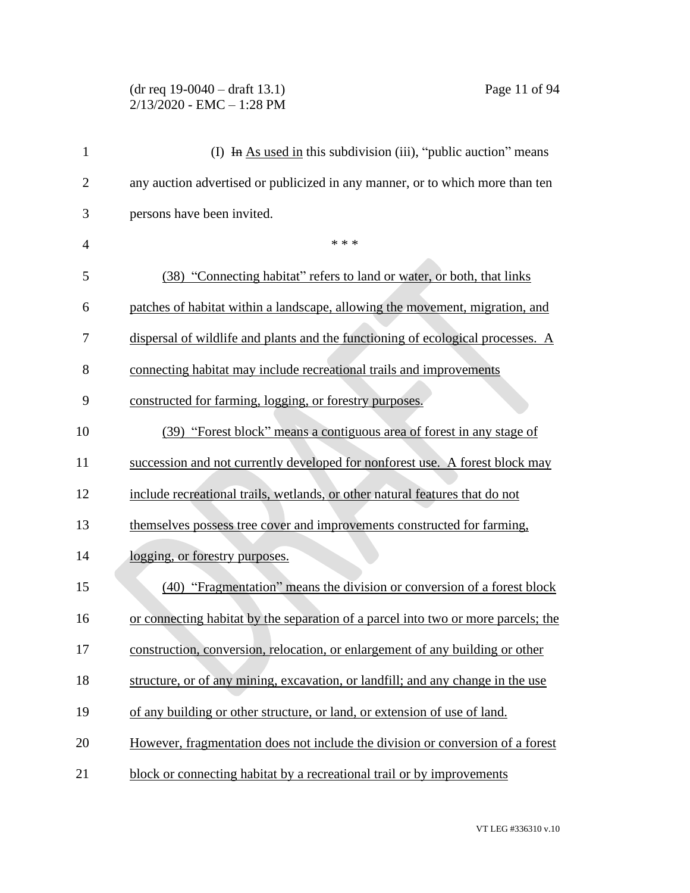(I) ~~In~~ As used in this subdivision (iii), "public auction" means any auction advertised or publicized in any manner, or to which more than ten persons have been invited.

\* \* \*

(38) "Connecting habitat" refers to land or water, or both, that links patches of habitat within a landscape, allowing the movement, migration, and dispersal of wildlife and plants and the functioning of ecological processes. A connecting habitat may include recreational trails and improvements constructed for farming, logging, or forestry purposes.

(39) "Forest block" means a contiguous area of forest in any stage of succession and not currently developed for nonforest use. A forest block may include recreational trails, wetlands, or other natural features that do not themselves possess tree cover and improvements constructed for farming, logging, or forestry purposes.

(40) "Fragmentation" means the division or conversion of a forest block or connecting habitat by the separation of a parcel into two or more parcels; the construction, conversion, relocation, or enlargement of any building or other structure, or of any mining, excavation, or landfill; and any change in the use of any building or other structure, or land, or extension of use of land. However, fragmentation does not include the division or conversion of a forest block or connecting habitat by a recreational trail or by improvements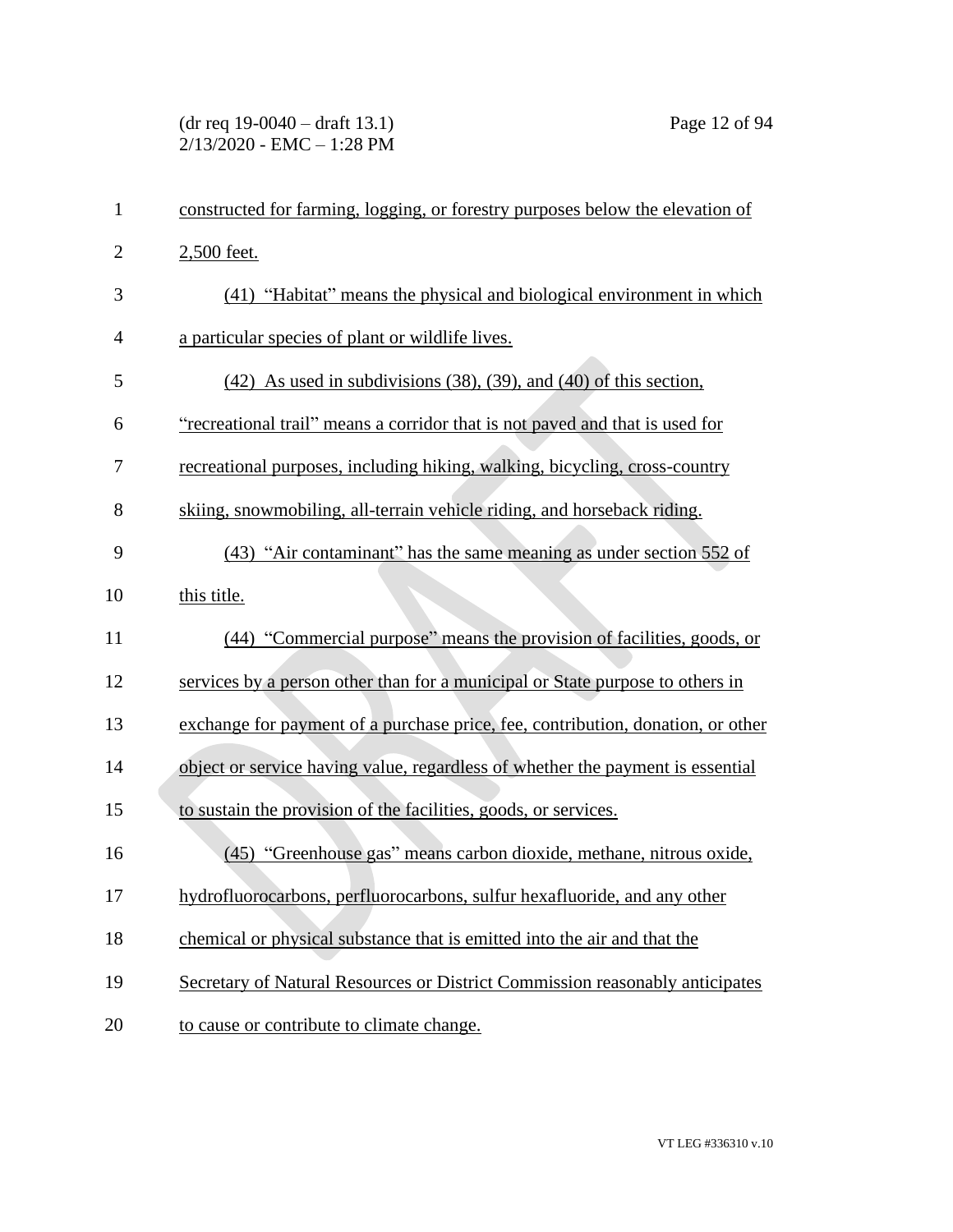constructed for farming, logging, or forestry purposes below the elevation of 2,500 feet.

(41) "Habitat" means the physical and biological environment in which a particular species of plant or wildlife lives.

(42) As used in subdivisions (38), (39), and (40) of this section, "recreational trail" means a corridor that is not paved and that is used for recreational purposes, including hiking, walking, bicycling, cross-country skiing, snowmobiling, all-terrain vehicle riding, and horseback riding.

(43) "Air contaminant" has the same meaning as under section 552 of this title.

(44) "Commercial purpose" means the provision of facilities, goods, or services by a person other than for a municipal or State purpose to others in exchange for payment of a purchase price, fee, contribution, donation, or other object or service having value, regardless of whether the payment is essential to sustain the provision of the facilities, goods, or services.

(45) "Greenhouse gas" means carbon dioxide, methane, nitrous oxide, hydrofluorocarbons, perfluorocarbons, sulfur hexafluoride, and any other chemical or physical substance that is emitted into the air and that the Secretary of Natural Resources or District Commission reasonably anticipates to cause or contribute to climate change.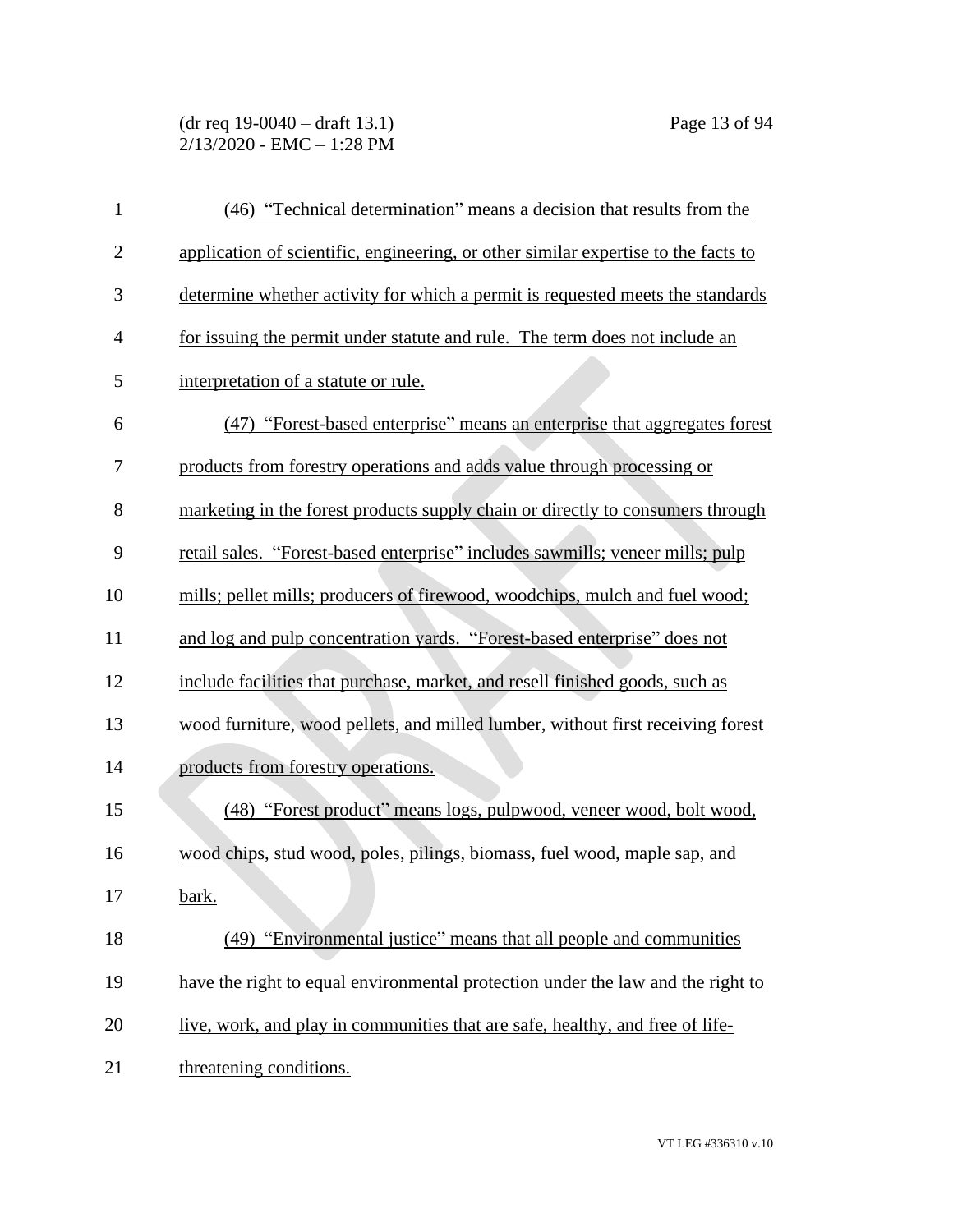(46) "Technical determination" means a decision that results from the application of scientific, engineering, or other similar expertise to the facts to determine whether activity for which a permit is requested meets the standards for issuing the permit under statute and rule. The term does not include an interpretation of a statute or rule.

(47) "Forest-based enterprise" means an enterprise that aggregates forest products from forestry operations and adds value through processing or marketing in the forest products supply chain or directly to consumers through retail sales. "Forest-based enterprise" includes sawmills; veneer mills; pulp mills; pellet mills; producers of firewood, woodchips, mulch and fuel wood; and log and pulp concentration yards. "Forest-based enterprise" does not include facilities that purchase, market, and resell finished goods, such as wood furniture, wood pellets, and milled lumber, without first receiving forest products from forestry operations.

(48) "Forest product" means logs, pulpwood, veneer wood, bolt wood, wood chips, stud wood, poles, pilings, biomass, fuel wood, maple sap, and bark.

(49) "Environmental justice" means that all people and communities have the right to equal environmental protection under the law and the right to live, work, and play in communities that are safe, healthy, and free of life-threatening conditions.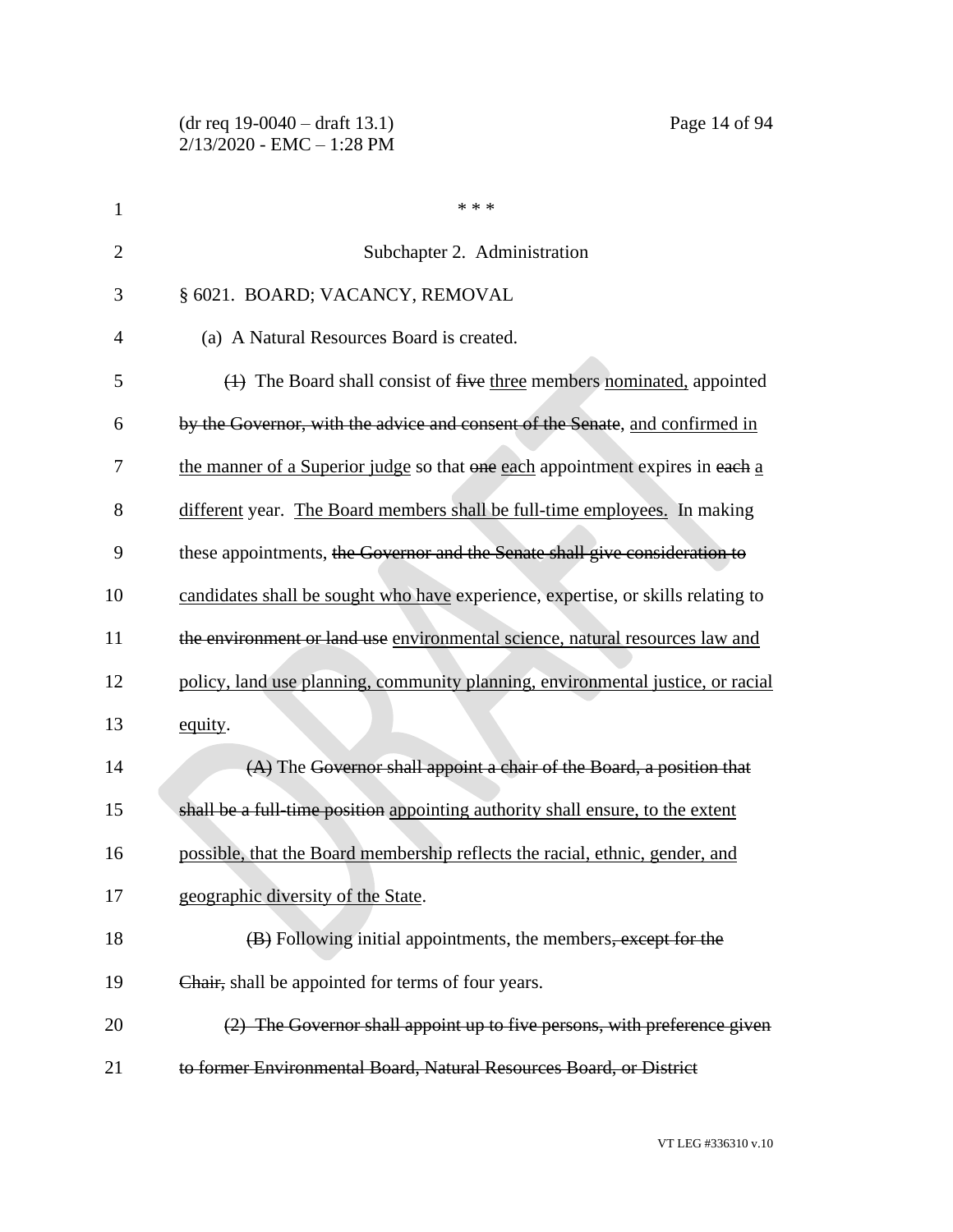\* \* \*

Subchapter 2. Administration

§ 6021. BOARD; VACANCY, REMOVAL

(a) A Natural Resources Board is created.

~~(1)~~ The Board shall consist of ~~five~~ <u>three</u> members <u>nominated,</u> appointed ~~by the Governor, with the advice and consent of the Senate~~, <u>and confirmed in the manner of a Superior judge</u> so that ~~one~~ <u>each</u> appointment expires in ~~each~~ <u>a different</u> year. <u>The Board members shall be full-time employees.</u> In making these appointments, ~~the Governor and the Senate shall give consideration to~~ <u>candidates shall be sought who have</u> experience, expertise, or skills relating to ~~the environment or land use~~ <u>environmental science, natural resources law and policy, land use planning, community planning, environmental justice, or racial equity</u>.

~~(A)~~ The ~~Governor shall appoint a chair of the Board, a position that shall be a full-time position~~ <u>appointing authority shall ensure, to the extent possible, that the Board membership reflects the racial, ethnic, gender, and geographic diversity of the State</u>.

~~(B)~~ Following initial appointments, the members~~, except for the Chair,~~ shall be appointed for terms of four years.

~~(2) The Governor shall appoint up to five persons, with preference given to former Environmental Board, Natural Resources Board, or District~~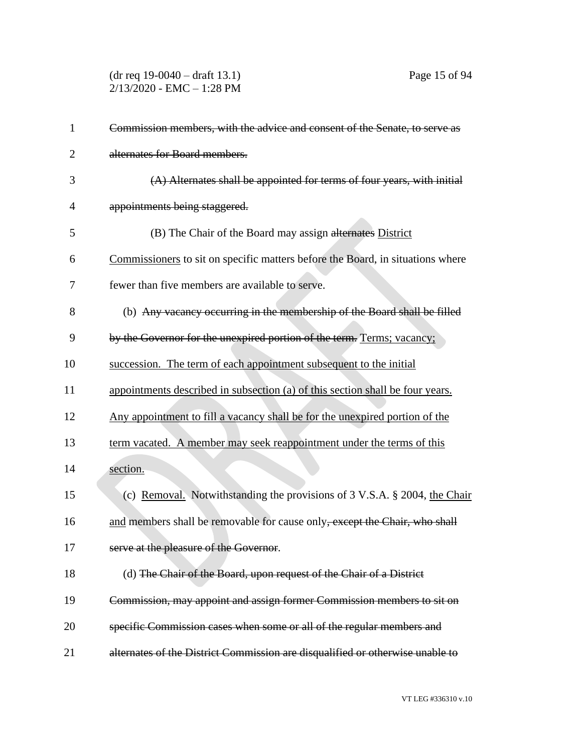Commission members, with the advice and consent of the Senate, to serve as alternates for Board members.

(A) Alternates shall be appointed for terms of four years, with initial appointments being staggered.

(B) The Chair of the Board may assign alternates District Commissioners to sit on specific matters before the Board, in situations where fewer than five members are available to serve.

(b) Any vacancy occurring in the membership of the Board shall be filled by the Governor for the unexpired portion of the term. Terms; vacancy; succession. The term of each appointment subsequent to the initial appointments described in subsection (a) of this section shall be four years. Any appointment to fill a vacancy shall be for the unexpired portion of the term vacated. A member may seek reappointment under the terms of this section.

(c) Removal. Notwithstanding the provisions of 3 V.S.A. § 2004, the Chair and members shall be removable for cause only, except the Chair, who shall serve at the pleasure of the Governor.

(d) The Chair of the Board, upon request of the Chair of a District Commission, may appoint and assign former Commission members to sit on specific Commission cases when some or all of the regular members and alternates of the District Commission are disqualified or otherwise unable to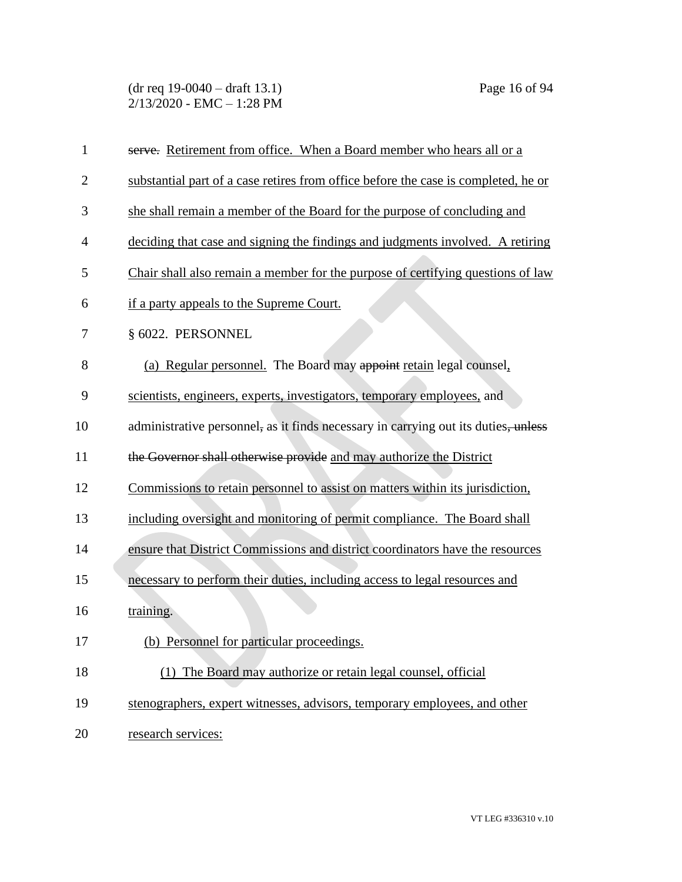serve. Retirement from office. When a Board member who hears all or a substantial part of a case retires from office before the case is completed, he or she shall remain a member of the Board for the purpose of concluding and deciding that case and signing the findings and judgments involved. A retiring Chair shall also remain a member for the purpose of certifying questions of law if a party appeals to the Supreme Court.

§ 6022. PERSONNEL

(a) Regular personnel. The Board may appoint retain legal counsel, scientists, engineers, experts, investigators, temporary employees, and administrative personnel, as it finds necessary in carrying out its duties, unless the Governor shall otherwise provide and may authorize the District Commissions to retain personnel to assist on matters within its jurisdiction, including oversight and monitoring of permit compliance. The Board shall ensure that District Commissions and district coordinators have the resources necessary to perform their duties, including access to legal resources and training.

(b) Personnel for particular proceedings.

(1) The Board may authorize or retain legal counsel, official stenographers, expert witnesses, advisors, temporary employees, and other research services: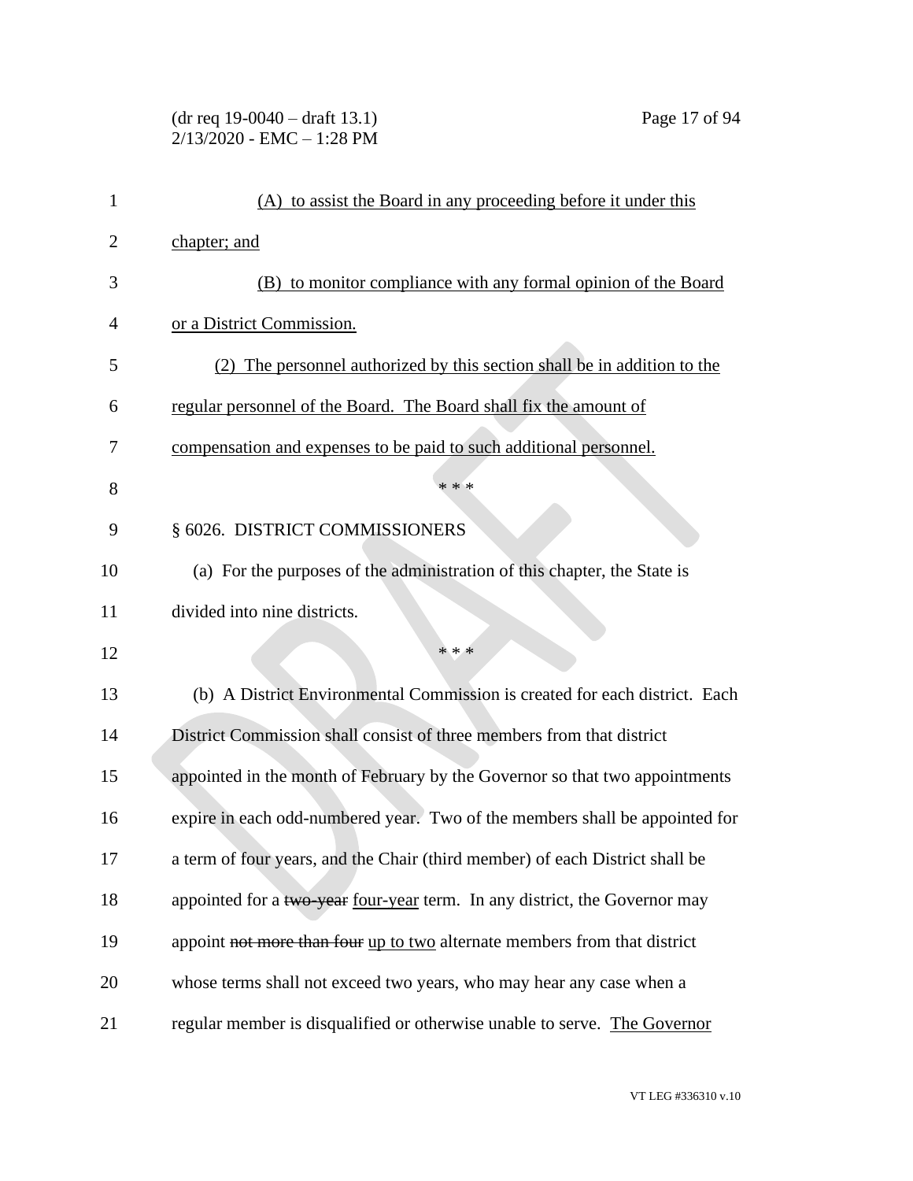(A) to assist the Board in any proceeding before it under this chapter; and

(B) to monitor compliance with any formal opinion of the Board or a District Commission.

(2) The personnel authorized by this section shall be in addition to the regular personnel of the Board. The Board shall fix the amount of compensation and expenses to be paid to such additional personnel.

\* \* \*

§ 6026. DISTRICT COMMISSIONERS

(a) For the purposes of the administration of this chapter, the State is divided into nine districts.

\* \* \*

(b) A District Environmental Commission is created for each district. Each District Commission shall consist of three members from that district appointed in the month of February by the Governor so that two appointments expire in each odd-numbered year. Two of the members shall be appointed for a term of four years, and the Chair (third member) of each District shall be appointed for a ~~two-year~~ four-year term. In any district, the Governor may appoint ~~not more than four~~ up to two alternate members from that district whose terms shall not exceed two years, who may hear any case when a regular member is disqualified or otherwise unable to serve. The Governor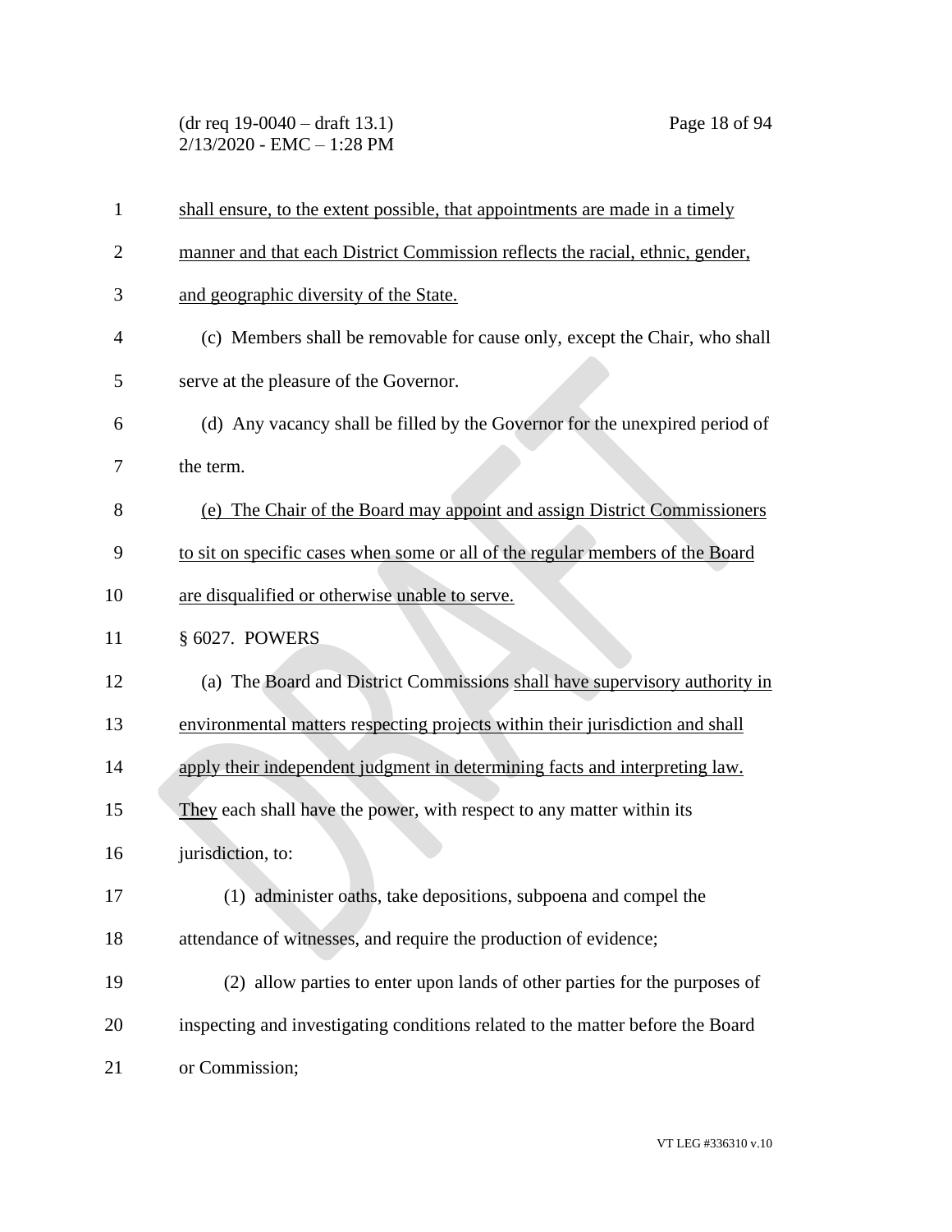shall ensure, to the extent possible, that appointments are made in a timely manner and that each District Commission reflects the racial, ethnic, gender, and geographic diversity of the State.

(c) Members shall be removable for cause only, except the Chair, who shall serve at the pleasure of the Governor.

(d) Any vacancy shall be filled by the Governor for the unexpired period of the term.

(e) The Chair of the Board may appoint and assign District Commissioners to sit on specific cases when some or all of the regular members of the Board are disqualified or otherwise unable to serve.

§ 6027. POWERS

(a) The Board and District Commissions shall have supervisory authority in environmental matters respecting projects within their jurisdiction and shall apply their independent judgment in determining facts and interpreting law. They each shall have the power, with respect to any matter within its jurisdiction, to:

(1) administer oaths, take depositions, subpoena and compel the attendance of witnesses, and require the production of evidence;

(2) allow parties to enter upon lands of other parties for the purposes of inspecting and investigating conditions related to the matter before the Board or Commission;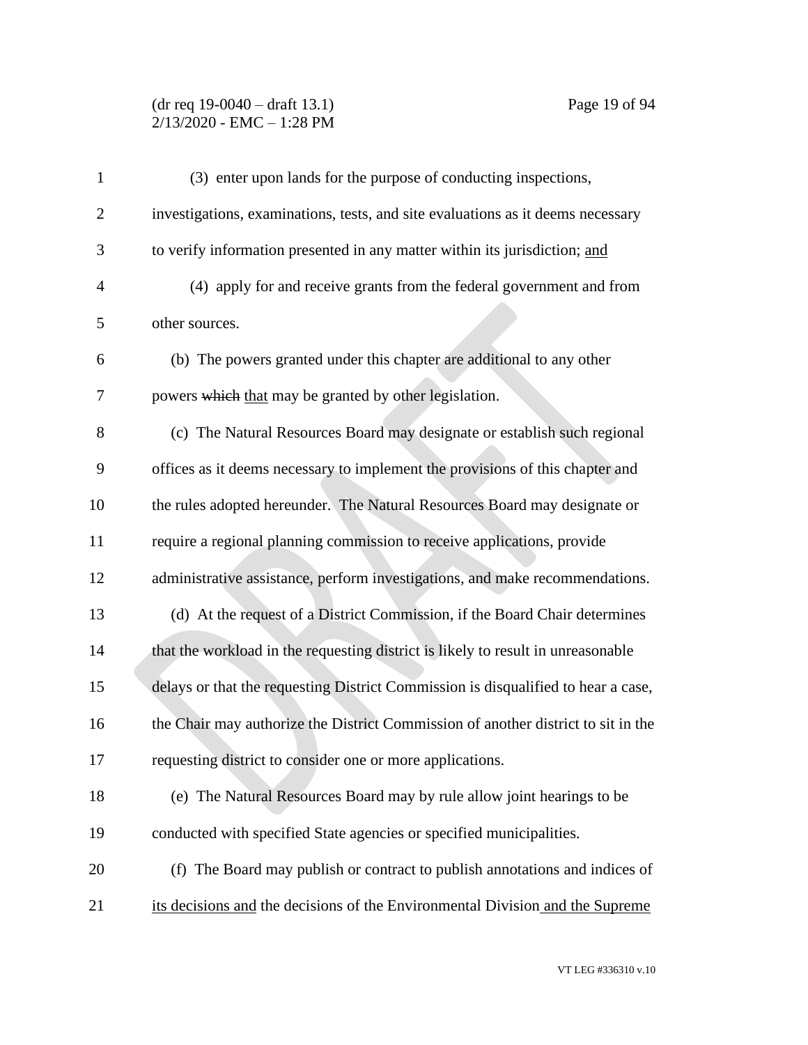(3) enter upon lands for the purpose of conducting inspections, investigations, examinations, tests, and site evaluations as it deems necessary to verify information presented in any matter within its jurisdiction; and

(4) apply for and receive grants from the federal government and from other sources.

(b) The powers granted under this chapter are additional to any other powers ~~which~~ that may be granted by other legislation.

(c) The Natural Resources Board may designate or establish such regional offices as it deems necessary to implement the provisions of this chapter and the rules adopted hereunder. The Natural Resources Board may designate or require a regional planning commission to receive applications, provide administrative assistance, perform investigations, and make recommendations.

(d) At the request of a District Commission, if the Board Chair determines that the workload in the requesting district is likely to result in unreasonable delays or that the requesting District Commission is disqualified to hear a case, the Chair may authorize the District Commission of another district to sit in the requesting district to consider one or more applications.

(e) The Natural Resources Board may by rule allow joint hearings to be conducted with specified State agencies or specified municipalities.

(f) The Board may publish or contract to publish annotations and indices of its decisions and the decisions of the Environmental Division and the Supreme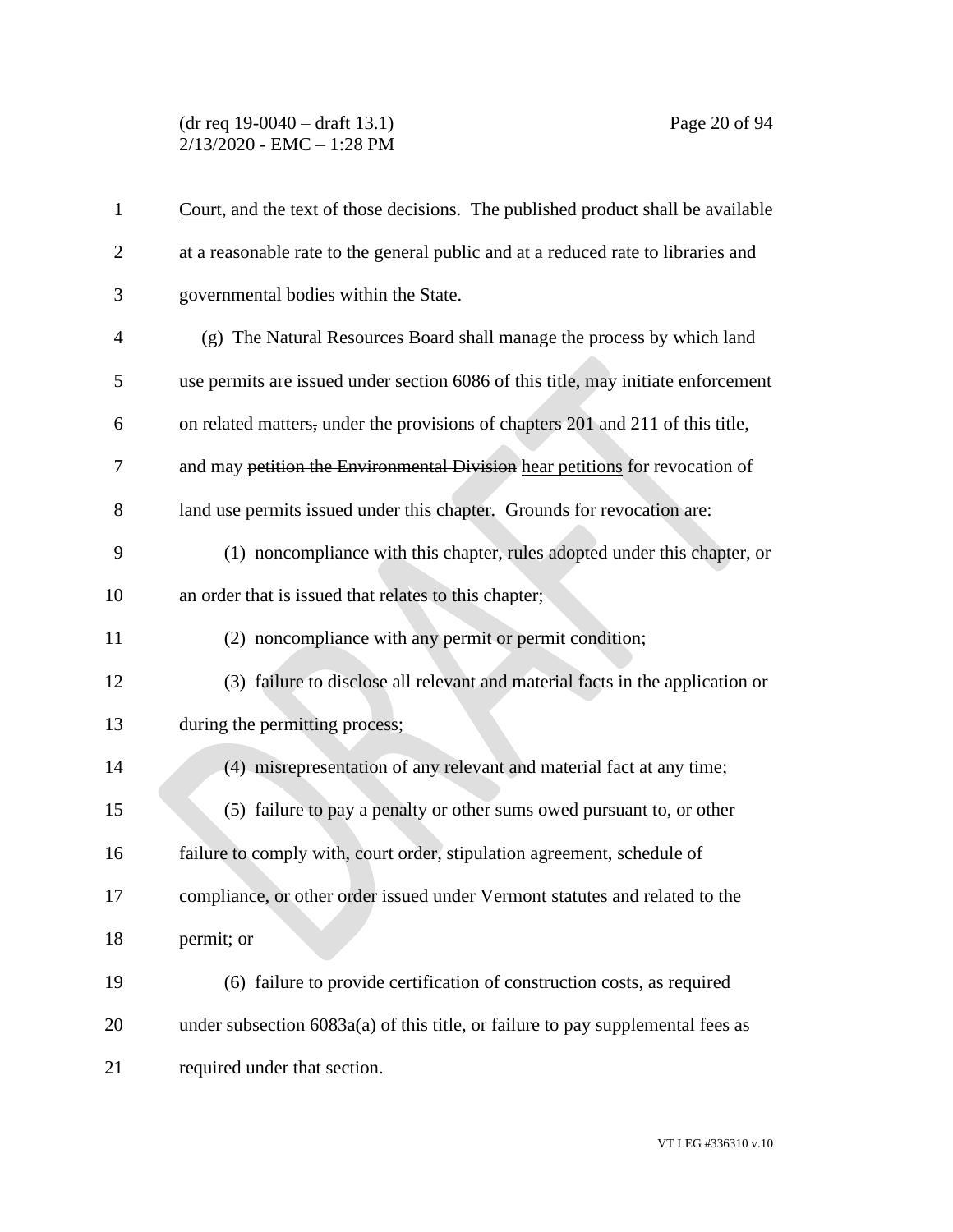Court, and the text of those decisions. The published product shall be available at a reasonable rate to the general public and at a reduced rate to libraries and governmental bodies within the State.

(g) The Natural Resources Board shall manage the process by which land use permits are issued under section 6086 of this title, may initiate enforcement on related matters, under the provisions of chapters 201 and 211 of this title, and may ~~petition the Environmental Division~~ hear petitions for revocation of land use permits issued under this chapter. Grounds for revocation are:

(1) noncompliance with this chapter, rules adopted under this chapter, or an order that is issued that relates to this chapter;

(2) noncompliance with any permit or permit condition;

(3) failure to disclose all relevant and material facts in the application or during the permitting process;

(4) misrepresentation of any relevant and material fact at any time;

(5) failure to pay a penalty or other sums owed pursuant to, or other failure to comply with, court order, stipulation agreement, schedule of compliance, or other order issued under Vermont statutes and related to the permit; or

(6) failure to provide certification of construction costs, as required under subsection 6083a(a) of this title, or failure to pay supplemental fees as required under that section.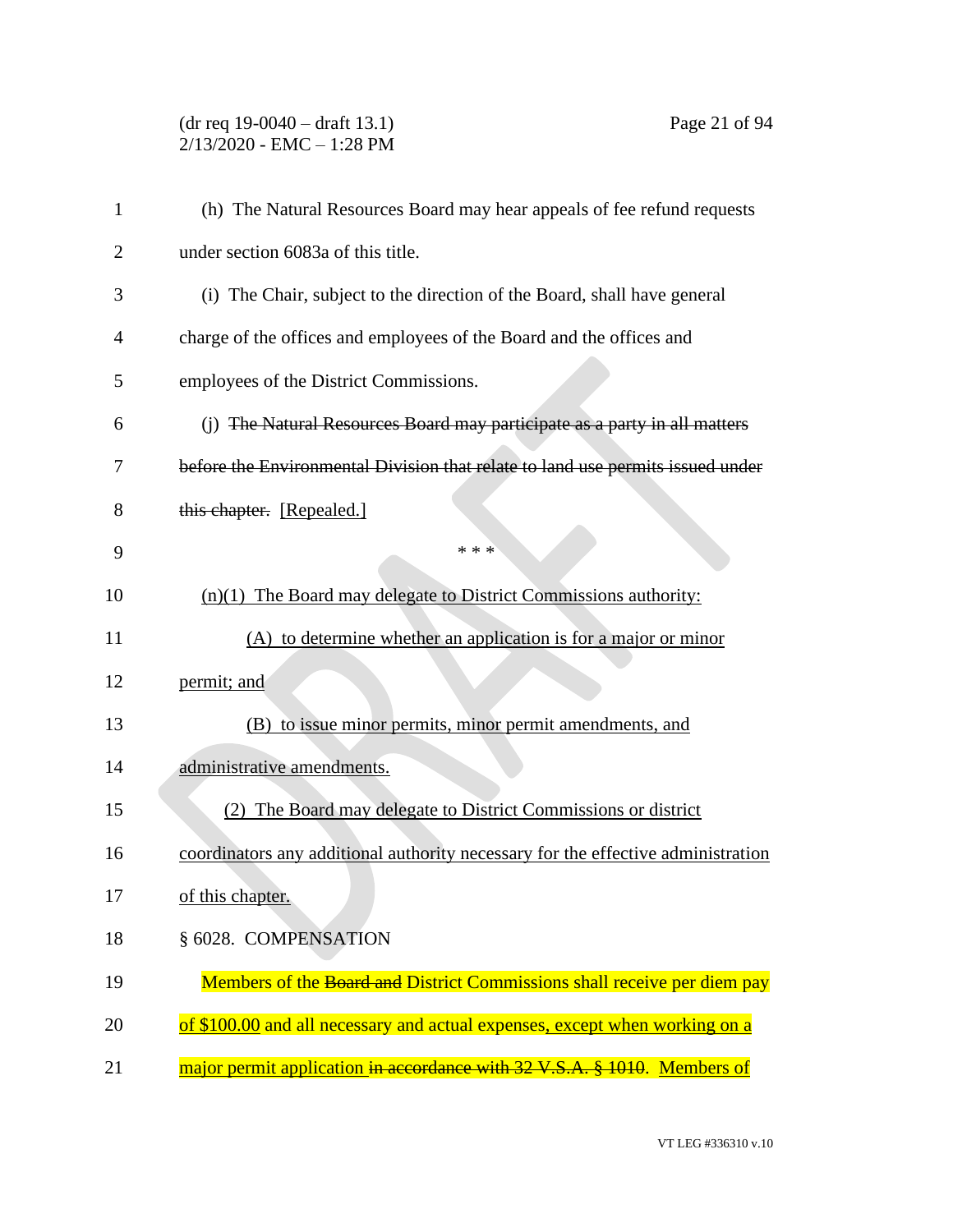(h) The Natural Resources Board may hear appeals of fee refund requests under section 6083a of this title.

(i) The Chair, subject to the direction of the Board, shall have general charge of the offices and employees of the Board and the offices and employees of the District Commissions.

(j) ~~The Natural Resources Board may participate as a party in all matters before the Environmental Division that relate to land use permits issued under this chapter.~~ [Repealed.]

\* \* \*

(n)(1) The Board may delegate to District Commissions authority:

(A) to determine whether an application is for a major or minor permit; and

(B) to issue minor permits, minor permit amendments, and administrative amendments.

(2) The Board may delegate to District Commissions or district coordinators any additional authority necessary for the effective administration of this chapter.

§ 6028. COMPENSATION

Members of the ~~Board and~~ District Commissions shall receive per diem pay of $100.00 and all necessary and actual expenses, except when working on a major permit application ~~in accordance with 32 V.S.A. § 1010~~. Members of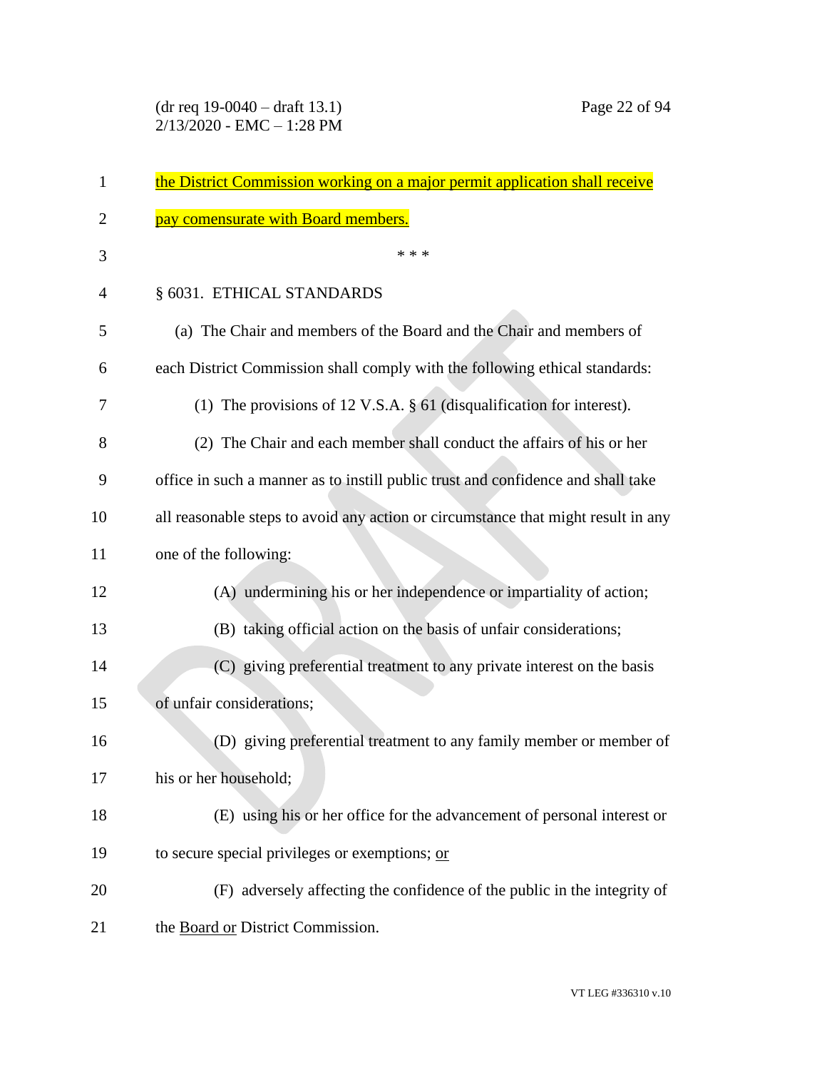the District Commission working on a major permit application shall receive pay comensurate with Board members.

\* \* \*

§ 6031. ETHICAL STANDARDS

(a) The Chair and members of the Board and the Chair and members of each District Commission shall comply with the following ethical standards:

(1) The provisions of 12 V.S.A. § 61 (disqualification for interest).

(2) The Chair and each member shall conduct the affairs of his or her office in such a manner as to instill public trust and confidence and shall take all reasonable steps to avoid any action or circumstance that might result in any one of the following:

(A) undermining his or her independence or impartiality of action;

(B) taking official action on the basis of unfair considerations;

(C) giving preferential treatment to any private interest on the basis of unfair considerations;

(D) giving preferential treatment to any family member or member of his or her household;

(E) using his or her office for the advancement of personal interest or to secure special privileges or exemptions; or

(F) adversely affecting the confidence of the public in the integrity of the Board or District Commission.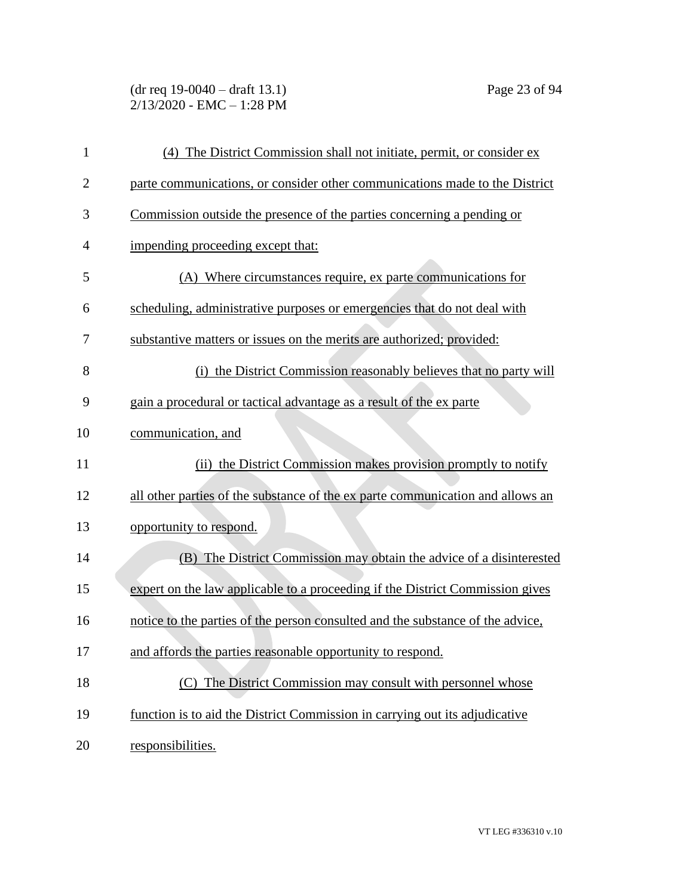(4) The District Commission shall not initiate, permit, or consider ex parte communications, or consider other communications made to the District Commission outside the presence of the parties concerning a pending or impending proceeding except that:

(A) Where circumstances require, ex parte communications for scheduling, administrative purposes or emergencies that do not deal with substantive matters or issues on the merits are authorized; provided:

(i) the District Commission reasonably believes that no party will gain a procedural or tactical advantage as a result of the ex parte communication, and

(ii) the District Commission makes provision promptly to notify all other parties of the substance of the ex parte communication and allows an opportunity to respond.

(B) The District Commission may obtain the advice of a disinterested expert on the law applicable to a proceeding if the District Commission gives notice to the parties of the person consulted and the substance of the advice, and affords the parties reasonable opportunity to respond.

(C) The District Commission may consult with personnel whose function is to aid the District Commission in carrying out its adjudicative responsibilities.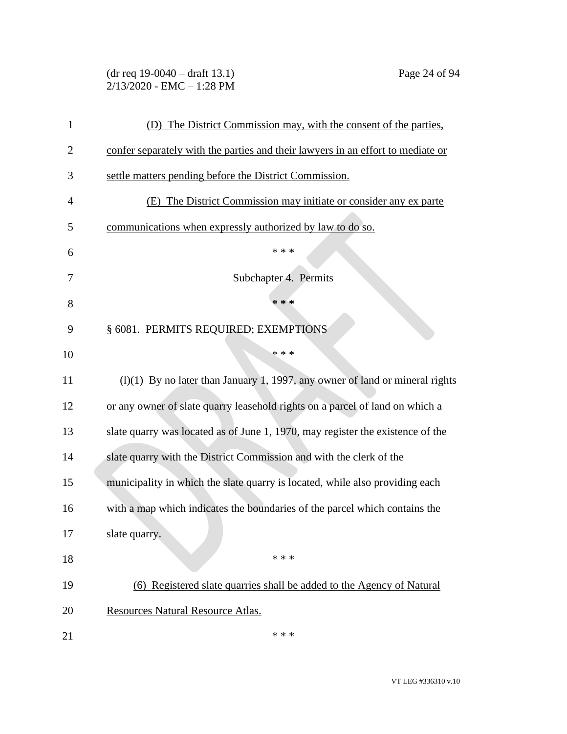(D) The District Commission may, with the consent of the parties, confer separately with the parties and their lawyers in an effort to mediate or settle matters pending before the District Commission.

(E) The District Commission may initiate or consider any ex parte communications when expressly authorized by law to do so.

\* \* \*

Subchapter 4. Permits

\* \* \*

§ 6081. PERMITS REQUIRED; EXEMPTIONS

\* \* \*

(l)(1) By no later than January 1, 1997, any owner of land or mineral rights or any owner of slate quarry leasehold rights on a parcel of land on which a slate quarry was located as of June 1, 1970, may register the existence of the slate quarry with the District Commission and with the clerk of the municipality in which the slate quarry is located, while also providing each with a map which indicates the boundaries of the parcel which contains the slate quarry.

\* \* \*

(6) Registered slate quarries shall be added to the Agency of Natural Resources Natural Resource Atlas.

\* \* \*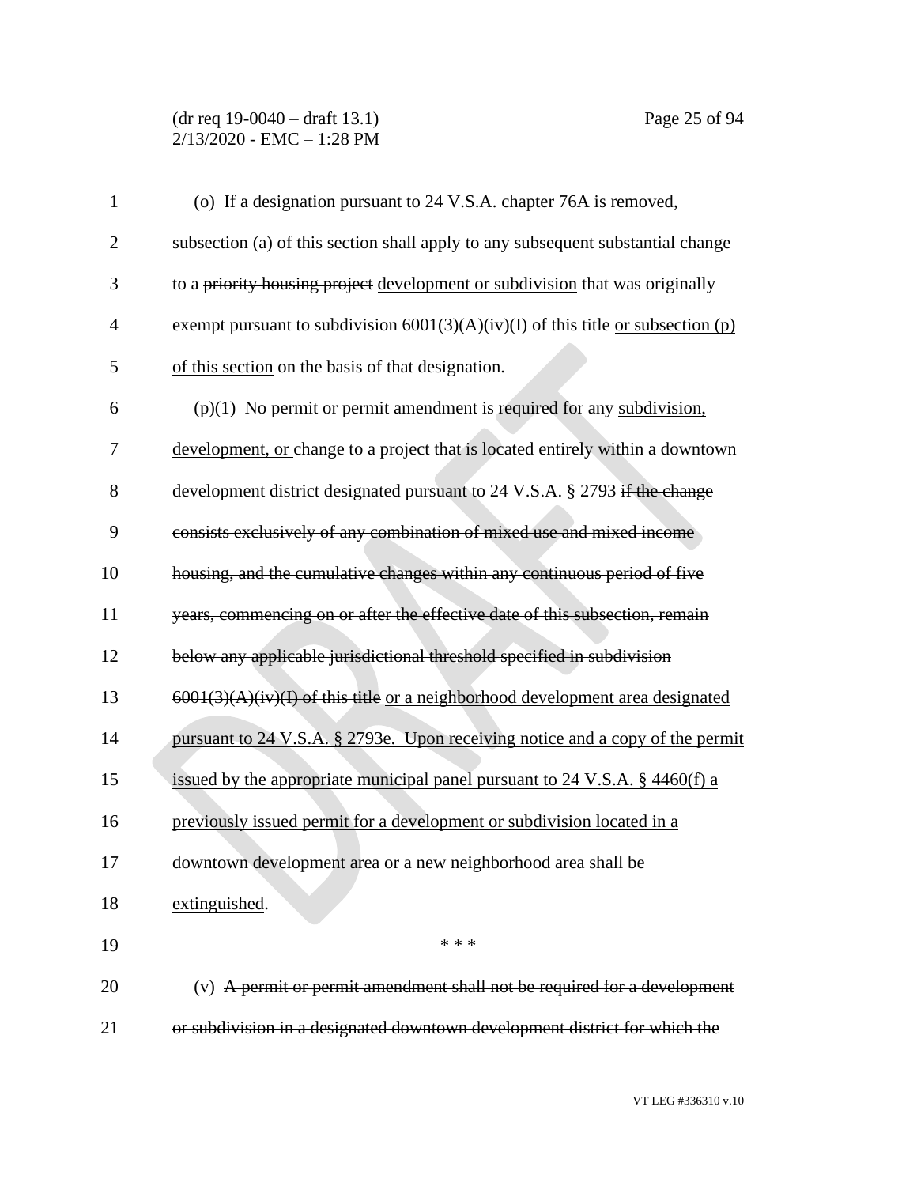(o) If a designation pursuant to 24 V.S.A. chapter 76A is removed, subsection (a) of this section shall apply to any subsequent substantial change to a ~~priority housing project~~ development or subdivision that was originally exempt pursuant to subdivision 6001(3)(A)(iv)(I) of this title or subsection (p) of this section on the basis of that designation.

(p)(1) No permit or permit amendment is required for any subdivision, development, or change to a project that is located entirely within a downtown development district designated pursuant to 24 V.S.A. § 2793 ~~if the change consists exclusively of any combination of mixed use and mixed income housing, and the cumulative changes within any continuous period of five years, commencing on or after the effective date of this subsection, remain below any applicable jurisdictional threshold specified in subdivision 6001(3)(A)(iv)(I) of this title~~ or a neighborhood development area designated pursuant to 24 V.S.A. § 2793e. Upon receiving notice and a copy of the permit issued by the appropriate municipal panel pursuant to 24 V.S.A. § 4460(f) a previously issued permit for a development or subdivision located in a downtown development area or a new neighborhood area shall be extinguished.

\* \* \*

(v) ~~A permit or permit amendment shall not be required for a development or subdivision in a designated downtown development district for which the~~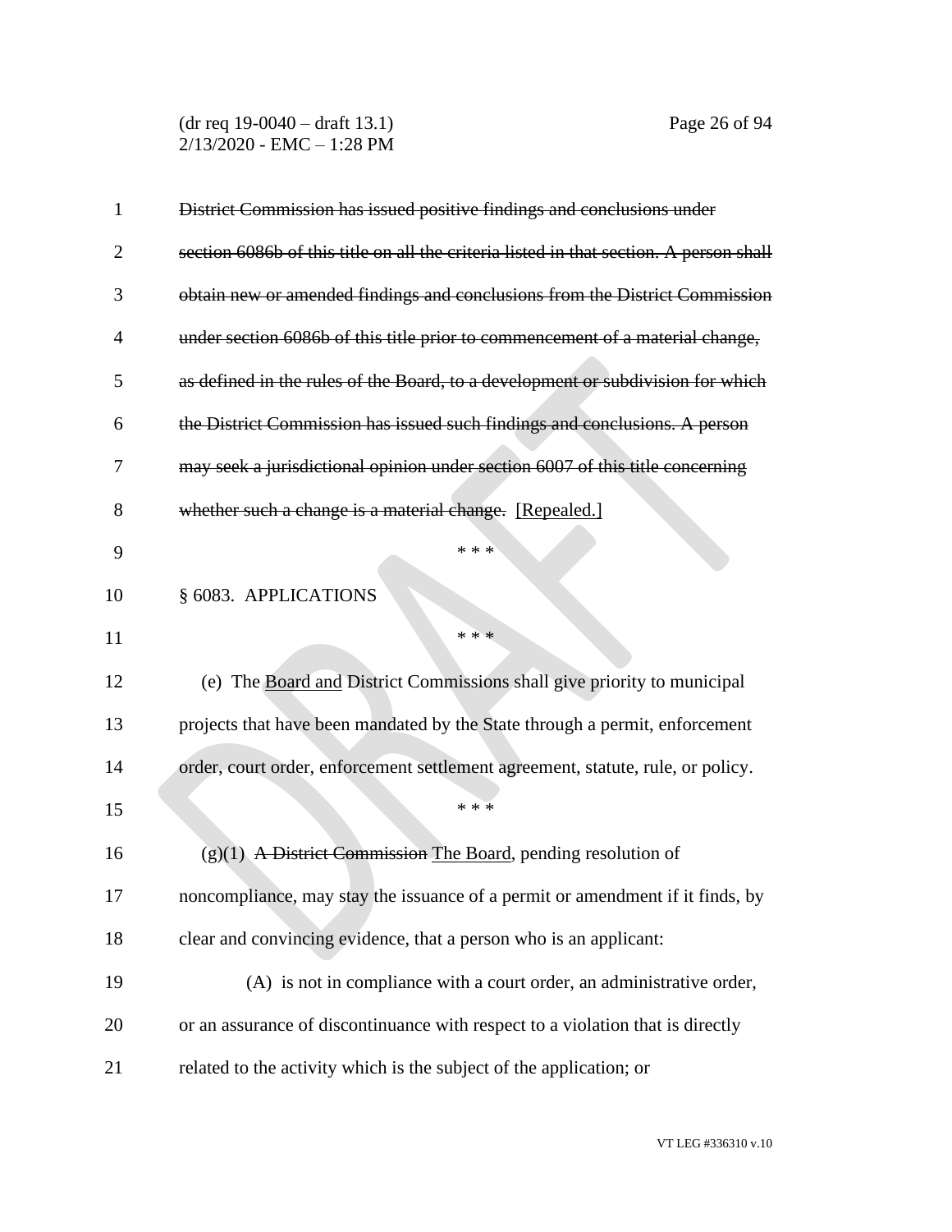~~District Commission has issued positive findings and conclusions under section 6086b of this title on all the criteria listed in that section. A person shall obtain new or amended findings and conclusions from the District Commission under section 6086b of this title prior to commencement of a material change, as defined in the rules of the Board, to a development or subdivision for which the District Commission has issued such findings and conclusions. A person may seek a jurisdictional opinion under section 6007 of this title concerning whether such a change is a material change.~~ [Repealed.]

\* \* \*

§ 6083. APPLICATIONS

\* \* \*

(e) The Board and District Commissions shall give priority to municipal projects that have been mandated by the State through a permit, enforcement order, court order, enforcement settlement agreement, statute, rule, or policy.

\* \* \*

(g)(1) ~~A District Commission~~ The Board, pending resolution of noncompliance, may stay the issuance of a permit or amendment if it finds, by clear and convincing evidence, that a person who is an applicant:

(A) is not in compliance with a court order, an administrative order, or an assurance of discontinuance with respect to a violation that is directly related to the activity which is the subject of the application; or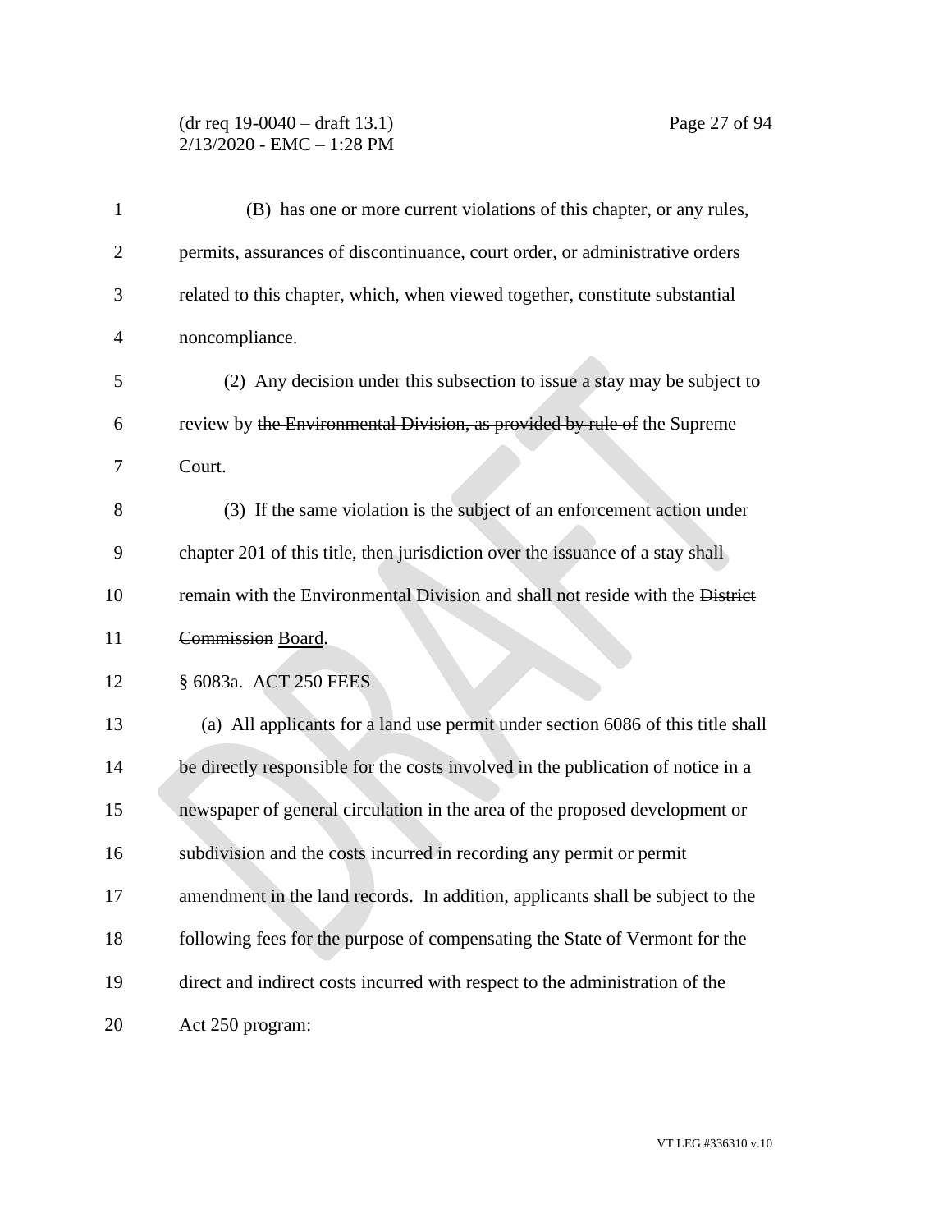(B) has one or more current violations of this chapter, or any rules, permits, assurances of discontinuance, court order, or administrative orders related to this chapter, which, when viewed together, constitute substantial noncompliance.

(2) Any decision under this subsection to issue a stay may be subject to review by ~~the Environmental Division, as provided by rule of~~ the Supreme Court.

(3) If the same violation is the subject of an enforcement action under chapter 201 of this title, then jurisdiction over the issuance of a stay shall remain with the Environmental Division and shall not reside with the ~~District Commission~~ <u>Board</u>.

§ 6083a. ACT 250 FEES

(a) All applicants for a land use permit under section 6086 of this title shall be directly responsible for the costs involved in the publication of notice in a newspaper of general circulation in the area of the proposed development or subdivision and the costs incurred in recording any permit or permit amendment in the land records. In addition, applicants shall be subject to the following fees for the purpose of compensating the State of Vermont for the direct and indirect costs incurred with respect to the administration of the Act 250 program: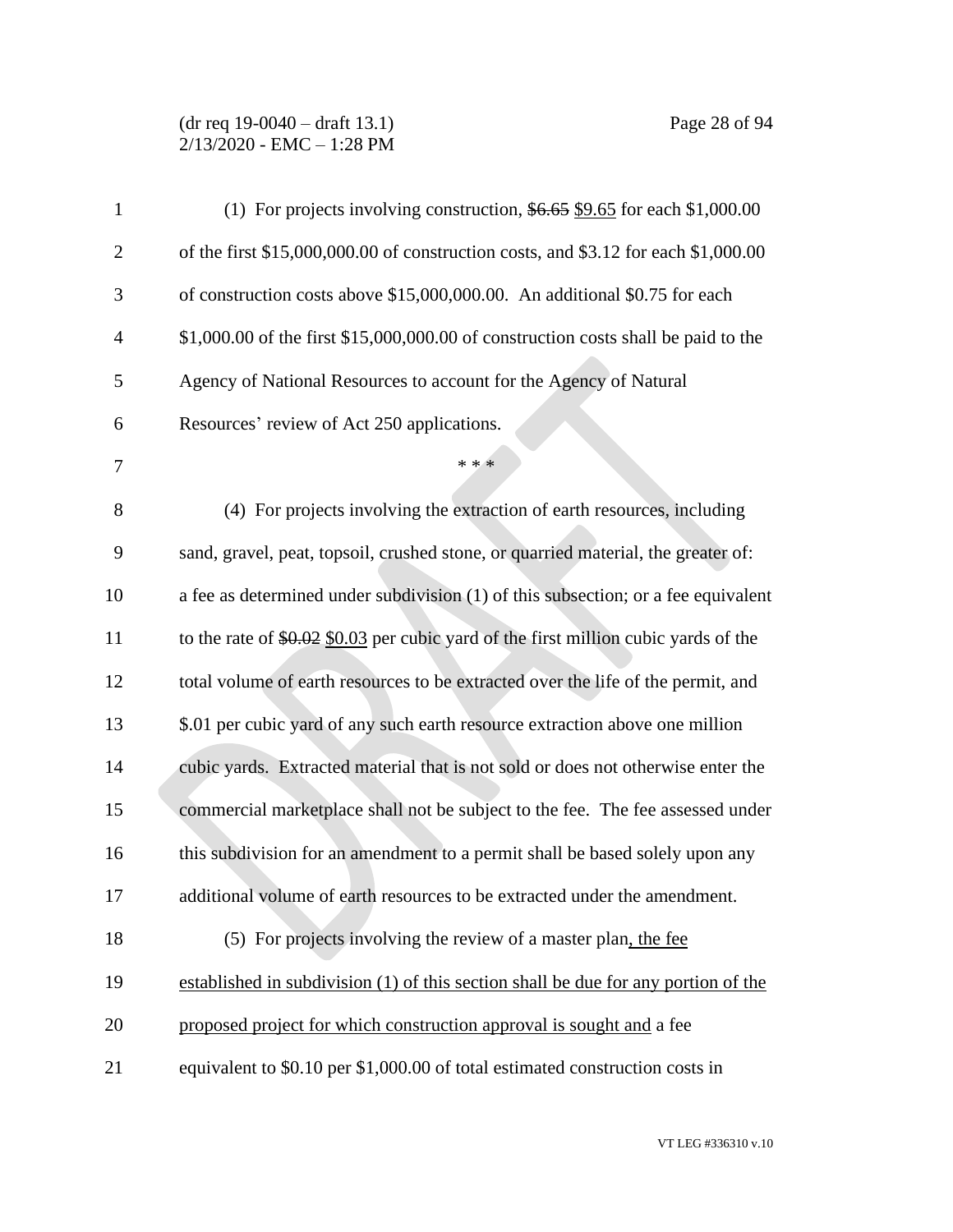(1) For projects involving construction, ~~$6.65~~ <u>$9.65</u> for each $1,000.00 of the first $15,000,000.00 of construction costs, and $3.12 for each $1,000.00 of construction costs above $15,000,000.00. An additional $0.75 for each $1,000.00 of the first $15,000,000.00 of construction costs shall be paid to the Agency of National Resources to account for the Agency of Natural Resources' review of Act 250 applications.

* * *

(4) For projects involving the extraction of earth resources, including sand, gravel, peat, topsoil, crushed stone, or quarried material, the greater of: a fee as determined under subdivision (1) of this subsection; or a fee equivalent to the rate of ~~$0.02~~ <u>$0.03</u> per cubic yard of the first million cubic yards of the total volume of earth resources to be extracted over the life of the permit, and $.01 per cubic yard of any such earth resource extraction above one million cubic yards. Extracted material that is not sold or does not otherwise enter the commercial marketplace shall not be subject to the fee. The fee assessed under this subdivision for an amendment to a permit shall be based solely upon any additional volume of earth resources to be extracted under the amendment.

(5) For projects involving the review of a master plan<u>, the fee established in subdivision (1) of this section shall be due for any portion of the proposed project for which construction approval is sought and</u> a fee equivalent to $0.10 per $1,000.00 of total estimated construction costs in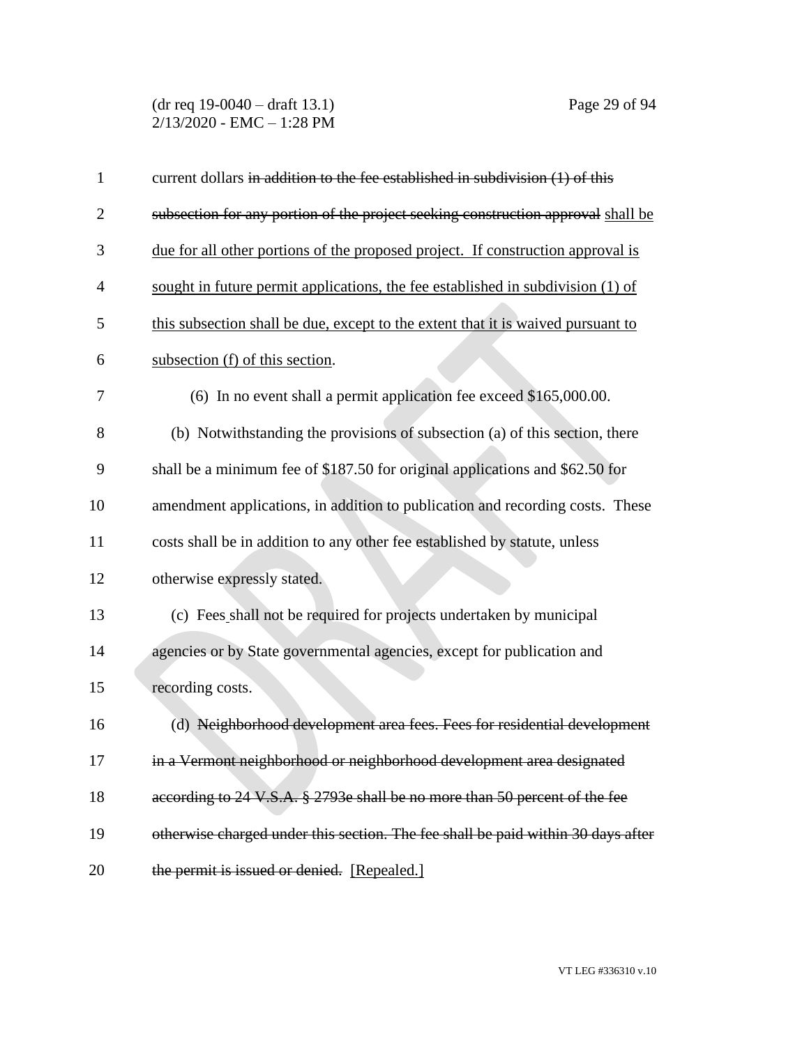current dollars ~~in addition to the fee established in subdivision (1) of this subsection for any portion of the project seeking construction approval~~ <u>shall be due for all other portions of the proposed project. If construction approval is sought in future permit applications, the fee established in subdivision (1) of this subsection shall be due, except to the extent that it is waived pursuant to subsection (f) of this section</u>.

(6) In no event shall a permit application fee exceed $165,000.00.

(b) Notwithstanding the provisions of subsection (a) of this section, there shall be a minimum fee of $187.50 for original applications and $62.50 for amendment applications, in addition to publication and recording costs. These costs shall be in addition to any other fee established by statute, unless otherwise expressly stated.

(c) Fees shall not be required for projects undertaken by municipal agencies or by State governmental agencies, except for publication and recording costs.

(d) ~~Neighborhood development area fees. Fees for residential development in a Vermont neighborhood or neighborhood development area designated according to 24 V.S.A. § 2793e shall be no more than 50 percent of the fee otherwise charged under this section. The fee shall be paid within 30 days after the permit is issued or denied.~~ <u>[Repealed.]</u>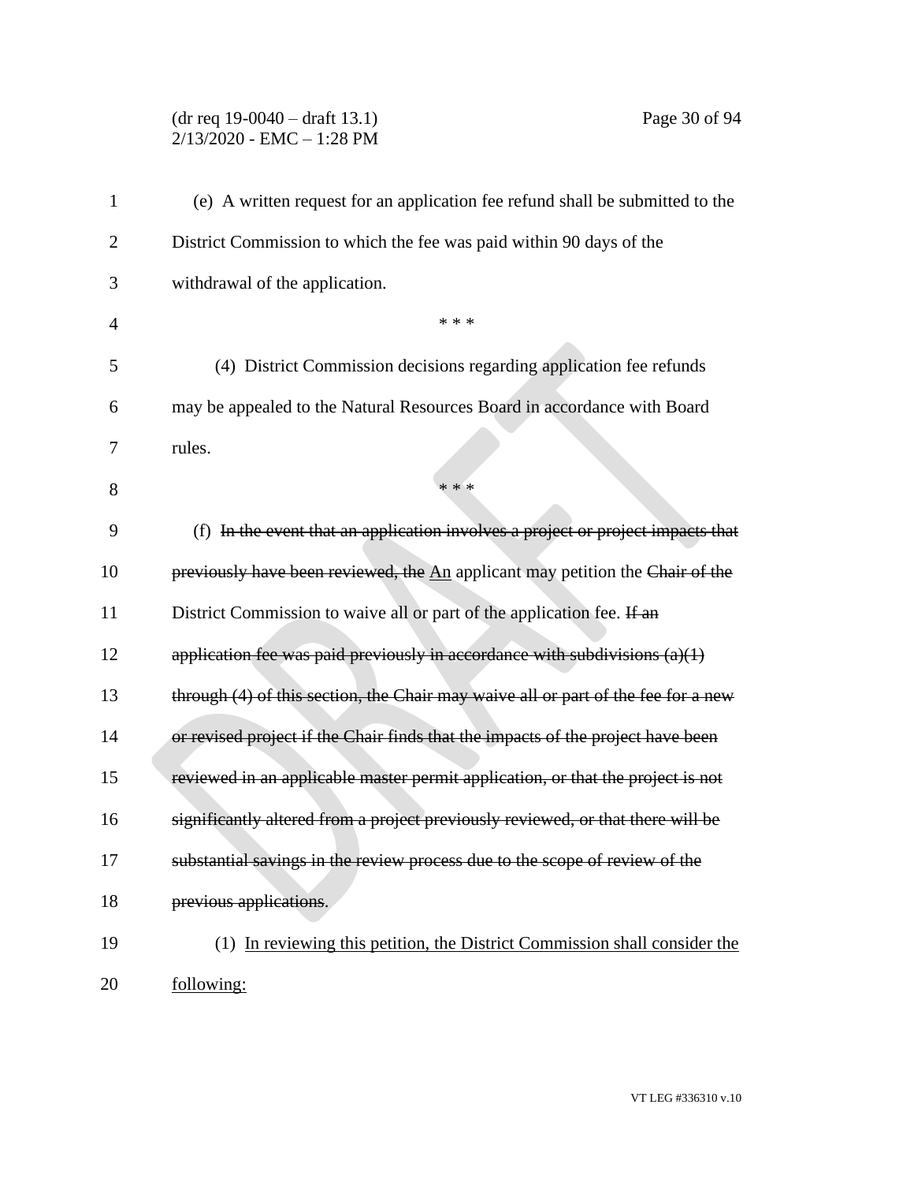(e) A written request for an application fee refund shall be submitted to the District Commission to which the fee was paid within 90 days of the withdrawal of the application.

\* \* \*

(4) District Commission decisions regarding application fee refunds may be appealed to the Natural Resources Board in accordance with Board rules.

\* \* \*

(f) ~~In the event that an application involves a project or project impacts that previously have been reviewed, the~~ <u>An</u> applicant may petition the ~~Chair of the~~ District Commission to waive all or part of the application fee. ~~If an application fee was paid previously in accordance with subdivisions (a)(1) through (4) of this section, the Chair may waive all or part of the fee for a new or revised project if the Chair finds that the impacts of the project have been reviewed in an applicable master permit application, or that the project is not significantly altered from a project previously reviewed, or that there will be substantial savings in the review process due to the scope of review of the previous applications.~~

(1) <u>In reviewing this petition, the District Commission shall consider the following:</u>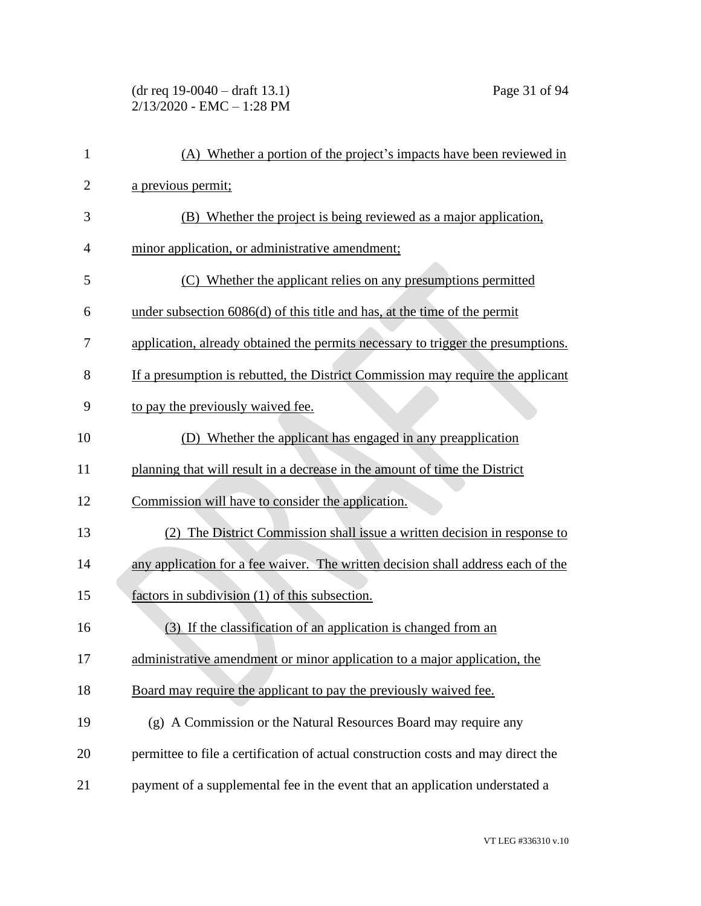(A) Whether a portion of the project's impacts have been reviewed in a previous permit;

(B) Whether the project is being reviewed as a major application, minor application, or administrative amendment;

(C) Whether the applicant relies on any presumptions permitted under subsection 6086(d) of this title and has, at the time of the permit application, already obtained the permits necessary to trigger the presumptions. If a presumption is rebutted, the District Commission may require the applicant to pay the previously waived fee.

(D) Whether the applicant has engaged in any preapplication planning that will result in a decrease in the amount of time the District Commission will have to consider the application.

(2) The District Commission shall issue a written decision in response to any application for a fee waiver. The written decision shall address each of the factors in subdivision (1) of this subsection.

(3) If the classification of an application is changed from an administrative amendment or minor application to a major application, the Board may require the applicant to pay the previously waived fee.

(g) A Commission or the Natural Resources Board may require any permittee to file a certification of actual construction costs and may direct the payment of a supplemental fee in the event that an application understated a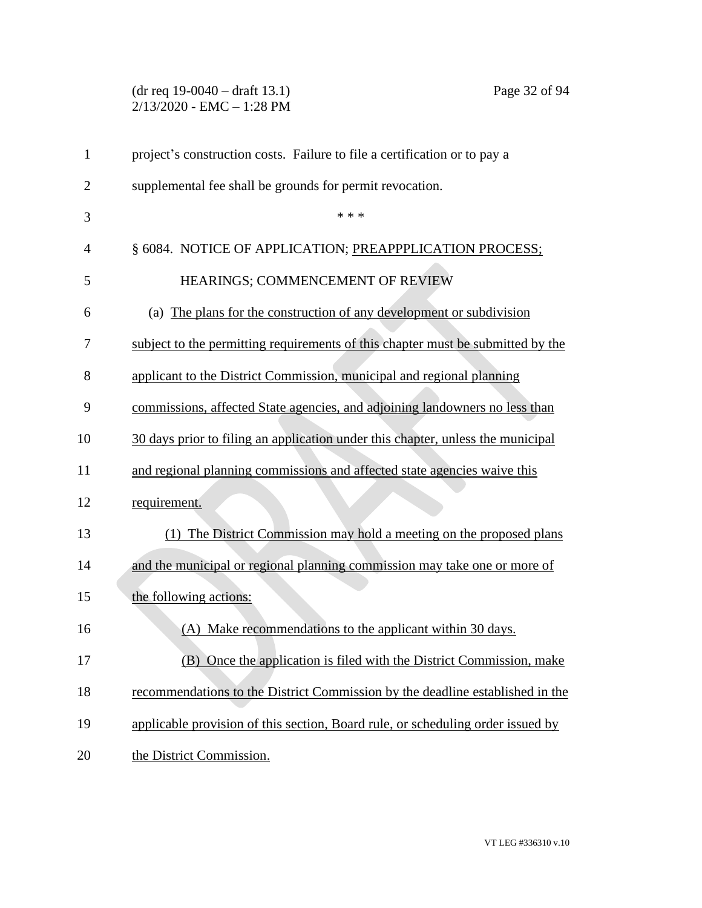project's construction costs. Failure to file a certification or to pay a supplemental fee shall be grounds for permit revocation.

\* \* \*

§ 6084. NOTICE OF APPLICATION; PREAPPPLICATION PROCESS; HEARINGS; COMMENCEMENT OF REVIEW

(a) The plans for the construction of any development or subdivision subject to the permitting requirements of this chapter must be submitted by the applicant to the District Commission, municipal and regional planning commissions, affected State agencies, and adjoining landowners no less than 30 days prior to filing an application under this chapter, unless the municipal and regional planning commissions and affected state agencies waive this requirement.

(1) The District Commission may hold a meeting on the proposed plans and the municipal or regional planning commission may take one or more of the following actions:

(A) Make recommendations to the applicant within 30 days.

(B) Once the application is filed with the District Commission, make recommendations to the District Commission by the deadline established in the applicable provision of this section, Board rule, or scheduling order issued by the District Commission.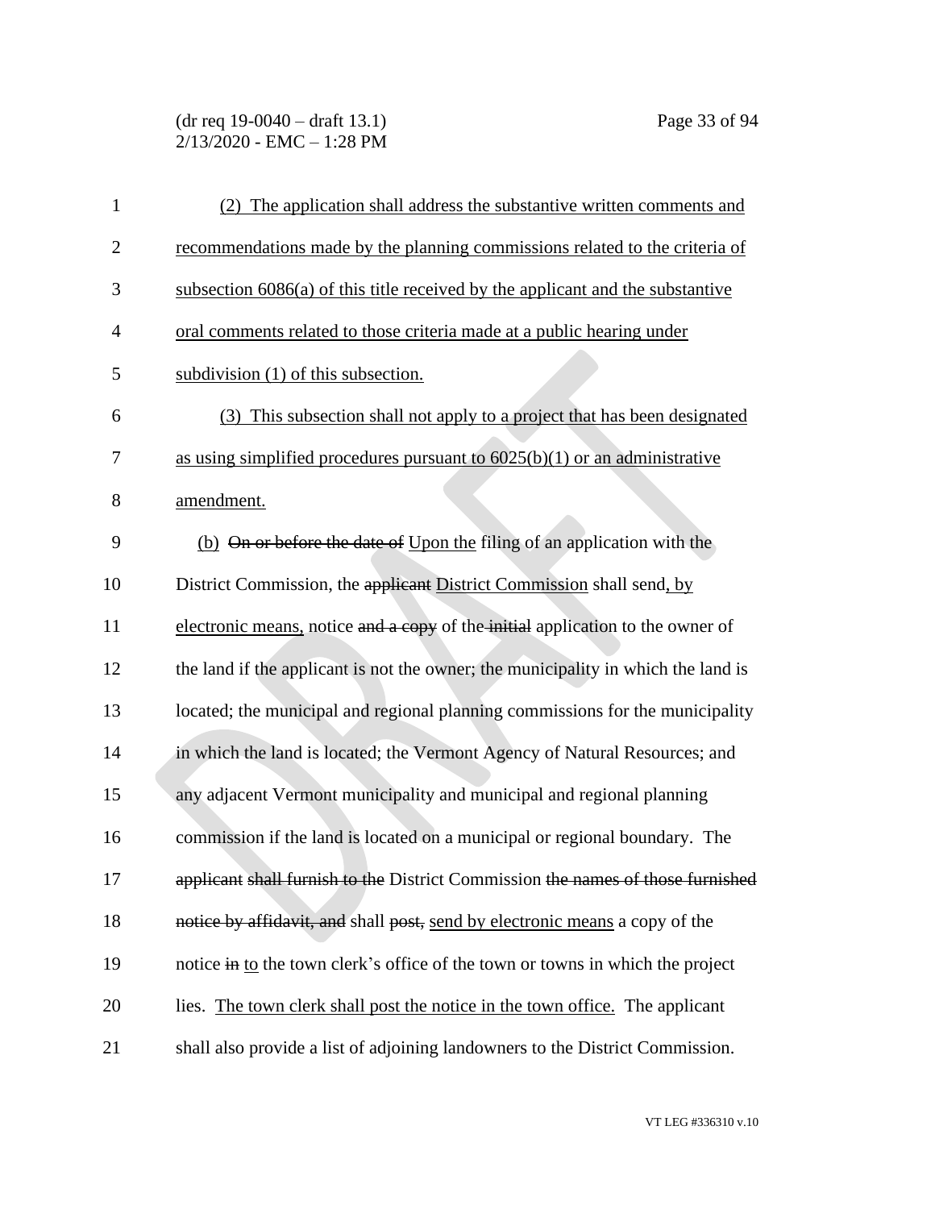(2) The application shall address the substantive written comments and recommendations made by the planning commissions related to the criteria of subsection 6086(a) of this title received by the applicant and the substantive oral comments related to those criteria made at a public hearing under subdivision (1) of this subsection.

(3) This subsection shall not apply to a project that has been designated as using simplified procedures pursuant to 6025(b)(1) or an administrative amendment.

(b) ~~On or before the date of~~ Upon the filing of an application with the District Commission, the ~~applicant~~ District Commission shall send, by electronic means, notice ~~and a copy~~ of the ~~initial~~ application to the owner of the land if the applicant is not the owner; the municipality in which the land is located; the municipal and regional planning commissions for the municipality in which the land is located; the Vermont Agency of Natural Resources; and any adjacent Vermont municipality and municipal and regional planning commission if the land is located on a municipal or regional boundary. The ~~applicant shall furnish to the~~ District Commission ~~the names of those furnished notice by affidavit, and~~ shall ~~post,~~ send by electronic means a copy of the notice ~~in~~ to the town clerk's office of the town or towns in which the project lies. The town clerk shall post the notice in the town office. The applicant shall also provide a list of adjoining landowners to the District Commission.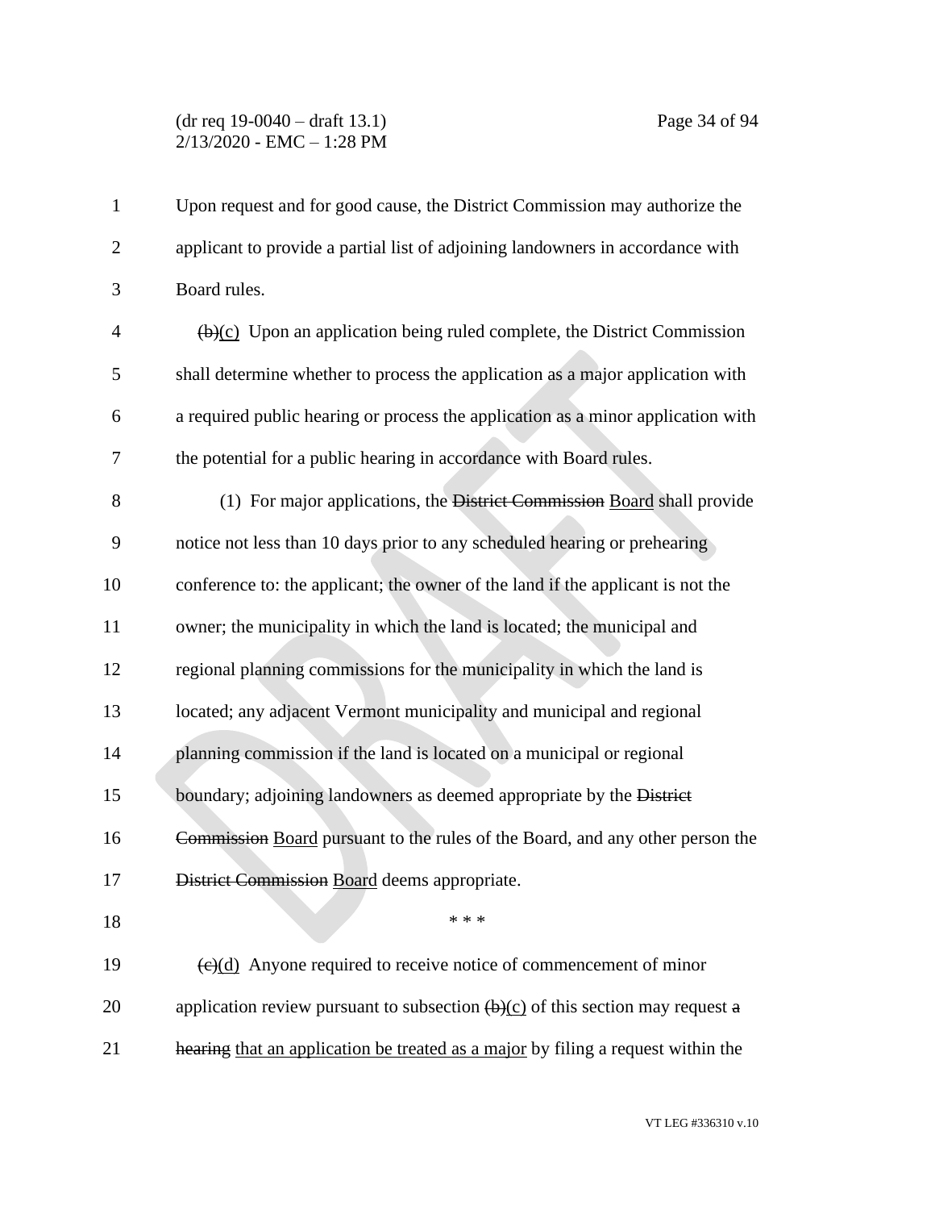Upon request and for good cause, the District Commission may authorize the applicant to provide a partial list of adjoining landowners in accordance with Board rules.

~~(b)~~(c) Upon an application being ruled complete, the District Commission shall determine whether to process the application as a major application with a required public hearing or process the application as a minor application with the potential for a public hearing in accordance with Board rules.

(1) For major applications, the ~~District Commission~~ Board shall provide notice not less than 10 days prior to any scheduled hearing or prehearing conference to: the applicant; the owner of the land if the applicant is not the owner; the municipality in which the land is located; the municipal and regional planning commissions for the municipality in which the land is located; any adjacent Vermont municipality and municipal and regional planning commission if the land is located on a municipal or regional boundary; adjoining landowners as deemed appropriate by the ~~District Commission~~ Board pursuant to the rules of the Board, and any other person the ~~District Commission~~ Board deems appropriate.

\* \* \*

~~(c)~~(d) Anyone required to receive notice of commencement of minor application review pursuant to subsection ~~(b)~~(c) of this section may request ~~a hearing~~ that an application be treated as a major by filing a request within the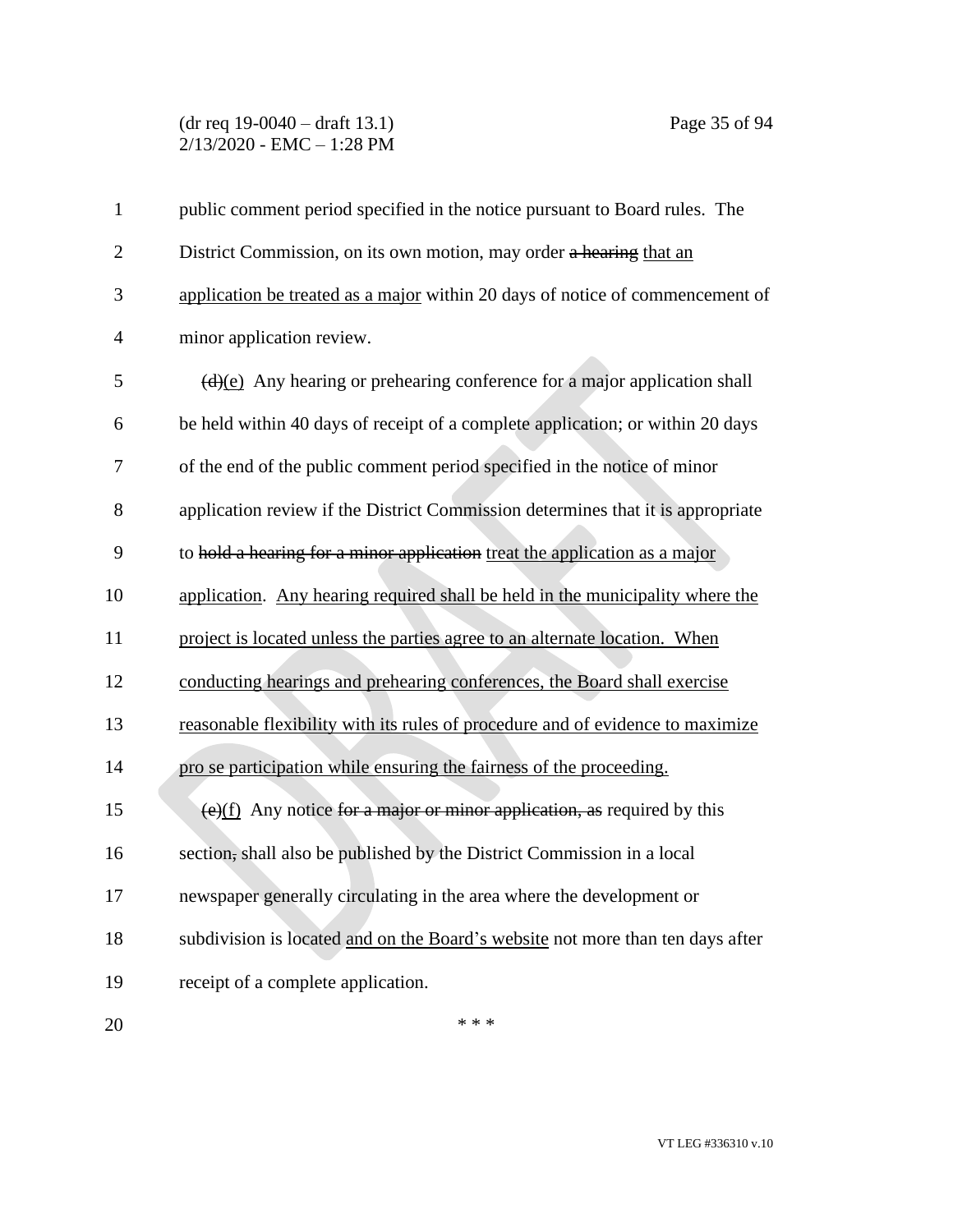public comment period specified in the notice pursuant to Board rules. The District Commission, on its own motion, may order ~~a hearing~~ that an application be treated as a major within 20 days of notice of commencement of minor application review.

~~(d)~~(e) Any hearing or prehearing conference for a major application shall be held within 40 days of receipt of a complete application; or within 20 days of the end of the public comment period specified in the notice of minor application review if the District Commission determines that it is appropriate to ~~hold a hearing for a minor application~~ treat the application as a major application. Any hearing required shall be held in the municipality where the project is located unless the parties agree to an alternate location. When conducting hearings and prehearing conferences, the Board shall exercise reasonable flexibility with its rules of procedure and of evidence to maximize pro se participation while ensuring the fairness of the proceeding.

~~(e)~~(f) Any notice ~~for a major or minor application, as~~ required by this section~~,~~ shall also be published by the District Commission in a local newspaper generally circulating in the area where the development or subdivision is located and on the Board's website not more than ten days after receipt of a complete application.

\* \* \*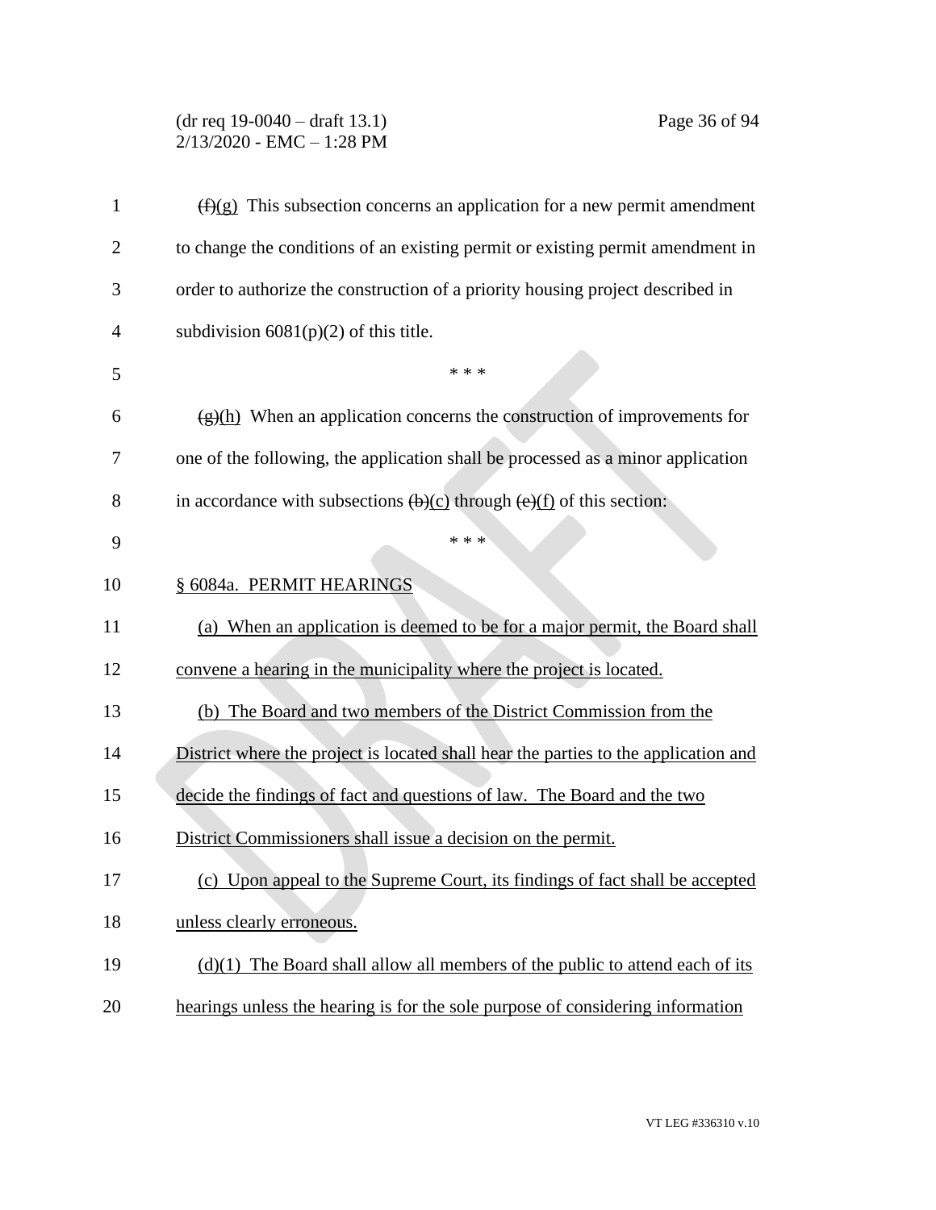~~(f)~~(g) This subsection concerns an application for a new permit amendment to change the conditions of an existing permit or existing permit amendment in order to authorize the construction of a priority housing project described in subdivision 6081(p)(2) of this title.

\* \* \*

~~(g)~~(h) When an application concerns the construction of improvements for one of the following, the application shall be processed as a minor application in accordance with subsections ~~(b)~~(c) through ~~(e)~~(f) of this section:

\* \* \*

<u>§ 6084a. PERMIT HEARINGS</u>

<u>(a) When an application is deemed to be for a major permit, the Board shall convene a hearing in the municipality where the project is located.</u>

<u>(b) The Board and two members of the District Commission from the District where the project is located shall hear the parties to the application and decide the findings of fact and questions of law. The Board and the two District Commissioners shall issue a decision on the permit.</u>

<u>(c) Upon appeal to the Supreme Court, its findings of fact shall be accepted unless clearly erroneous.</u>

<u>(d)(1) The Board shall allow all members of the public to attend each of its hearings unless the hearing is for the sole purpose of considering information</u>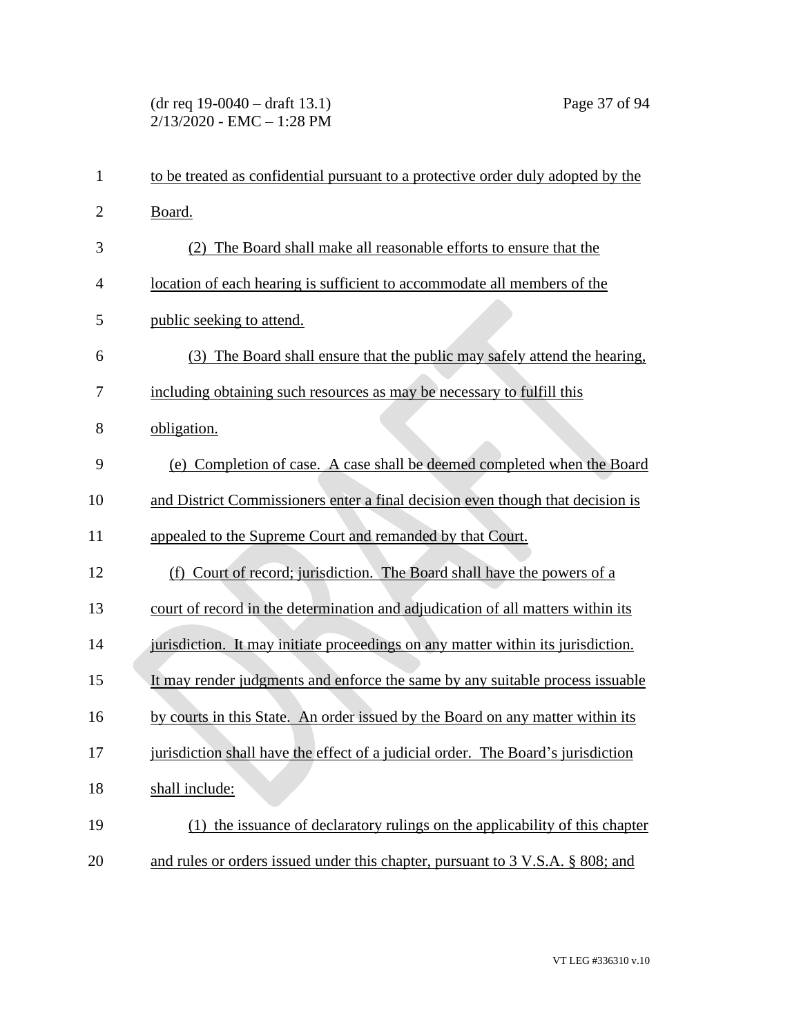to be treated as confidential pursuant to a protective order duly adopted by the Board.

(2) The Board shall make all reasonable efforts to ensure that the location of each hearing is sufficient to accommodate all members of the public seeking to attend.

(3) The Board shall ensure that the public may safely attend the hearing, including obtaining such resources as may be necessary to fulfill this obligation.

(e) Completion of case. A case shall be deemed completed when the Board and District Commissioners enter a final decision even though that decision is appealed to the Supreme Court and remanded by that Court.

(f) Court of record; jurisdiction. The Board shall have the powers of a court of record in the determination and adjudication of all matters within its jurisdiction. It may initiate proceedings on any matter within its jurisdiction. It may render judgments and enforce the same by any suitable process issuable by courts in this State. An order issued by the Board on any matter within its jurisdiction shall have the effect of a judicial order. The Board's jurisdiction shall include:

(1) the issuance of declaratory rulings on the applicability of this chapter and rules or orders issued under this chapter, pursuant to 3 V.S.A. § 808; and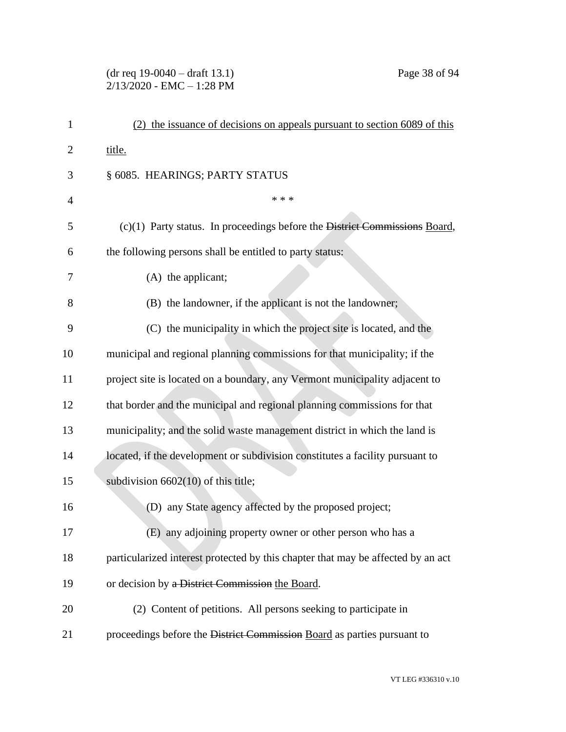(2) the issuance of decisions on appeals pursuant to section 6089 of this title.

§ 6085. HEARINGS; PARTY STATUS

\* \* \*

(c)(1) Party status. In proceedings before the ~~District Commissions~~ Board, the following persons shall be entitled to party status:

(A) the applicant;

(B) the landowner, if the applicant is not the landowner;

(C) the municipality in which the project site is located, and the municipal and regional planning commissions for that municipality; if the project site is located on a boundary, any Vermont municipality adjacent to that border and the municipal and regional planning commissions for that municipality; and the solid waste management district in which the land is located, if the development or subdivision constitutes a facility pursuant to subdivision 6602(10) of this title;

(D) any State agency affected by the proposed project;

(E) any adjoining property owner or other person who has a particularized interest protected by this chapter that may be affected by an act or decision by ~~a District Commission~~ the Board.

(2) Content of petitions. All persons seeking to participate in proceedings before the ~~District Commission~~ Board as parties pursuant to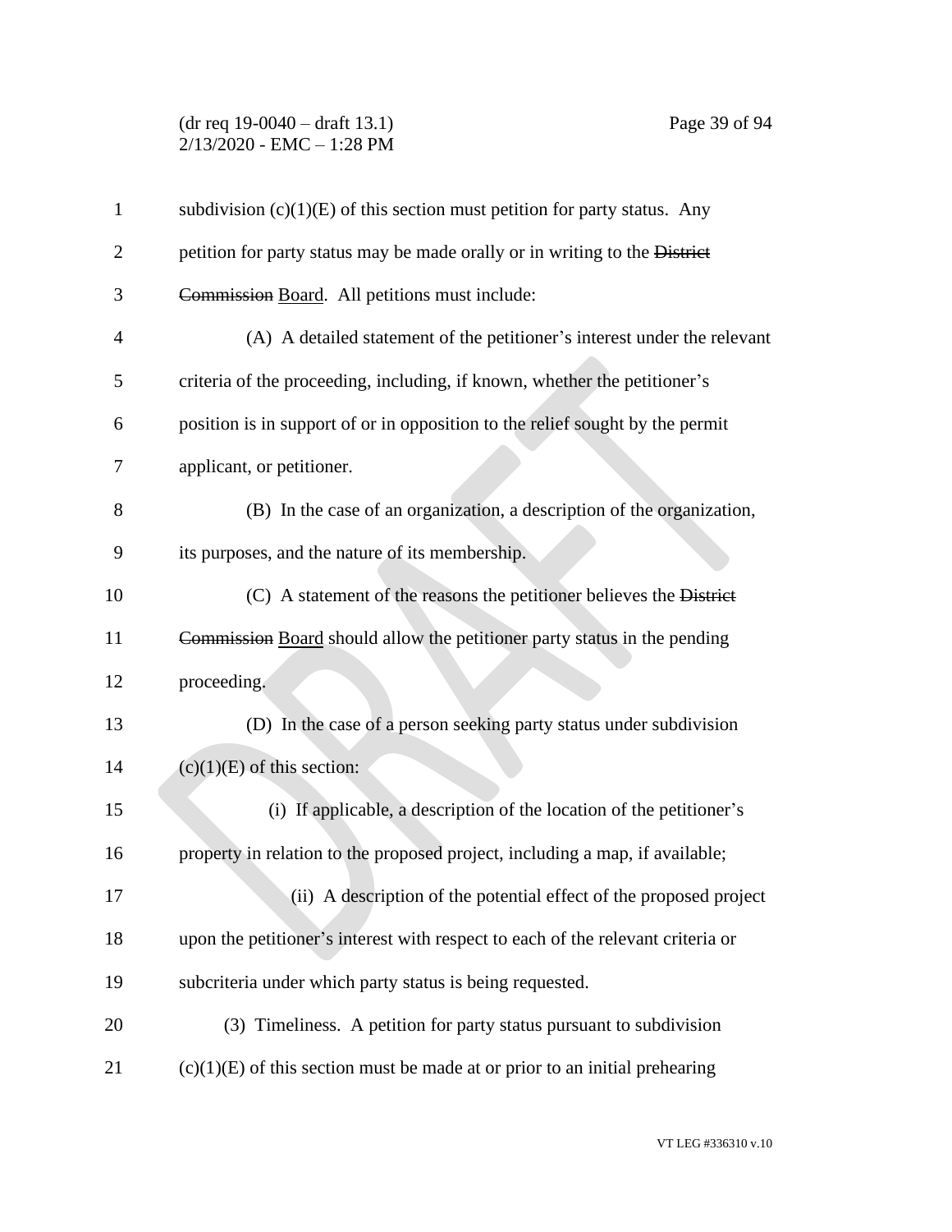subdivision (c)(1)(E) of this section must petition for party status. Any petition for party status may be made orally or in writing to the ~~District Commission~~ Board. All petitions must include:

(A) A detailed statement of the petitioner's interest under the relevant criteria of the proceeding, including, if known, whether the petitioner's position is in support of or in opposition to the relief sought by the permit applicant, or petitioner.

(B) In the case of an organization, a description of the organization, its purposes, and the nature of its membership.

(C) A statement of the reasons the petitioner believes the ~~District Commission~~ Board should allow the petitioner party status in the pending proceeding.

(D) In the case of a person seeking party status under subdivision (c)(1)(E) of this section:

(i) If applicable, a description of the location of the petitioner's property in relation to the proposed project, including a map, if available;

(ii) A description of the potential effect of the proposed project upon the petitioner's interest with respect to each of the relevant criteria or subcriteria under which party status is being requested.

(3) Timeliness. A petition for party status pursuant to subdivision (c)(1)(E) of this section must be made at or prior to an initial prehearing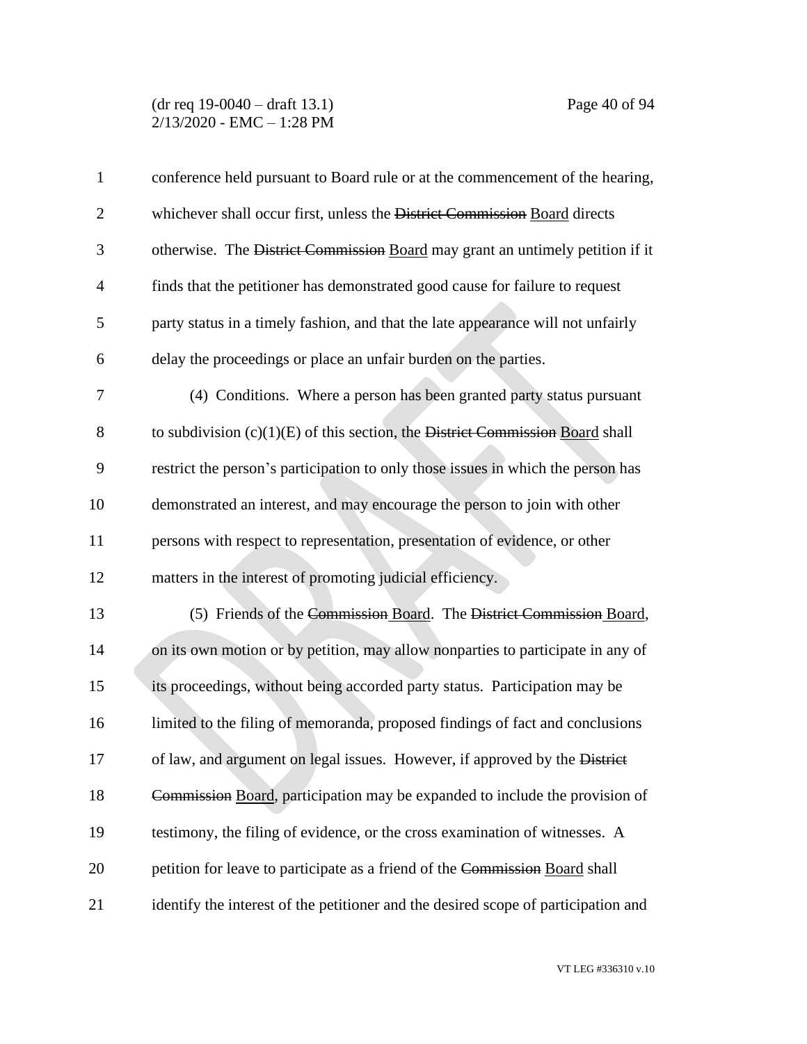conference held pursuant to Board rule or at the commencement of the hearing, whichever shall occur first, unless the ~~District Commission~~ Board directs otherwise. The ~~District Commission~~ Board may grant an untimely petition if it finds that the petitioner has demonstrated good cause for failure to request party status in a timely fashion, and that the late appearance will not unfairly delay the proceedings or place an unfair burden on the parties.

(4) Conditions. Where a person has been granted party status pursuant to subdivision (c)(1)(E) of this section, the ~~District Commission~~ Board shall restrict the person's participation to only those issues in which the person has demonstrated an interest, and may encourage the person to join with other persons with respect to representation, presentation of evidence, or other matters in the interest of promoting judicial efficiency.

(5) Friends of the ~~Commission~~ Board. The ~~District Commission~~ Board, on its own motion or by petition, may allow nonparties to participate in any of its proceedings, without being accorded party status. Participation may be limited to the filing of memoranda, proposed findings of fact and conclusions of law, and argument on legal issues. However, if approved by the ~~District Commission~~ Board, participation may be expanded to include the provision of testimony, the filing of evidence, or the cross examination of witnesses. A petition for leave to participate as a friend of the ~~Commission~~ Board shall identify the interest of the petitioner and the desired scope of participation and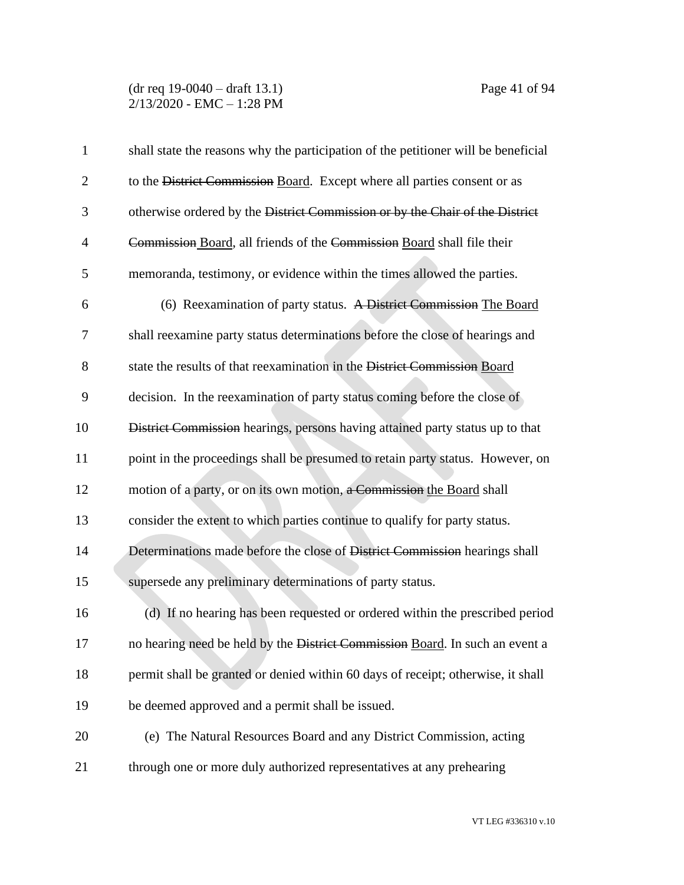shall state the reasons why the participation of the petitioner will be beneficial to the ~~District Commission~~ Board. Except where all parties consent or as otherwise ordered by the ~~District Commission or by the Chair of the District Commission~~ Board, all friends of the ~~Commission~~ Board shall file their memoranda, testimony, or evidence within the times allowed the parties.

(6) Reexamination of party status. ~~A District Commission~~ The Board shall reexamine party status determinations before the close of hearings and state the results of that reexamination in the ~~District Commission~~ Board decision. In the reexamination of party status coming before the close of ~~District Commission~~ hearings, persons having attained party status up to that point in the proceedings shall be presumed to retain party status. However, on motion of a party, or on its own motion, ~~a Commission~~ the Board shall consider the extent to which parties continue to qualify for party status. Determinations made before the close of ~~District Commission~~ hearings shall supersede any preliminary determinations of party status.

(d) If no hearing has been requested or ordered within the prescribed period no hearing need be held by the ~~District Commission~~ Board. In such an event a permit shall be granted or denied within 60 days of receipt; otherwise, it shall be deemed approved and a permit shall be issued.

(e) The Natural Resources Board and any District Commission, acting through one or more duly authorized representatives at any prehearing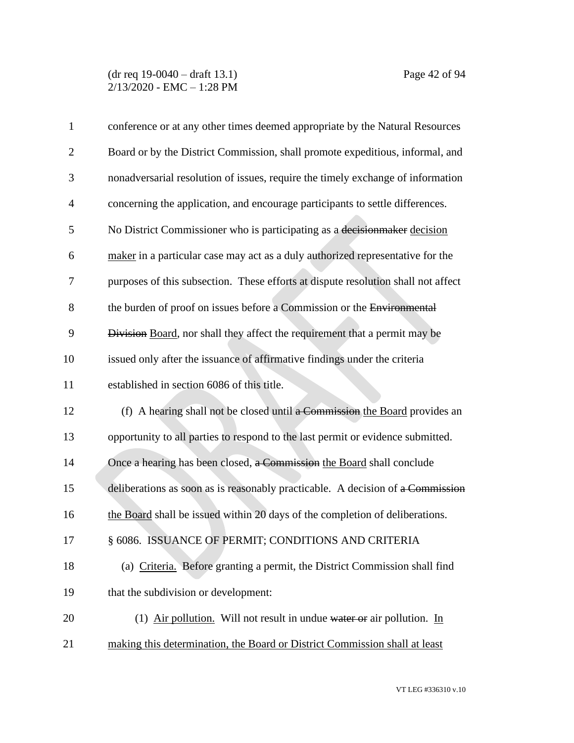conference or at any other times deemed appropriate by the Natural Resources Board or by the District Commission, shall promote expeditious, informal, and nonadversarial resolution of issues, require the timely exchange of information concerning the application, and encourage participants to settle differences. No District Commissioner who is participating as a ~~decisionmaker~~ decision maker in a particular case may act as a duly authorized representative for the purposes of this subsection. These efforts at dispute resolution shall not affect the burden of proof on issues before a Commission or the ~~Environmental Division~~ Board, nor shall they affect the requirement that a permit may be issued only after the issuance of affirmative findings under the criteria established in section 6086 of this title.

(f) A hearing shall not be closed until ~~a Commission~~ the Board provides an opportunity to all parties to respond to the last permit or evidence submitted. Once a hearing has been closed, ~~a Commission~~ the Board shall conclude deliberations as soon as is reasonably practicable. A decision of ~~a Commission~~ the Board shall be issued within 20 days of the completion of deliberations.

§ 6086. ISSUANCE OF PERMIT; CONDITIONS AND CRITERIA

(a) Criteria. Before granting a permit, the District Commission shall find that the subdivision or development:

(1) Air pollution. Will not result in undue ~~water or~~ air pollution. In making this determination, the Board or District Commission shall at least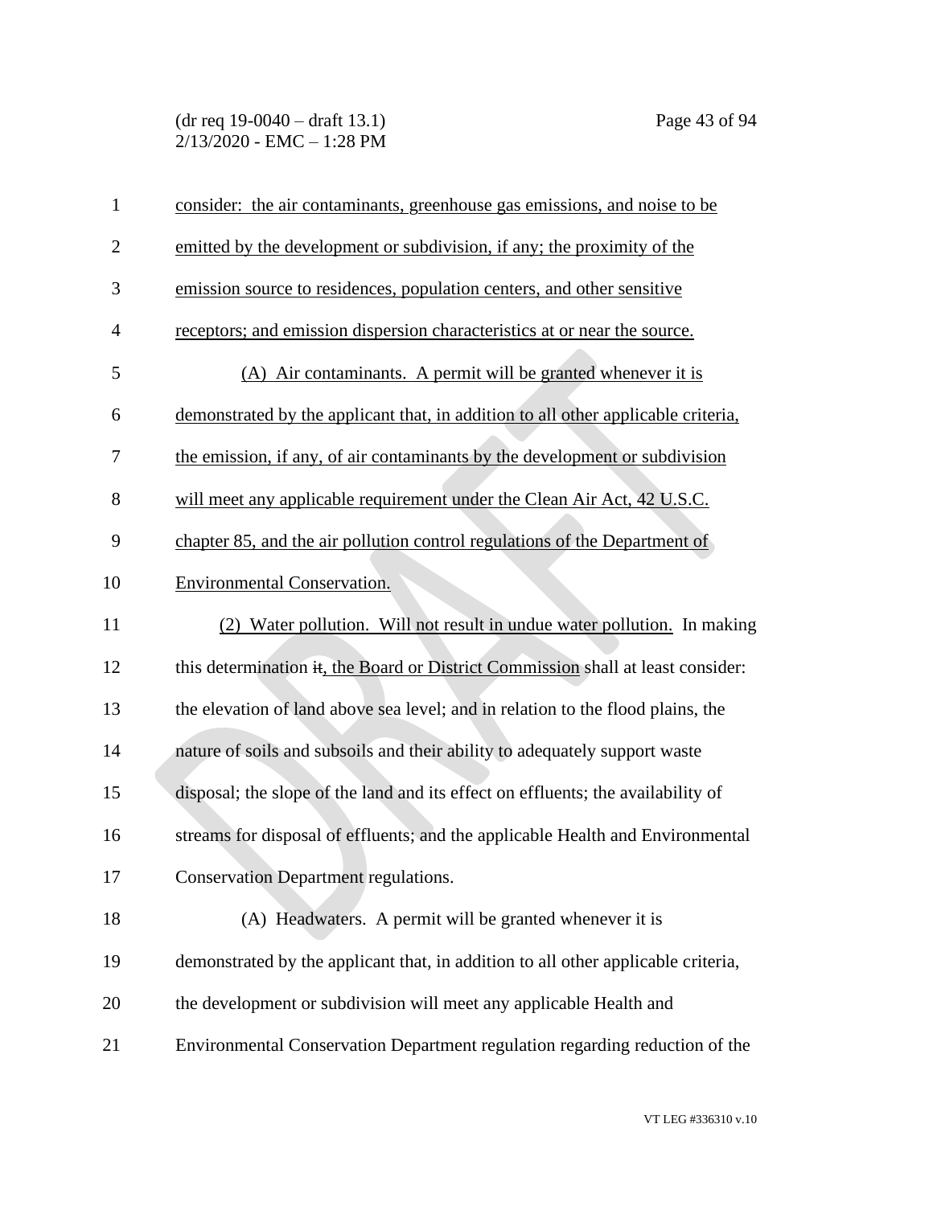consider: the air contaminants, greenhouse gas emissions, and noise to be emitted by the development or subdivision, if any; the proximity of the emission source to residences, population centers, and other sensitive receptors; and emission dispersion characteristics at or near the source.

(A) Air contaminants. A permit will be granted whenever it is demonstrated by the applicant that, in addition to all other applicable criteria, the emission, if any, of air contaminants by the development or subdivision will meet any applicable requirement under the Clean Air Act, 42 U.S.C. chapter 85, and the air pollution control regulations of the Department of Environmental Conservation.

(2) Water pollution. Will not result in undue water pollution. In making this determination ~~it~~, the Board or District Commission shall at least consider: the elevation of land above sea level; and in relation to the flood plains, the nature of soils and subsoils and their ability to adequately support waste disposal; the slope of the land and its effect on effluents; the availability of streams for disposal of effluents; and the applicable Health and Environmental Conservation Department regulations.

(A) Headwaters. A permit will be granted whenever it is demonstrated by the applicant that, in addition to all other applicable criteria, the development or subdivision will meet any applicable Health and Environmental Conservation Department regulation regarding reduction of the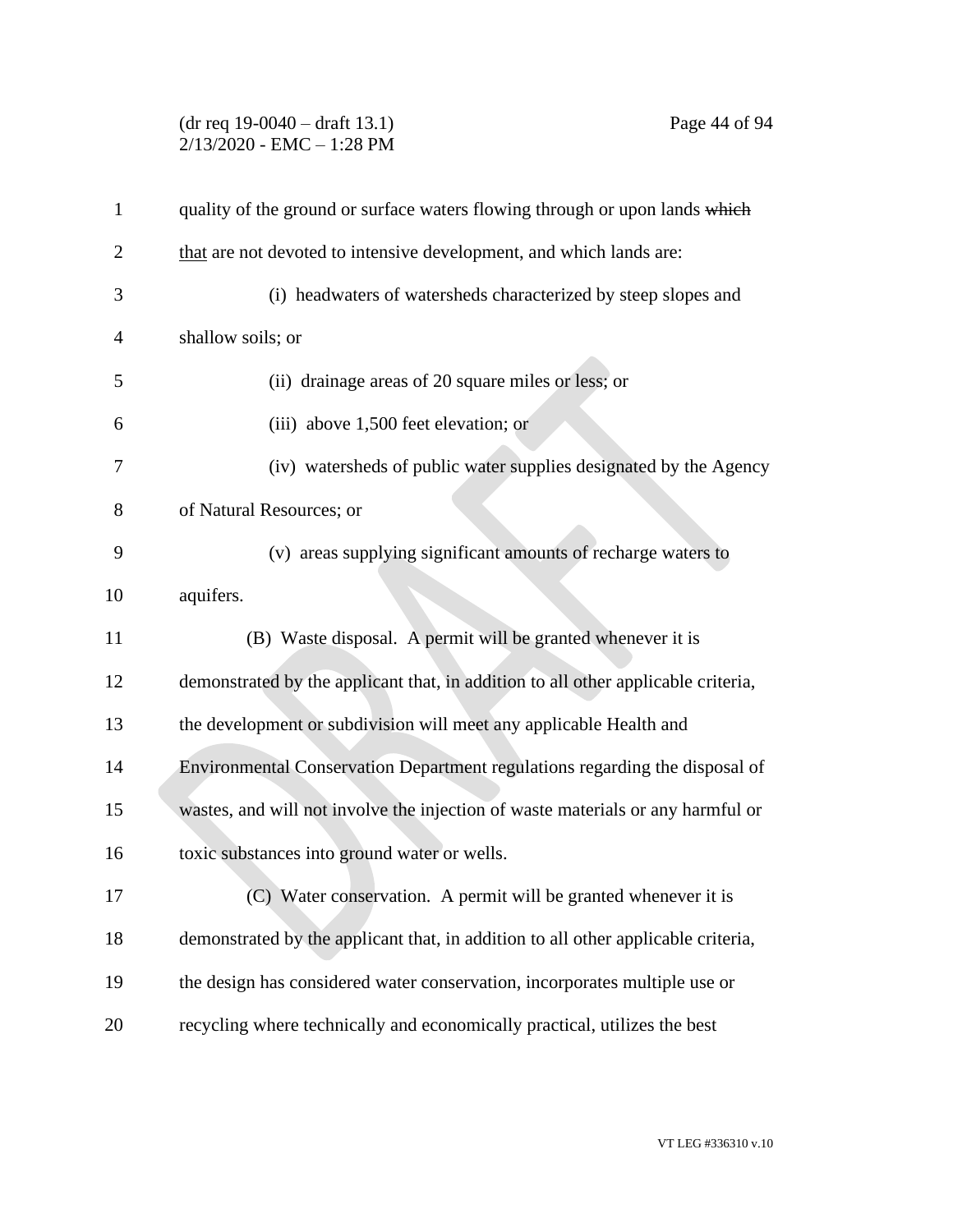quality of the ground or surface waters flowing through or upon lands ~~which~~ that are not devoted to intensive development, and which lands are:

(i) headwaters of watersheds characterized by steep slopes and shallow soils; or

(ii) drainage areas of 20 square miles or less; or

(iii) above 1,500 feet elevation; or

(iv) watersheds of public water supplies designated by the Agency of Natural Resources; or

(v) areas supplying significant amounts of recharge waters to aquifers.

(B) Waste disposal. A permit will be granted whenever it is demonstrated by the applicant that, in addition to all other applicable criteria, the development or subdivision will meet any applicable Health and Environmental Conservation Department regulations regarding the disposal of wastes, and will not involve the injection of waste materials or any harmful or toxic substances into ground water or wells.

(C) Water conservation. A permit will be granted whenever it is demonstrated by the applicant that, in addition to all other applicable criteria, the design has considered water conservation, incorporates multiple use or recycling where technically and economically practical, utilizes the best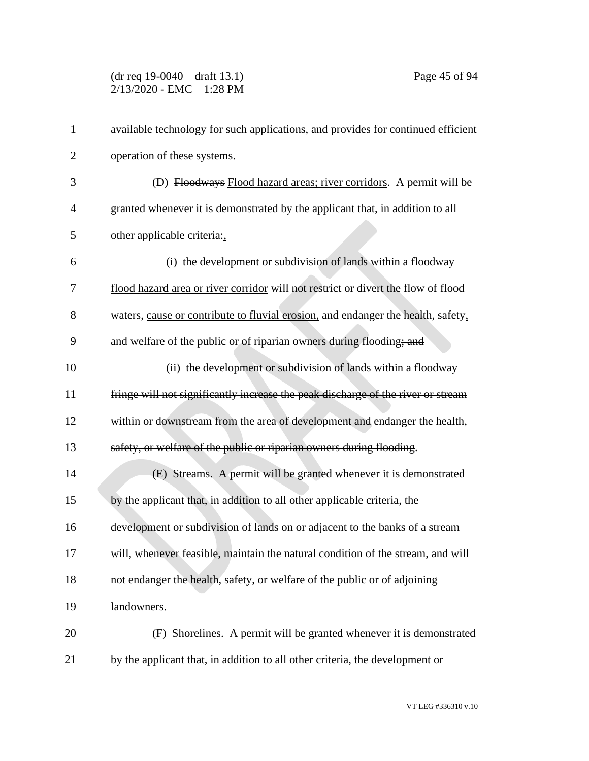available technology for such applications, and provides for continued efficient operation of these systems.

(D) ~~Floodways~~ <u>Flood hazard areas; river corridors</u>. A permit will be granted whenever it is demonstrated by the applicant that, in addition to all other applicable criteria~~:~~<u>,</u>

~~(i)~~ the development or subdivision of lands within a ~~floodway~~ <u>flood hazard area or river corridor</u> will not restrict or divert the flow of flood waters, <u>cause or contribute to fluvial erosion,</u> and endanger the health, safety<u>,</u> and welfare of the public or of riparian owners during flooding~~; and~~

~~(ii) the development or subdivision of lands within a floodway fringe will not significantly increase the peak discharge of the river or stream within or downstream from the area of development and endanger the health, safety, or welfare of the public or riparian owners during flooding~~.

(E) Streams. A permit will be granted whenever it is demonstrated by the applicant that, in addition to all other applicable criteria, the development or subdivision of lands on or adjacent to the banks of a stream will, whenever feasible, maintain the natural condition of the stream, and will not endanger the health, safety, or welfare of the public or of adjoining landowners.

(F) Shorelines. A permit will be granted whenever it is demonstrated by the applicant that, in addition to all other criteria, the development or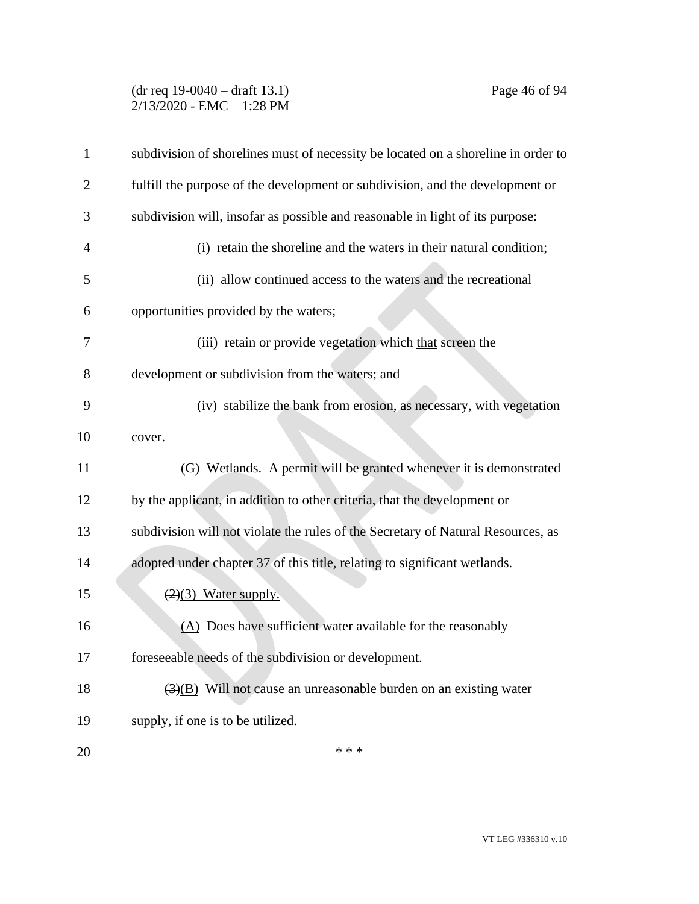subdivision of shorelines must of necessity be located on a shoreline in order to fulfill the purpose of the development or subdivision, and the development or subdivision will, insofar as possible and reasonable in light of its purpose:

(i) retain the shoreline and the waters in their natural condition;

(ii) allow continued access to the waters and the recreational opportunities provided by the waters;

(iii) retain or provide vegetation ~~which~~ that screen the development or subdivision from the waters; and

(iv) stabilize the bank from erosion, as necessary, with vegetation cover.

(G) Wetlands. A permit will be granted whenever it is demonstrated by the applicant, in addition to other criteria, that the development or subdivision will not violate the rules of the Secretary of Natural Resources, as adopted under chapter 37 of this title, relating to significant wetlands.

~~(2)~~(3) Water supply.

(A) Does have sufficient water available for the reasonably foreseeable needs of the subdivision or development.

~~(3)~~(B) Will not cause an unreasonable burden on an existing water supply, if one is to be utilized.

* * *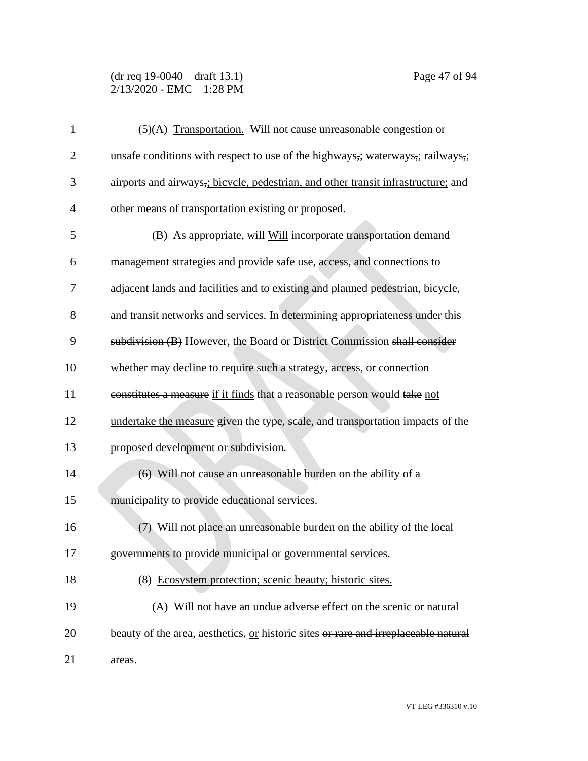(5)(A) Transportation. Will not cause unreasonable congestion or unsafe conditions with respect to use of the highways,; waterways,; railways,; airports and airways,; bicycle, pedestrian, and other transit infrastructure; and other means of transportation existing or proposed.

(B) ~~As appropriate, will~~ Will incorporate transportation demand management strategies and provide safe use, access, and connections to adjacent lands and facilities and to existing and planned pedestrian, bicycle, and transit networks and services. ~~In determining appropriateness under this subdivision (B)~~ However, the Board or District Commission ~~shall consider whether~~ may decline to require such a strategy, access, or connection ~~constitutes a measure~~ if it finds that a reasonable person would ~~take~~ not undertake the measure given the type, scale, and transportation impacts of the proposed development or subdivision.

(6) Will not cause an unreasonable burden on the ability of a municipality to provide educational services.

(7) Will not place an unreasonable burden on the ability of the local governments to provide municipal or governmental services.

(8) Ecosystem protection; scenic beauty; historic sites.

(A) Will not have an undue adverse effect on the scenic or natural beauty of the area, aesthetics, or historic sites ~~or rare and irreplaceable natural areas~~.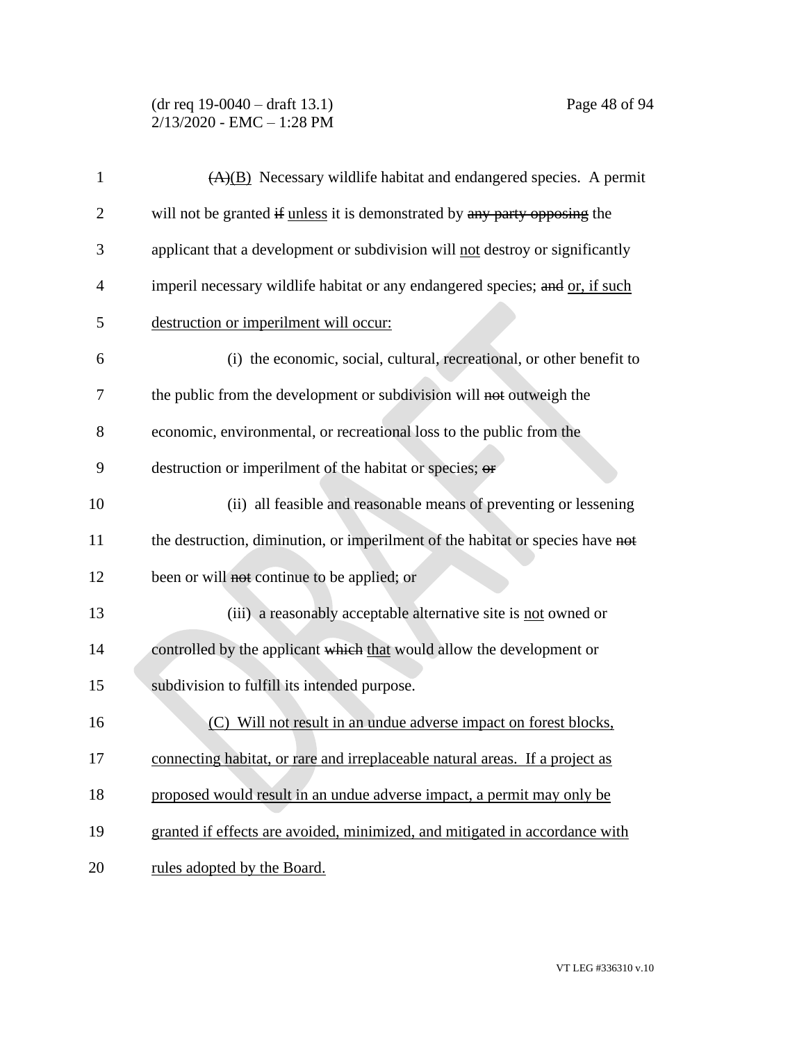~~(A)~~<u>(B)</u> Necessary wildlife habitat and endangered species. A permit will not be granted ~~if~~ <u>unless</u> it is demonstrated by ~~any party opposing~~ the applicant that a development or subdivision will <u>not</u> destroy or significantly imperil necessary wildlife habitat or any endangered species; ~~and~~ <u>or, if such destruction or imperilment will occur:</u>

(i) the economic, social, cultural, recreational, or other benefit to the public from the development or subdivision will ~~not~~ outweigh the economic, environmental, or recreational loss to the public from the destruction or imperilment of the habitat or species; ~~or~~

(ii) all feasible and reasonable means of preventing or lessening the destruction, diminution, or imperilment of the habitat or species have ~~not~~ been or will ~~not~~ continue to be applied; or

(iii) a reasonably acceptable alternative site is <u>not</u> owned or controlled by the applicant ~~which~~ <u>that</u> would allow the development or subdivision to fulfill its intended purpose.

<u>(C) Will not result in an undue adverse impact on forest blocks, connecting habitat, or rare and irreplaceable natural areas. If a project as proposed would result in an undue adverse impact, a permit may only be granted if effects are avoided, minimized, and mitigated in accordance with rules adopted by the Board.</u>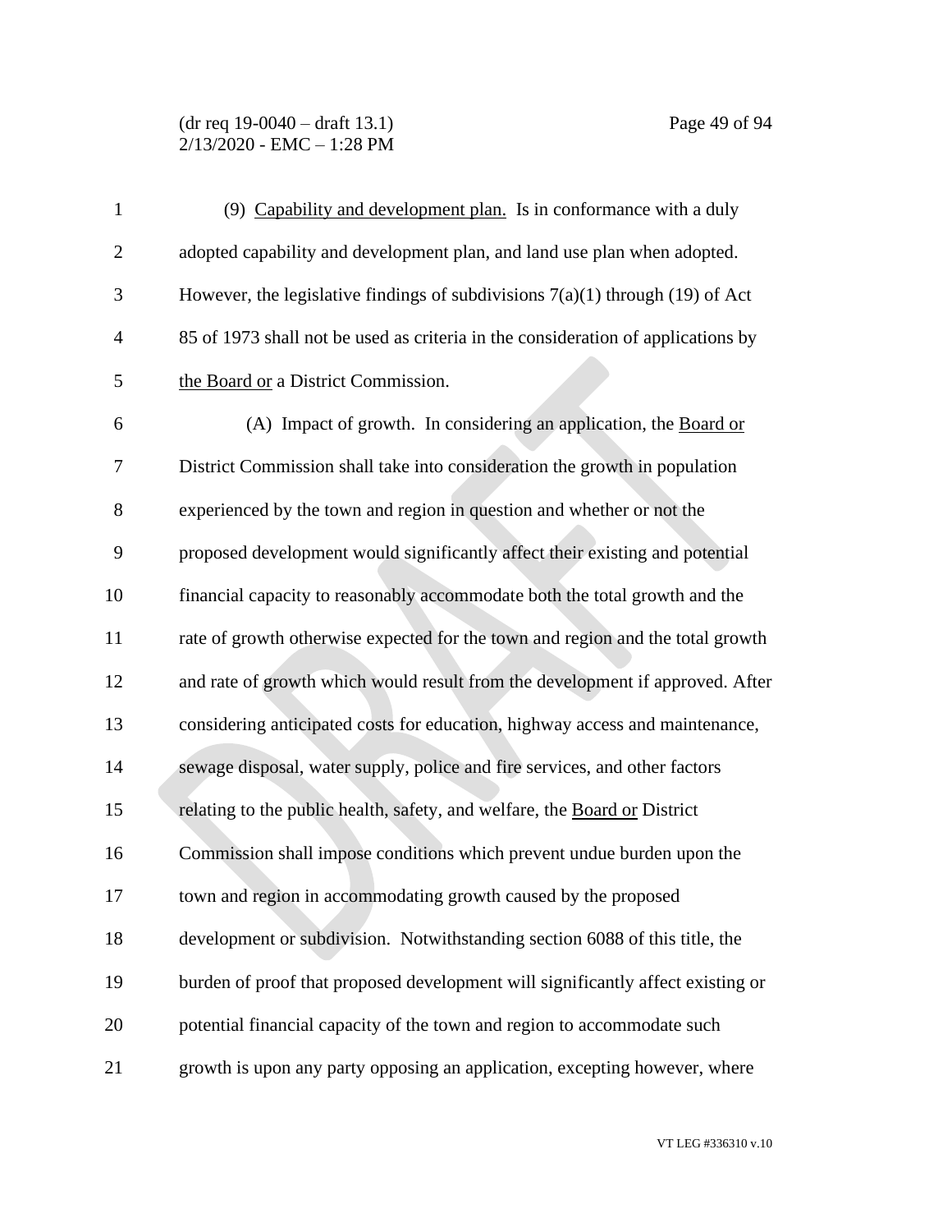(9) Capability and development plan. Is in conformance with a duly adopted capability and development plan, and land use plan when adopted. However, the legislative findings of subdivisions 7(a)(1) through (19) of Act 85 of 1973 shall not be used as criteria in the consideration of applications by the Board or a District Commission.

(A) Impact of growth. In considering an application, the Board or District Commission shall take into consideration the growth in population experienced by the town and region in question and whether or not the proposed development would significantly affect their existing and potential financial capacity to reasonably accommodate both the total growth and the rate of growth otherwise expected for the town and region and the total growth and rate of growth which would result from the development if approved. After considering anticipated costs for education, highway access and maintenance, sewage disposal, water supply, police and fire services, and other factors relating to the public health, safety, and welfare, the Board or District Commission shall impose conditions which prevent undue burden upon the town and region in accommodating growth caused by the proposed development or subdivision. Notwithstanding section 6088 of this title, the burden of proof that proposed development will significantly affect existing or potential financial capacity of the town and region to accommodate such growth is upon any party opposing an application, excepting however, where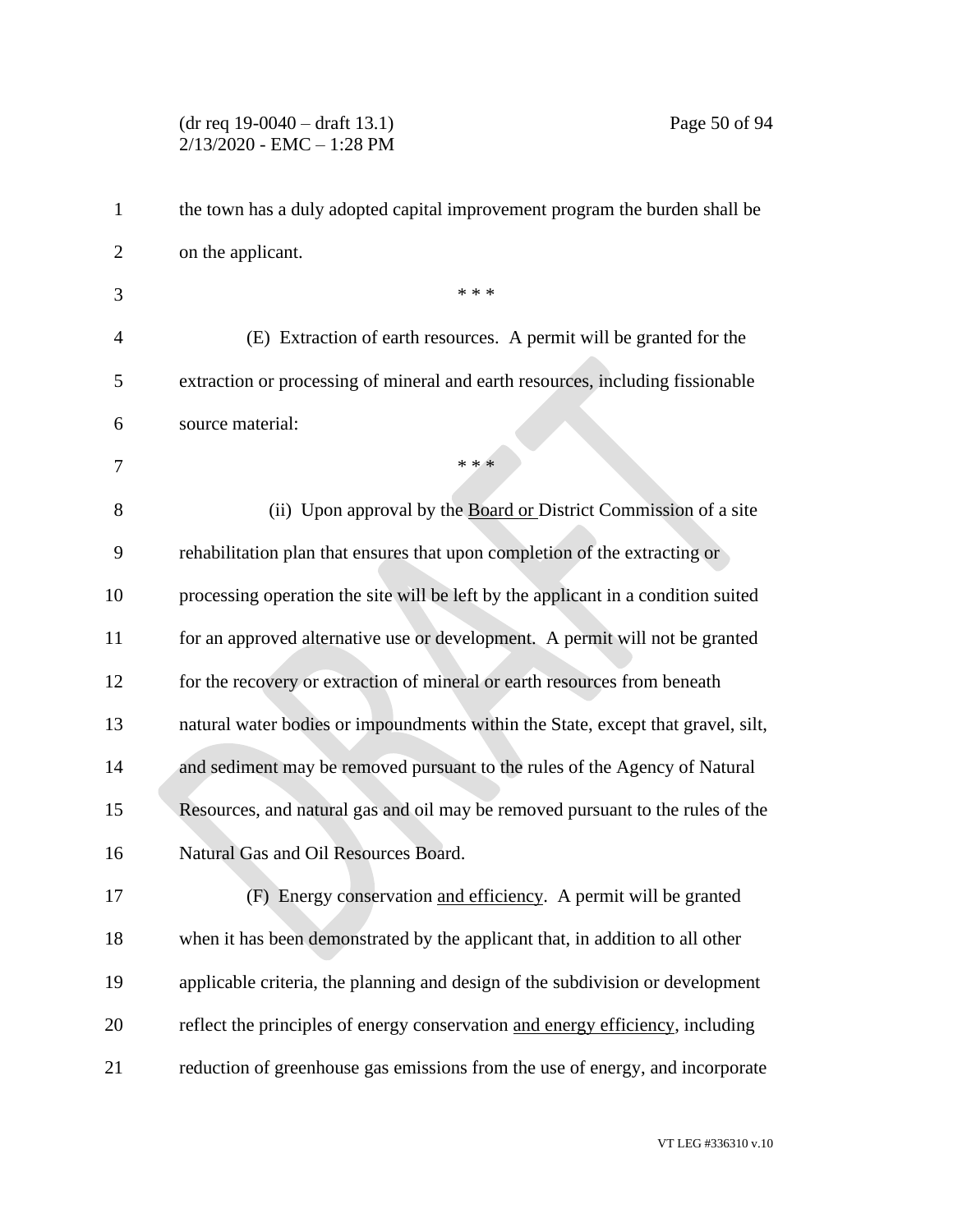the town has a duly adopted capital improvement program the burden shall be on the applicant.

\* \* \*

(E) Extraction of earth resources. A permit will be granted for the extraction or processing of mineral and earth resources, including fissionable source material:

\* \* \*

(ii) Upon approval by the <u>Board or</u> District Commission of a site rehabilitation plan that ensures that upon completion of the extracting or processing operation the site will be left by the applicant in a condition suited for an approved alternative use or development. A permit will not be granted for the recovery or extraction of mineral or earth resources from beneath natural water bodies or impoundments within the State, except that gravel, silt, and sediment may be removed pursuant to the rules of the Agency of Natural Resources, and natural gas and oil may be removed pursuant to the rules of the Natural Gas and Oil Resources Board.

(F) Energy conservation <u>and efficiency</u>. A permit will be granted when it has been demonstrated by the applicant that, in addition to all other applicable criteria, the planning and design of the subdivision or development reflect the principles of energy conservation <u>and energy efficiency</u>, including reduction of greenhouse gas emissions from the use of energy, and incorporate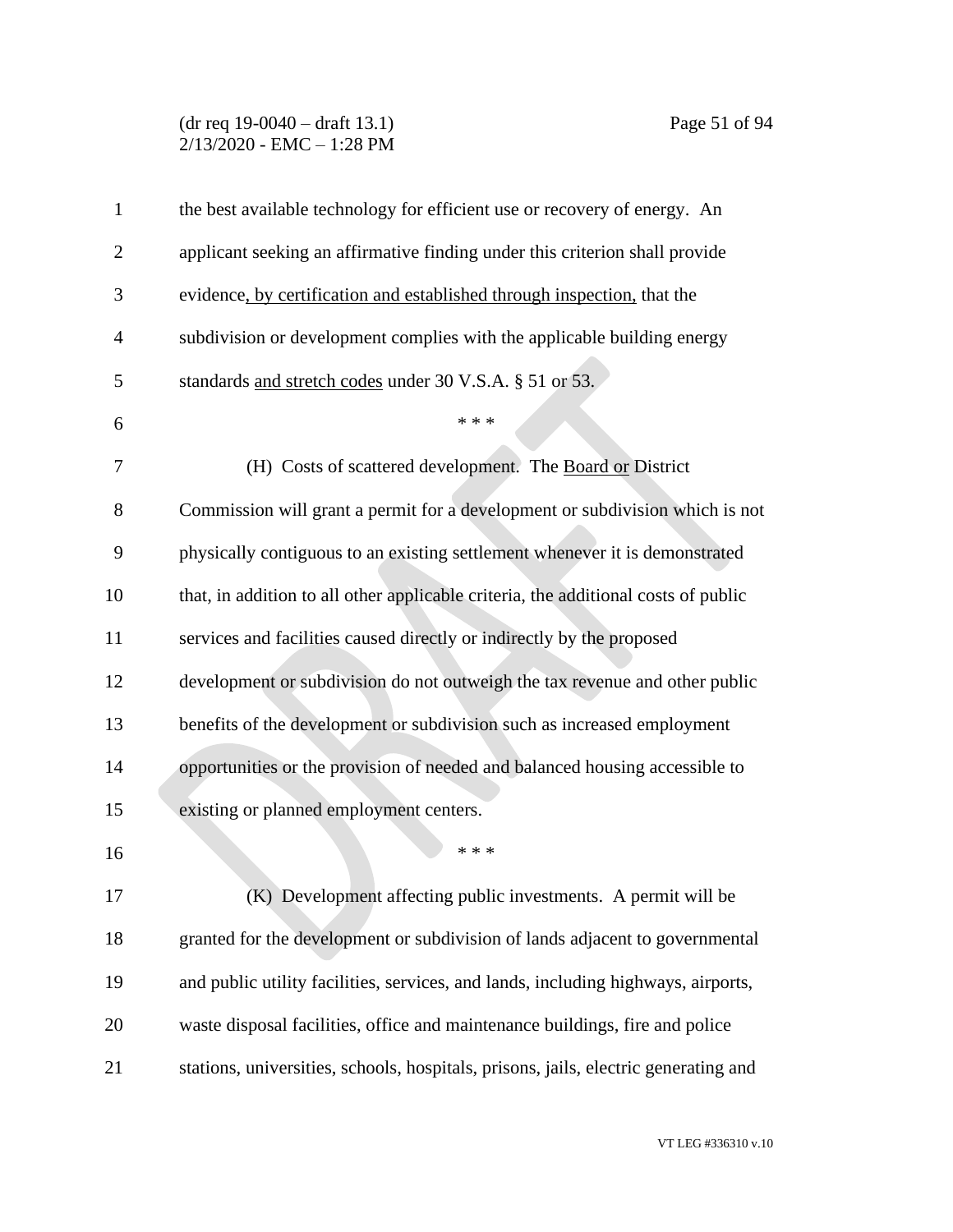the best available technology for efficient use or recovery of energy. An applicant seeking an affirmative finding under this criterion shall provide evidence, by certification and established through inspection, that the subdivision or development complies with the applicable building energy standards and stretch codes under 30 V.S.A. § 51 or 53.

\* \* \*

(H) Costs of scattered development. The Board or District Commission will grant a permit for a development or subdivision which is not physically contiguous to an existing settlement whenever it is demonstrated that, in addition to all other applicable criteria, the additional costs of public services and facilities caused directly or indirectly by the proposed development or subdivision do not outweigh the tax revenue and other public benefits of the development or subdivision such as increased employment opportunities or the provision of needed and balanced housing accessible to existing or planned employment centers.

\* \* \*

(K) Development affecting public investments. A permit will be granted for the development or subdivision of lands adjacent to governmental and public utility facilities, services, and lands, including highways, airports, waste disposal facilities, office and maintenance buildings, fire and police stations, universities, schools, hospitals, prisons, jails, electric generating and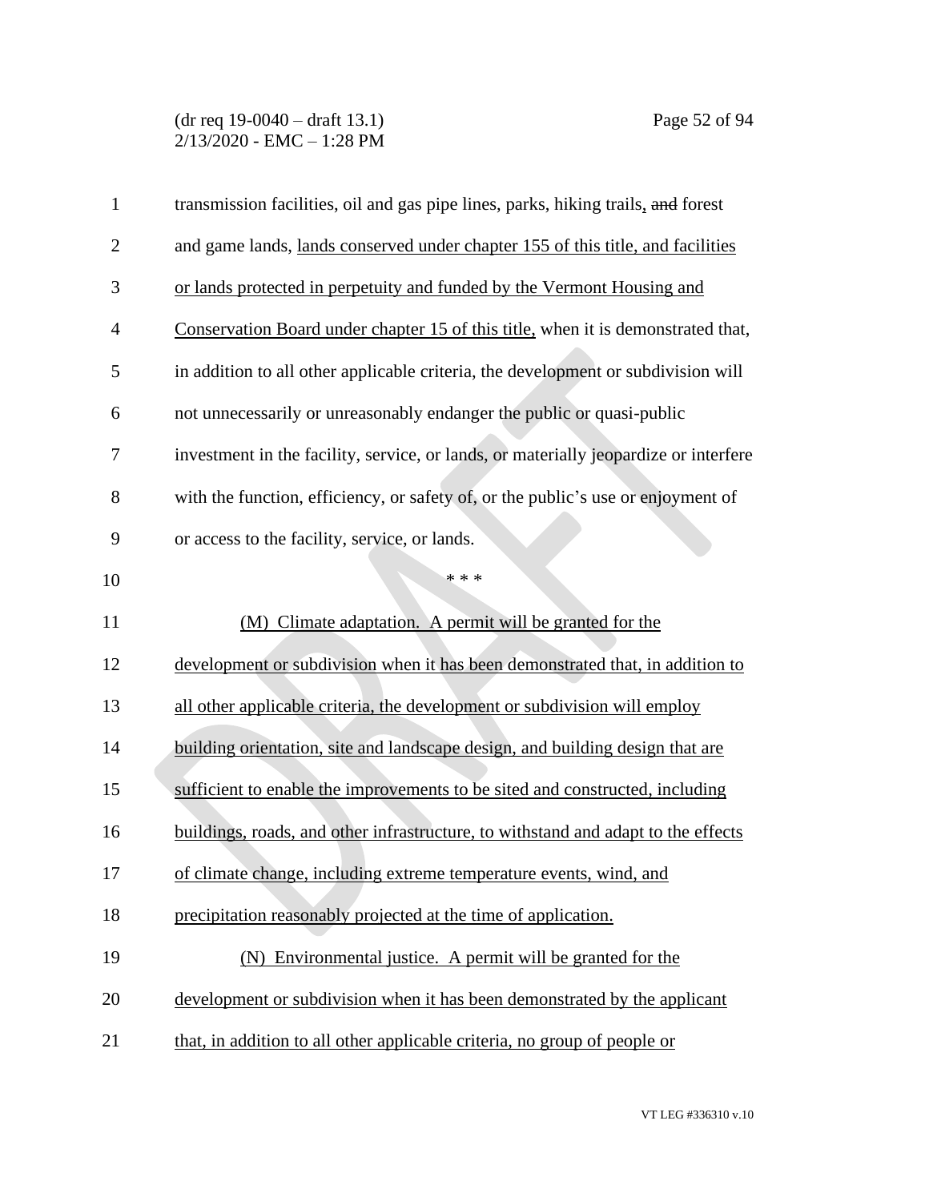transmission facilities, oil and gas pipe lines, parks, hiking trails, ~~and~~ forest and game lands, lands conserved under chapter 155 of this title, and facilities or lands protected in perpetuity and funded by the Vermont Housing and Conservation Board under chapter 15 of this title, when it is demonstrated that, in addition to all other applicable criteria, the development or subdivision will not unnecessarily or unreasonably endanger the public or quasi-public investment in the facility, service, or lands, or materially jeopardize or interfere with the function, efficiency, or safety of, or the public's use or enjoyment of or access to the facility, service, or lands.

\* \* \*

(M) Climate adaptation. A permit will be granted for the development or subdivision when it has been demonstrated that, in addition to all other applicable criteria, the development or subdivision will employ building orientation, site and landscape design, and building design that are sufficient to enable the improvements to be sited and constructed, including buildings, roads, and other infrastructure, to withstand and adapt to the effects of climate change, including extreme temperature events, wind, and precipitation reasonably projected at the time of application.

(N) Environmental justice. A permit will be granted for the development or subdivision when it has been demonstrated by the applicant that, in addition to all other applicable criteria, no group of people or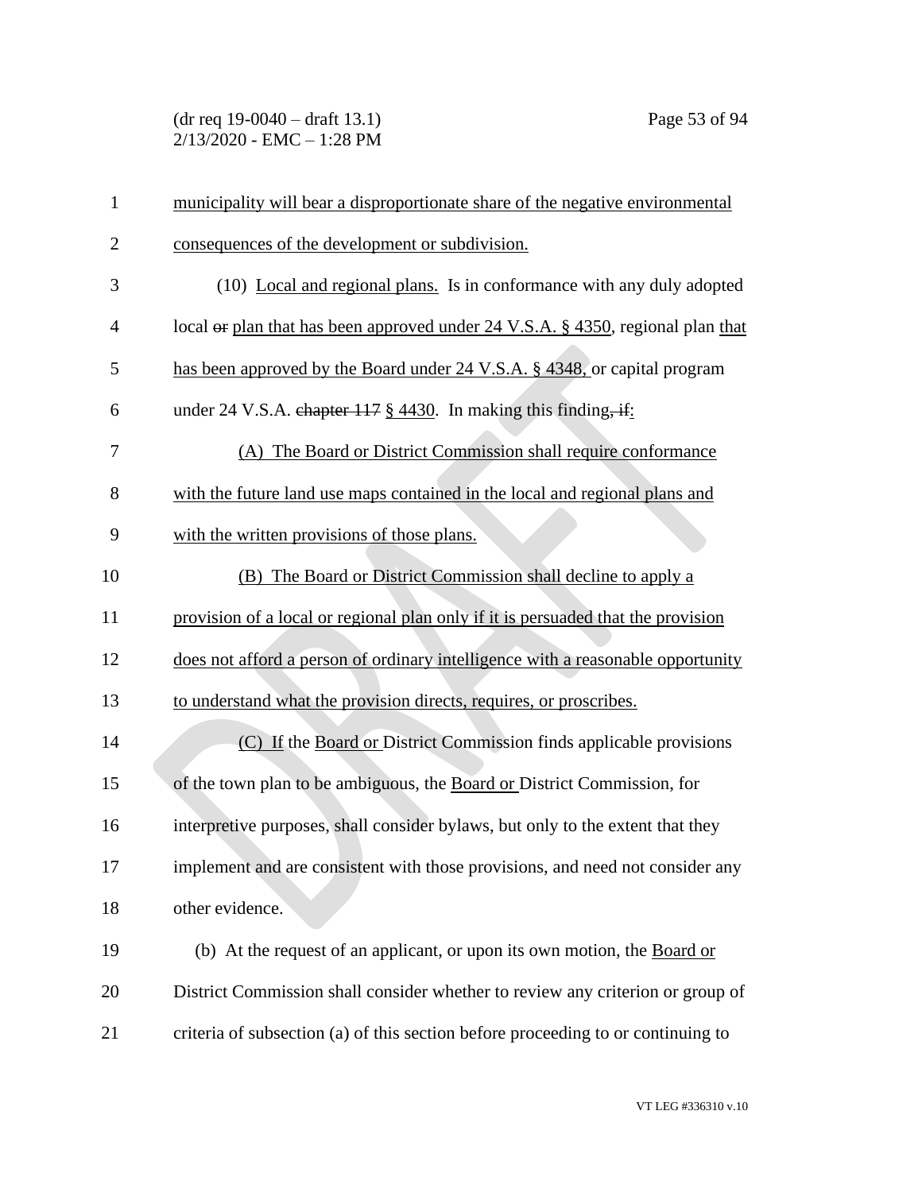municipality will bear a disproportionate share of the negative environmental consequences of the development or subdivision.

(10) Local and regional plans. Is in conformance with any duly adopted local ~~or~~ plan that has been approved under 24 V.S.A. § 4350, regional plan that has been approved by the Board under 24 V.S.A. § 4348, or capital program under 24 V.S.A. ~~chapter 117~~ § 4430. In making this finding~~, if~~:

(A) The Board or District Commission shall require conformance with the future land use maps contained in the local and regional plans and with the written provisions of those plans.

(B) The Board or District Commission shall decline to apply a provision of a local or regional plan only if it is persuaded that the provision does not afford a person of ordinary intelligence with a reasonable opportunity to understand what the provision directs, requires, or proscribes.

(C) If the Board or District Commission finds applicable provisions of the town plan to be ambiguous, the Board or District Commission, for interpretive purposes, shall consider bylaws, but only to the extent that they implement and are consistent with those provisions, and need not consider any other evidence.

(b) At the request of an applicant, or upon its own motion, the Board or District Commission shall consider whether to review any criterion or group of criteria of subsection (a) of this section before proceeding to or continuing to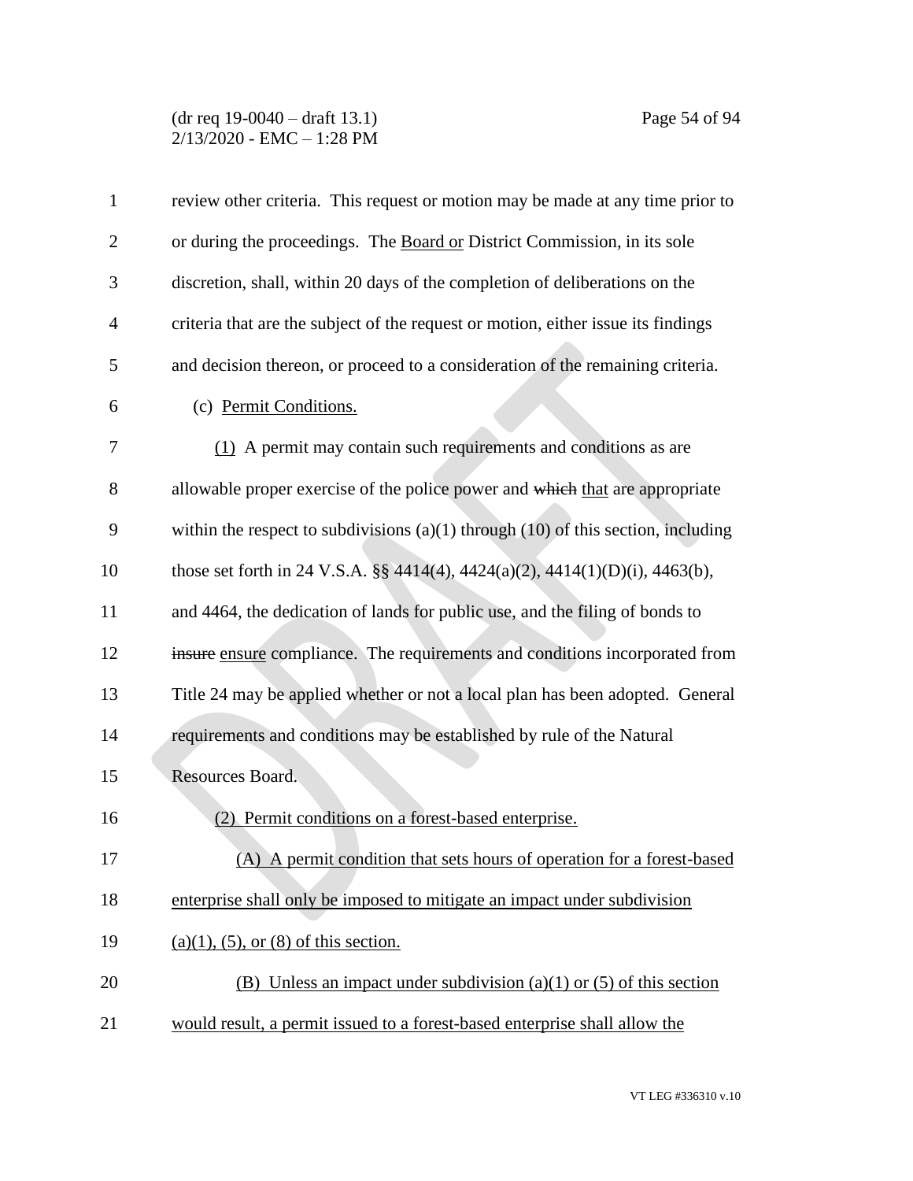review other criteria. This request or motion may be made at any time prior to or during the proceedings. The <u>Board or</u> District Commission, in its sole discretion, shall, within 20 days of the completion of deliberations on the criteria that are the subject of the request or motion, either issue its findings and decision thereon, or proceed to a consideration of the remaining criteria.

(c) <u>Permit Conditions.</u>

<u>(1)</u> A permit may contain such requirements and conditions as are allowable proper exercise of the police power and ~~which~~ <u>that</u> are appropriate within the respect to subdivisions (a)(1) through (10) of this section, including those set forth in 24 V.S.A. §§ 4414(4), 4424(a)(2), 4414(1)(D)(i), 4463(b), and 4464, the dedication of lands for public use, and the filing of bonds to ~~insure~~ <u>ensure</u> compliance. The requirements and conditions incorporated from Title 24 may be applied whether or not a local plan has been adopted. General requirements and conditions may be established by rule of the Natural Resources Board.

<u>(2) Permit conditions on a forest-based enterprise.</u>

<u>(A) A permit condition that sets hours of operation for a forest-based enterprise shall only be imposed to mitigate an impact under subdivision (a)(1), (5), or (8) of this section.</u>

<u>(B) Unless an impact under subdivision (a)(1) or (5) of this section would result, a permit issued to a forest-based enterprise shall allow the</u>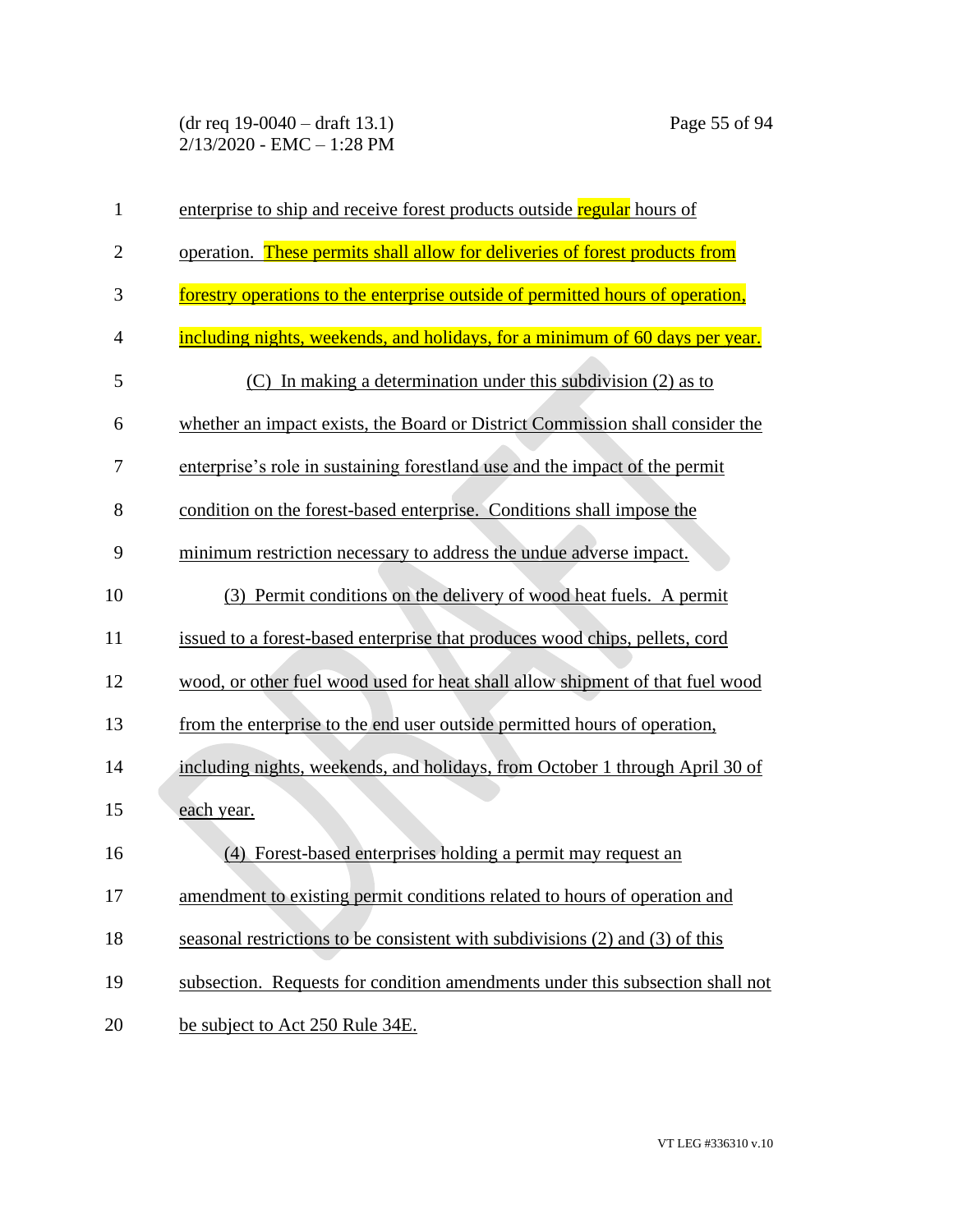enterprise to ship and receive forest products outside regular hours of operation. These permits shall allow for deliveries of forest products from forestry operations to the enterprise outside of permitted hours of operation, including nights, weekends, and holidays, for a minimum of 60 days per year.

(C) In making a determination under this subdivision (2) as to whether an impact exists, the Board or District Commission shall consider the enterprise's role in sustaining forestland use and the impact of the permit condition on the forest-based enterprise. Conditions shall impose the minimum restriction necessary to address the undue adverse impact.

(3) Permit conditions on the delivery of wood heat fuels. A permit issued to a forest-based enterprise that produces wood chips, pellets, cord wood, or other fuel wood used for heat shall allow shipment of that fuel wood from the enterprise to the end user outside permitted hours of operation, including nights, weekends, and holidays, from October 1 through April 30 of each year.

(4) Forest-based enterprises holding a permit may request an amendment to existing permit conditions related to hours of operation and seasonal restrictions to be consistent with subdivisions (2) and (3) of this subsection. Requests for condition amendments under this subsection shall not be subject to Act 250 Rule 34E.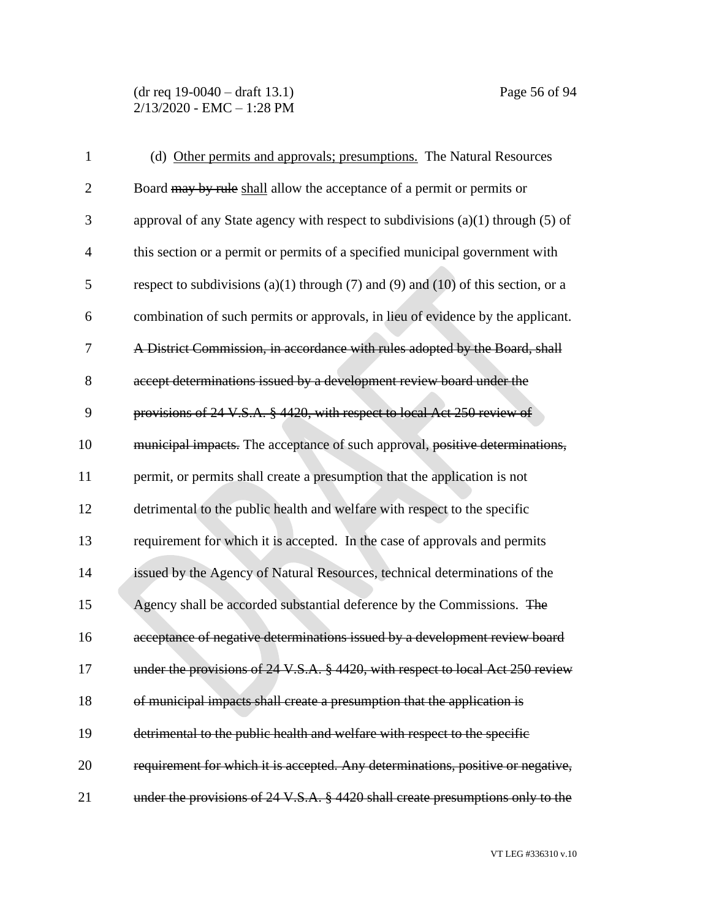(d) <u>Other permits and approvals; presumptions.</u> The Natural Resources Board ~~may by rule~~ <u>shall</u> allow the acceptance of a permit or permits or approval of any State agency with respect to subdivisions (a)(1) through (5) of this section or a permit or permits of a specified municipal government with respect to subdivisions (a)(1) through (7) and (9) and (10) of this section, or a combination of such permits or approvals, in lieu of evidence by the applicant. ~~A District Commission, in accordance with rules adopted by the Board, shall accept determinations issued by a development review board under the provisions of 24 V.S.A. § 4420, with respect to local Act 250 review of municipal impacts.~~ The acceptance of such approval, ~~positive determinations,~~ permit, or permits shall create a presumption that the application is not detrimental to the public health and welfare with respect to the specific requirement for which it is accepted. In the case of approvals and permits issued by the Agency of Natural Resources, technical determinations of the Agency shall be accorded substantial deference by the Commissions. ~~The acceptance of negative determinations issued by a development review board under the provisions of 24 V.S.A. § 4420, with respect to local Act 250 review of municipal impacts shall create a presumption that the application is detrimental to the public health and welfare with respect to the specific requirement for which it is accepted. Any determinations, positive or negative, under the provisions of 24 V.S.A. § 4420 shall create presumptions only to the~~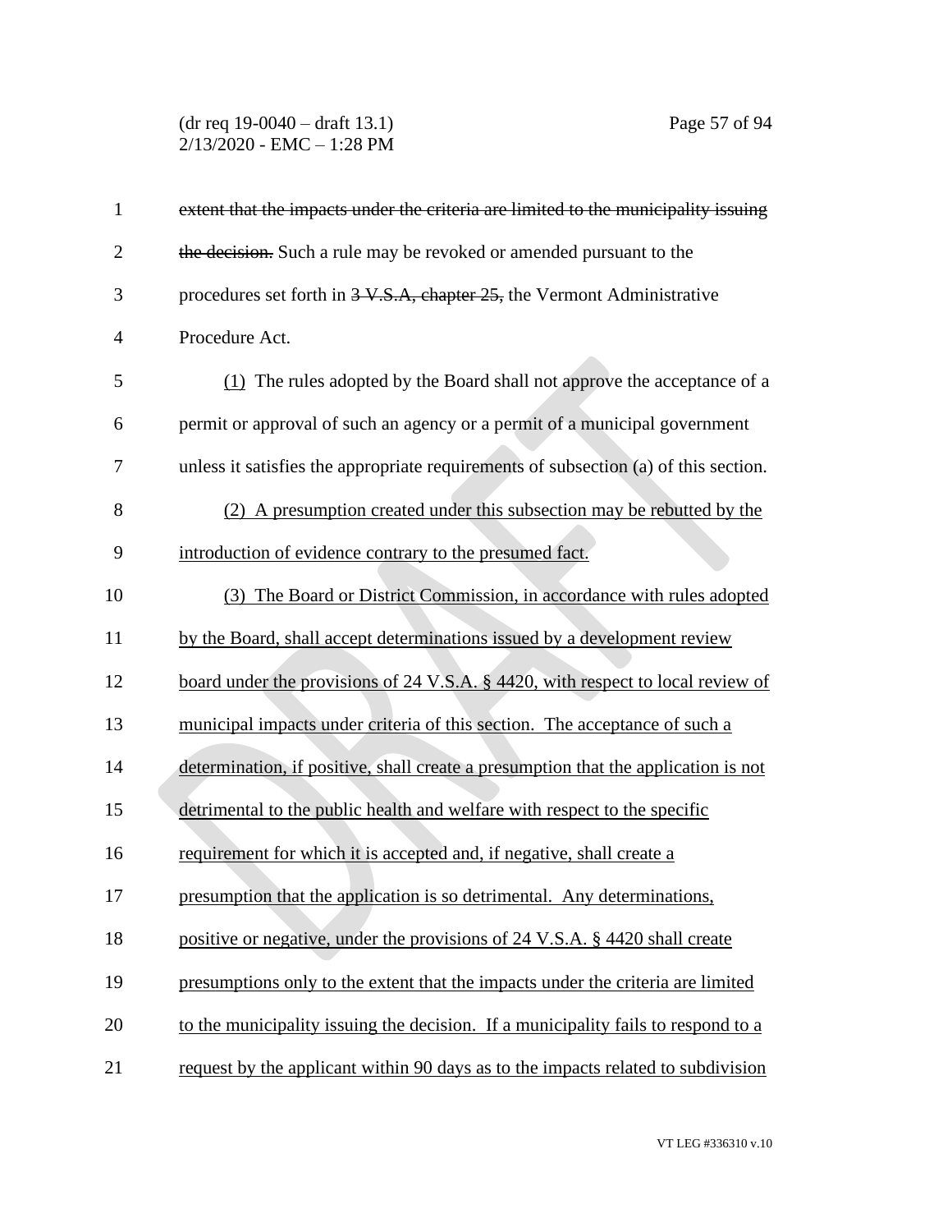~~extent that the impacts under the criteria are limited to the municipality issuing the decision.~~ Such a rule may be revoked or amended pursuant to the procedures set forth in ~~3 V.S.A, chapter 25,~~ the Vermont Administrative Procedure Act.

<u>(1)</u> The rules adopted by the Board shall not approve the acceptance of a permit or approval of such an agency or a permit of a municipal government unless it satisfies the appropriate requirements of subsection (a) of this section.

<u>(2) A presumption created under this subsection may be rebutted by the introduction of evidence contrary to the presumed fact.</u>

<u>(3) The Board or District Commission, in accordance with rules adopted by the Board, shall accept determinations issued by a development review board under the provisions of 24 V.S.A. § 4420, with respect to local review of municipal impacts under criteria of this section. The acceptance of such a determination, if positive, shall create a presumption that the application is not detrimental to the public health and welfare with respect to the specific requirement for which it is accepted and, if negative, shall create a presumption that the application is so detrimental. Any determinations, positive or negative, under the provisions of 24 V.S.A. § 4420 shall create presumptions only to the extent that the impacts under the criteria are limited to the municipality issuing the decision. If a municipality fails to respond to a request by the applicant within 90 days as to the impacts related to subdivision</u>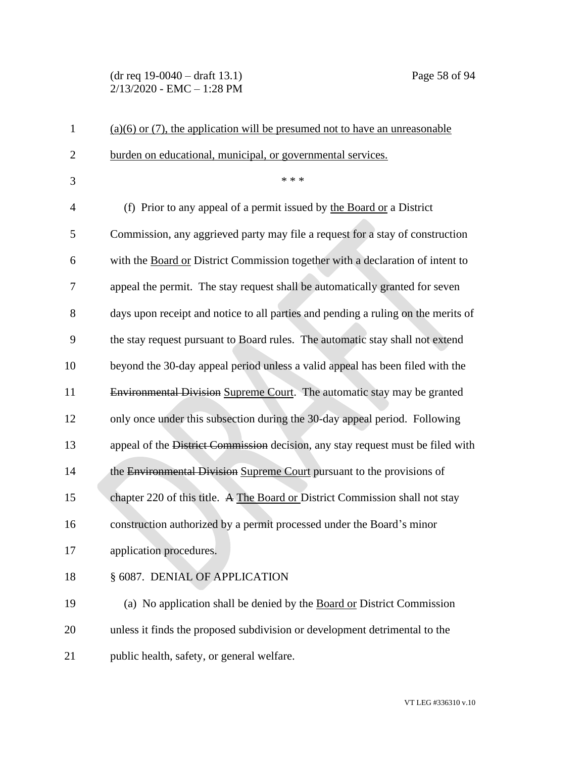(a)(6) or (7), the application will be presumed not to have an unreasonable burden on educational, municipal, or governmental services.

\* \* \*

(f) Prior to any appeal of a permit issued by the Board or a District Commission, any aggrieved party may file a request for a stay of construction with the Board or District Commission together with a declaration of intent to appeal the permit. The stay request shall be automatically granted for seven days upon receipt and notice to all parties and pending a ruling on the merits of the stay request pursuant to Board rules. The automatic stay shall not extend beyond the 30-day appeal period unless a valid appeal has been filed with the ~~Environmental Division~~ Supreme Court. The automatic stay may be granted only once under this subsection during the 30-day appeal period. Following appeal of the ~~District Commission~~ decision, any stay request must be filed with the ~~Environmental Division~~ Supreme Court pursuant to the provisions of chapter 220 of this title. ~~A~~ The Board or District Commission shall not stay construction authorized by a permit processed under the Board's minor application procedures.

§ 6087. DENIAL OF APPLICATION

(a) No application shall be denied by the Board or District Commission unless it finds the proposed subdivision or development detrimental to the public health, safety, or general welfare.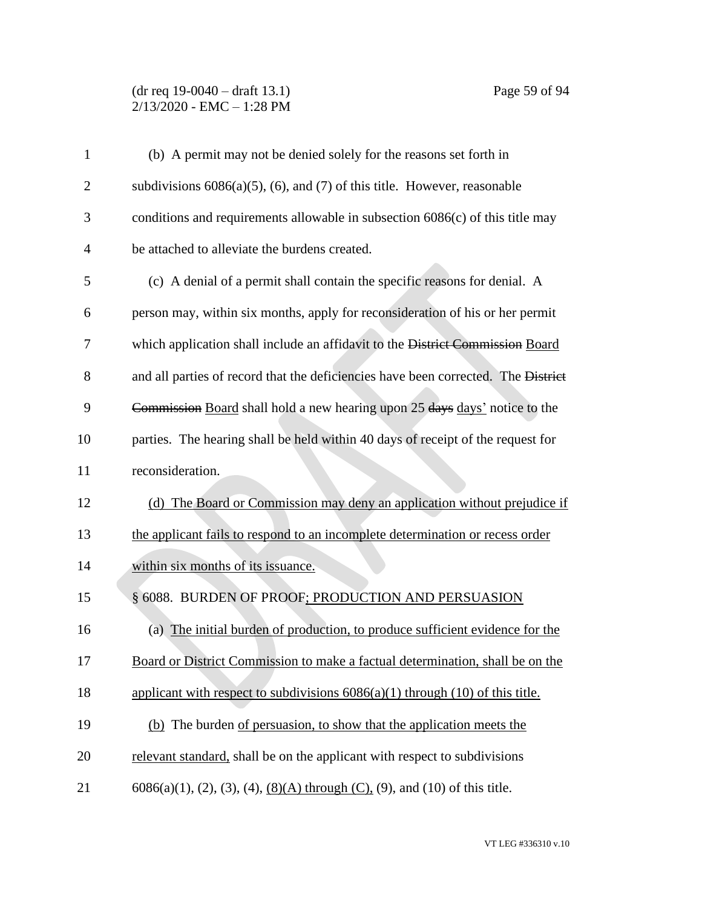(b) A permit may not be denied solely for the reasons set forth in subdivisions 6086(a)(5), (6), and (7) of this title. However, reasonable conditions and requirements allowable in subsection 6086(c) of this title may be attached to alleviate the burdens created.

(c) A denial of a permit shall contain the specific reasons for denial. A person may, within six months, apply for reconsideration of his or her permit which application shall include an affidavit to the ~~District Commission~~ Board and all parties of record that the deficiencies have been corrected. The ~~District Commission~~ Board shall hold a new hearing upon 25 ~~days~~ days' notice to the parties. The hearing shall be held within 40 days of receipt of the request for reconsideration.

(d) The Board or Commission may deny an application without prejudice if the applicant fails to respond to an incomplete determination or recess order within six months of its issuance.

§ 6088. BURDEN OF PROOF; PRODUCTION AND PERSUASION

(a) The initial burden of production, to produce sufficient evidence for the Board or District Commission to make a factual determination, shall be on the applicant with respect to subdivisions 6086(a)(1) through (10) of this title.

(b) The burden of persuasion, to show that the application meets the relevant standard, shall be on the applicant with respect to subdivisions 6086(a)(1), (2), (3), (4), (8)(A) through (C), (9), and (10) of this title.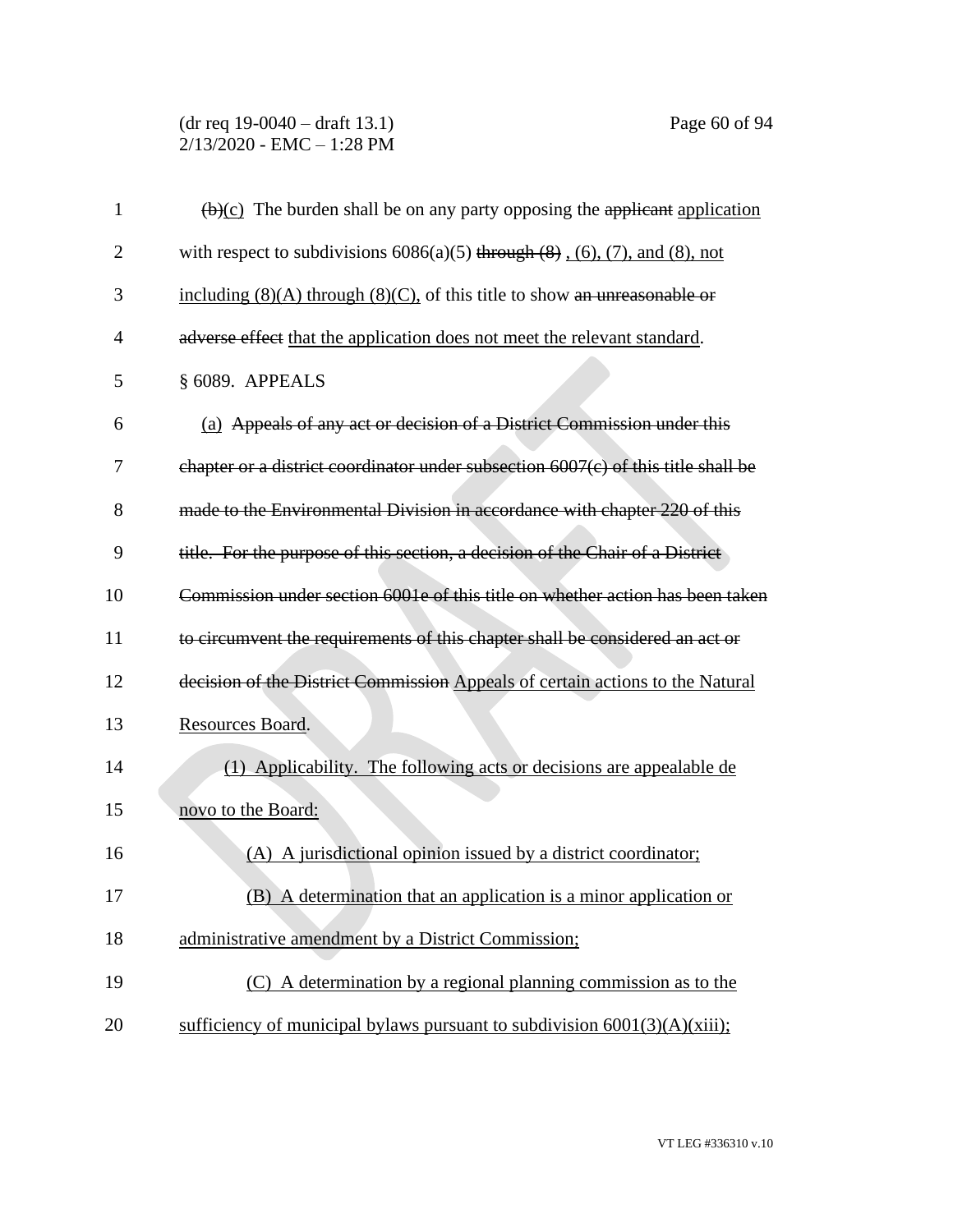~~(b)~~(c) The burden shall be on any party opposing the ~~applicant~~ application with respect to subdivisions 6086(a)(5) ~~through (8)~~ , (6), (7), and (8), not including (8)(A) through (8)(C), of this title to show ~~an unreasonable or adverse effect~~ that the application does not meet the relevant standard.

§ 6089. APPEALS

(a) ~~Appeals of any act or decision of a District Commission under this chapter or a district coordinator under subsection 6007(c) of this title shall be made to the Environmental Division in accordance with chapter 220 of this title. For the purpose of this section, a decision of the Chair of a District Commission under section 6001e of this title on whether action has been taken to circumvent the requirements of this chapter shall be considered an act or decision of the District Commission~~ Appeals of certain actions to the Natural Resources Board.

(1) Applicability. The following acts or decisions are appealable de novo to the Board:

(A) A jurisdictional opinion issued by a district coordinator;

(B) A determination that an application is a minor application or administrative amendment by a District Commission;

(C) A determination by a regional planning commission as to the sufficiency of municipal bylaws pursuant to subdivision 6001(3)(A)(xiii);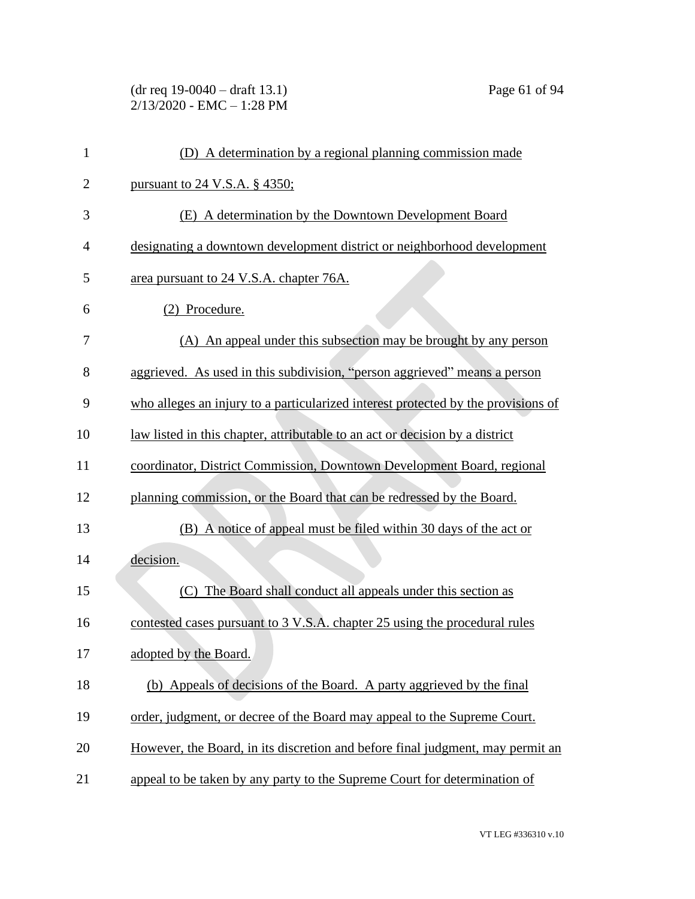(D) A determination by a regional planning commission made pursuant to 24 V.S.A. § 4350;

(E) A determination by the Downtown Development Board designating a downtown development district or neighborhood development area pursuant to 24 V.S.A. chapter 76A.

(2) Procedure.

(A) An appeal under this subsection may be brought by any person aggrieved. As used in this subdivision, "person aggrieved" means a person who alleges an injury to a particularized interest protected by the provisions of law listed in this chapter, attributable to an act or decision by a district coordinator, District Commission, Downtown Development Board, regional planning commission, or the Board that can be redressed by the Board.

(B) A notice of appeal must be filed within 30 days of the act or decision.

(C) The Board shall conduct all appeals under this section as contested cases pursuant to 3 V.S.A. chapter 25 using the procedural rules adopted by the Board.

(b) Appeals of decisions of the Board. A party aggrieved by the final order, judgment, or decree of the Board may appeal to the Supreme Court. However, the Board, in its discretion and before final judgment, may permit an appeal to be taken by any party to the Supreme Court for determination of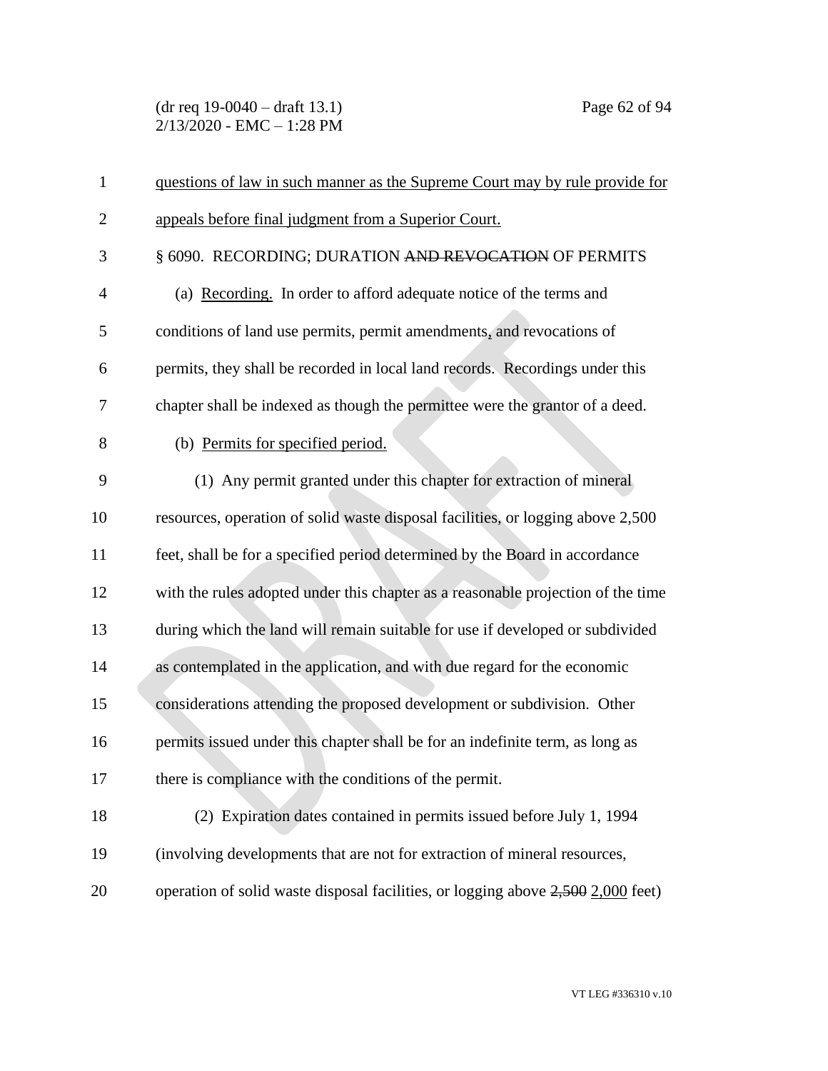questions of law in such manner as the Supreme Court may by rule provide for appeals before final judgment from a Superior Court.

§ 6090. RECORDING; DURATION ~~AND REVOCATION~~ OF PERMITS

(a) Recording. In order to afford adequate notice of the terms and conditions of land use permits, permit amendments, and revocations of permits, they shall be recorded in local land records. Recordings under this chapter shall be indexed as though the permittee were the grantor of a deed.

(b) Permits for specified period.

(1) Any permit granted under this chapter for extraction of mineral resources, operation of solid waste disposal facilities, or logging above 2,500 feet, shall be for a specified period determined by the Board in accordance with the rules adopted under this chapter as a reasonable projection of the time during which the land will remain suitable for use if developed or subdivided as contemplated in the application, and with due regard for the economic considerations attending the proposed development or subdivision. Other permits issued under this chapter shall be for an indefinite term, as long as there is compliance with the conditions of the permit.

(2) Expiration dates contained in permits issued before July 1, 1994 (involving developments that are not for extraction of mineral resources, operation of solid waste disposal facilities, or logging above ~~2,500~~ 2,000 feet)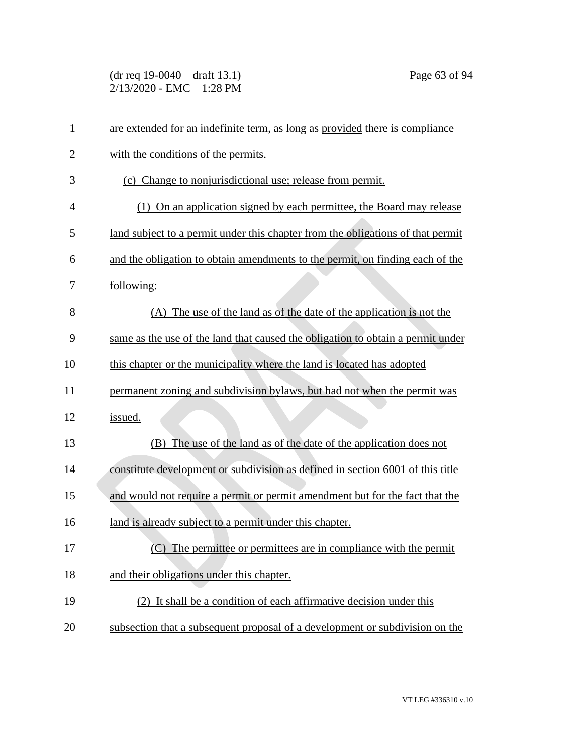are extended for an indefinite term~~, as long as~~ provided there is compliance with the conditions of the permits.

(c) Change to nonjurisdictional use; release from permit.

(1) On an application signed by each permittee, the Board may release land subject to a permit under this chapter from the obligations of that permit and the obligation to obtain amendments to the permit, on finding each of the following:

(A) The use of the land as of the date of the application is not the same as the use of the land that caused the obligation to obtain a permit under this chapter or the municipality where the land is located has adopted permanent zoning and subdivision bylaws, but had not when the permit was issued.

(B) The use of the land as of the date of the application does not constitute development or subdivision as defined in section 6001 of this title and would not require a permit or permit amendment but for the fact that the land is already subject to a permit under this chapter.

(C) The permittee or permittees are in compliance with the permit and their obligations under this chapter.

(2) It shall be a condition of each affirmative decision under this subsection that a subsequent proposal of a development or subdivision on the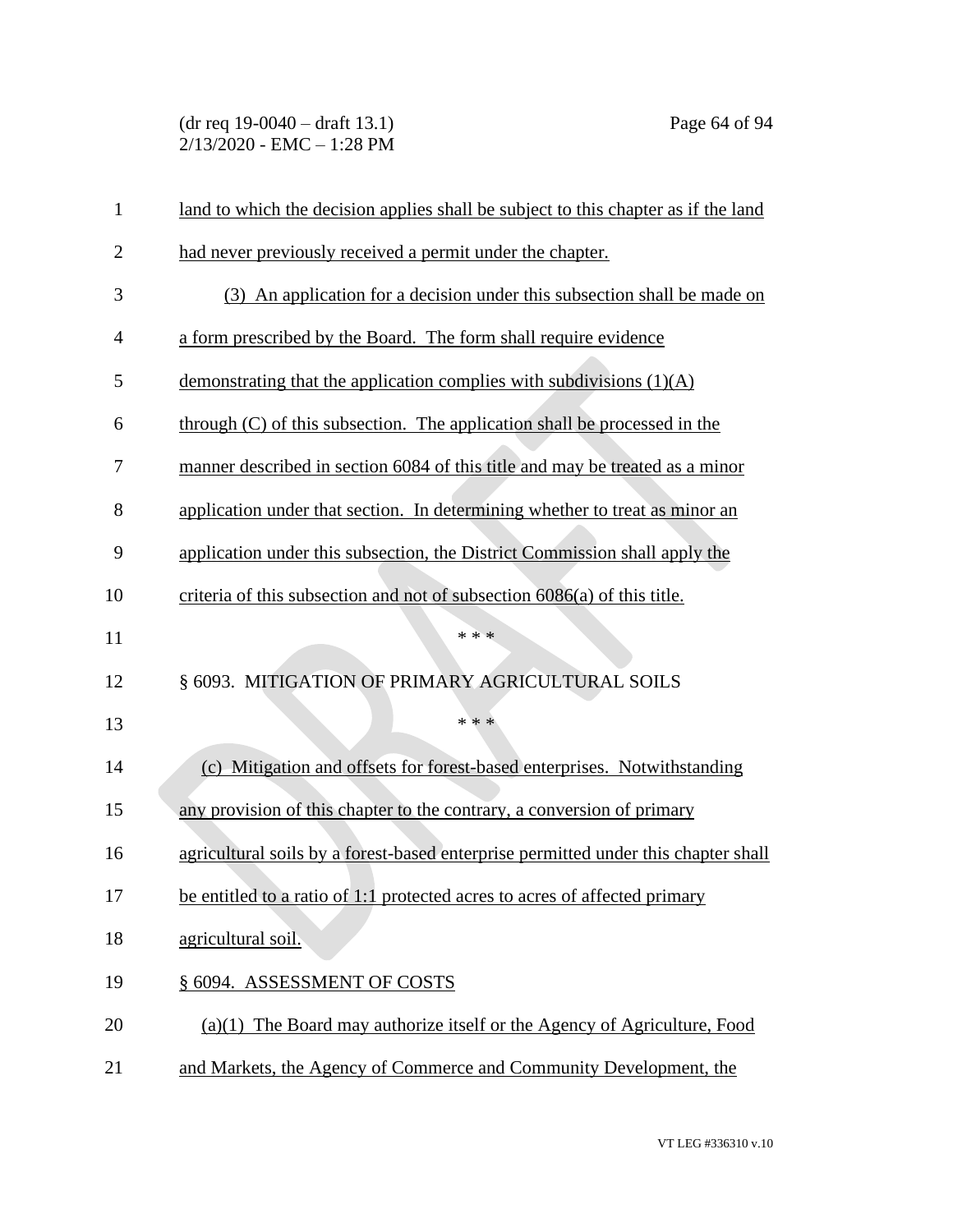land to which the decision applies shall be subject to this chapter as if the land had never previously received a permit under the chapter.

(3) An application for a decision under this subsection shall be made on a form prescribed by the Board. The form shall require evidence demonstrating that the application complies with subdivisions (1)(A) through (C) of this subsection. The application shall be processed in the manner described in section 6084 of this title and may be treated as a minor application under that section. In determining whether to treat as minor an application under this subsection, the District Commission shall apply the criteria of this subsection and not of subsection 6086(a) of this title.

\* \* \*

§ 6093. MITIGATION OF PRIMARY AGRICULTURAL SOILS

\* \* \*

(c) Mitigation and offsets for forest-based enterprises. Notwithstanding any provision of this chapter to the contrary, a conversion of primary agricultural soils by a forest-based enterprise permitted under this chapter shall be entitled to a ratio of 1:1 protected acres to acres of affected primary agricultural soil.

§ 6094. ASSESSMENT OF COSTS

(a)(1) The Board may authorize itself or the Agency of Agriculture, Food and Markets, the Agency of Commerce and Community Development, the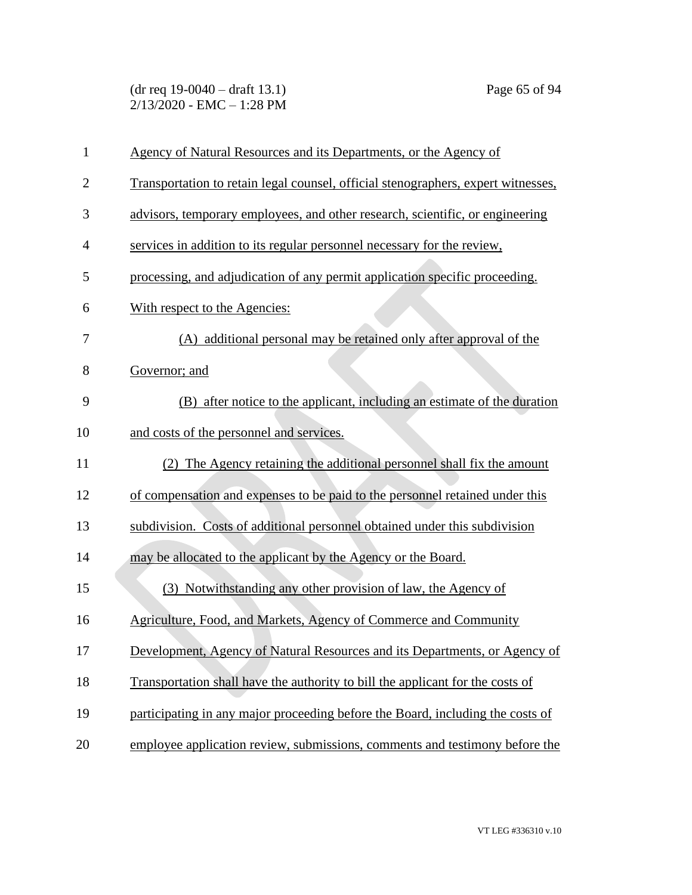Agency of Natural Resources and its Departments, or the Agency of Transportation to retain legal counsel, official stenographers, expert witnesses, advisors, temporary employees, and other research, scientific, or engineering services in addition to its regular personnel necessary for the review, processing, and adjudication of any permit application specific proceeding. With respect to the Agencies:

(A) additional personal may be retained only after approval of the Governor; and

(B) after notice to the applicant, including an estimate of the duration and costs of the personnel and services.

(2) The Agency retaining the additional personnel shall fix the amount of compensation and expenses to be paid to the personnel retained under this subdivision. Costs of additional personnel obtained under this subdivision may be allocated to the applicant by the Agency or the Board.

(3) Notwithstanding any other provision of law, the Agency of Agriculture, Food, and Markets, Agency of Commerce and Community Development, Agency of Natural Resources and its Departments, or Agency of Transportation shall have the authority to bill the applicant for the costs of participating in any major proceeding before the Board, including the costs of employee application review, submissions, comments and testimony before the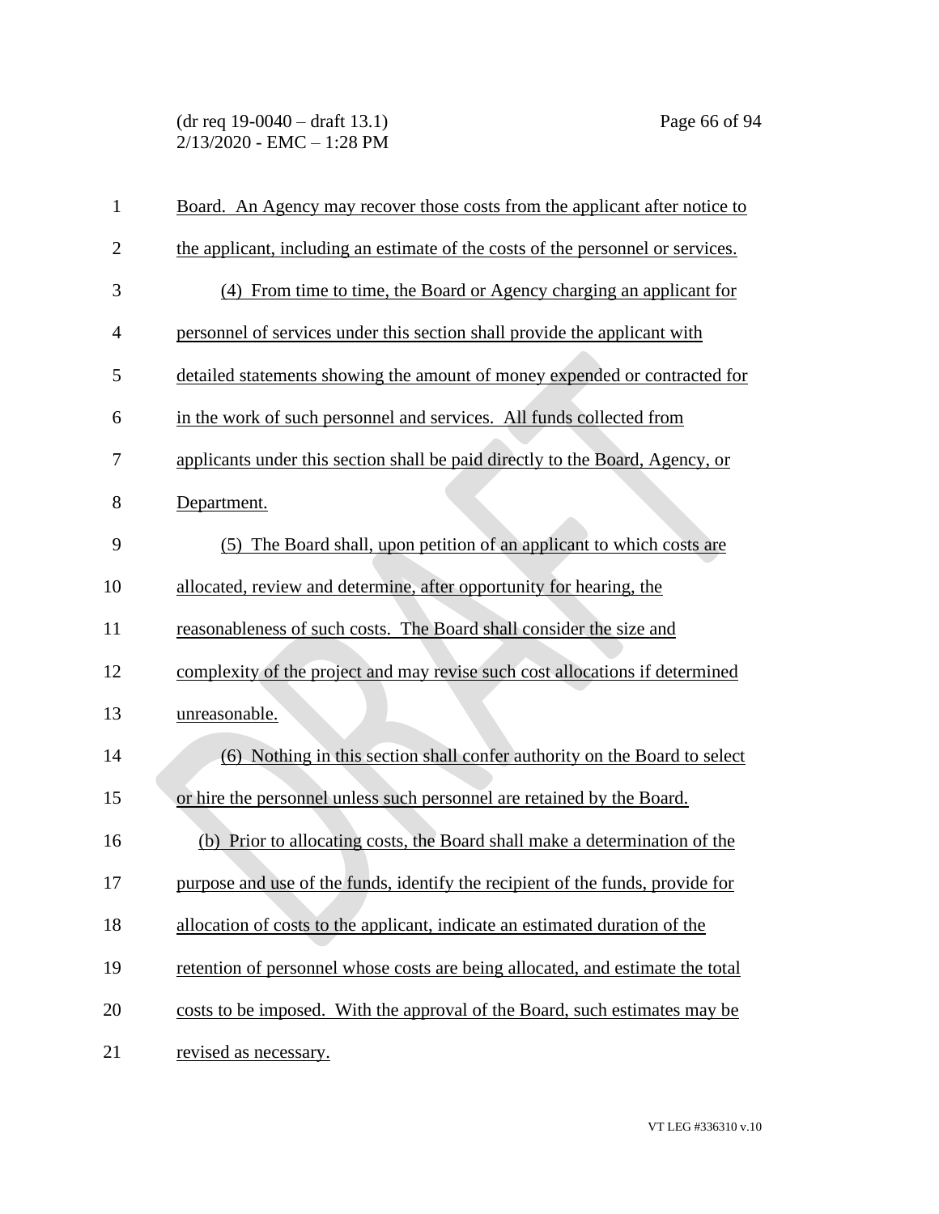Board. An Agency may recover those costs from the applicant after notice to the applicant, including an estimate of the costs of the personnel or services.

(4) From time to time, the Board or Agency charging an applicant for personnel of services under this section shall provide the applicant with detailed statements showing the amount of money expended or contracted for in the work of such personnel and services. All funds collected from applicants under this section shall be paid directly to the Board, Agency, or Department.

(5) The Board shall, upon petition of an applicant to which costs are allocated, review and determine, after opportunity for hearing, the reasonableness of such costs. The Board shall consider the size and complexity of the project and may revise such cost allocations if determined unreasonable.

(6) Nothing in this section shall confer authority on the Board to select or hire the personnel unless such personnel are retained by the Board.

(b) Prior to allocating costs, the Board shall make a determination of the purpose and use of the funds, identify the recipient of the funds, provide for allocation of costs to the applicant, indicate an estimated duration of the retention of personnel whose costs are being allocated, and estimate the total costs to be imposed. With the approval of the Board, such estimates may be revised as necessary.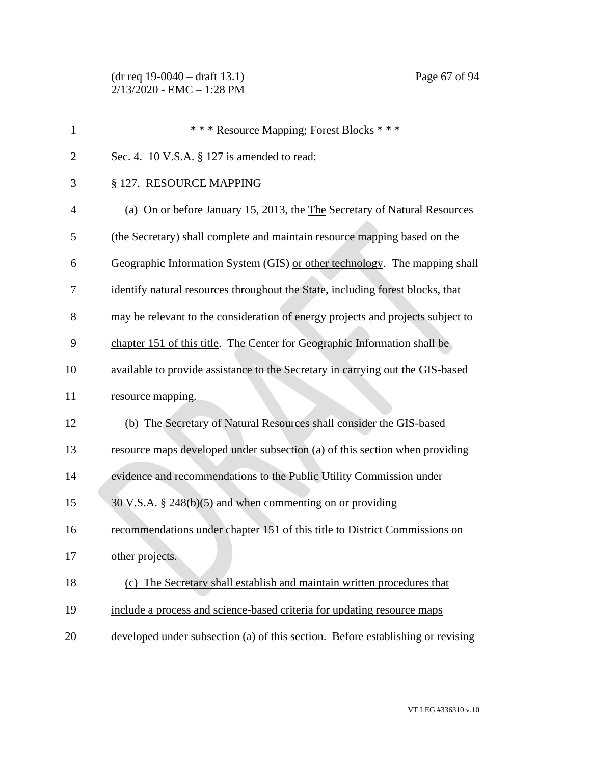\* \* \* Resource Mapping; Forest Blocks \* \* \*

Sec. 4. 10 V.S.A. § 127 is amended to read:

§ 127. RESOURCE MAPPING

(a) ~~On or before January 15, 2013, the~~ <u>The</u> Secretary of Natural Resources <u>(the Secretary)</u> shall complete <u>and maintain</u> resource mapping based on the Geographic Information System (GIS) <u>or other technology</u>. The mapping shall identify natural resources throughout the State<u>, including forest blocks,</u> that may be relevant to the consideration of energy projects <u>and projects subject to chapter 151 of this title</u>. The Center for Geographic Information shall be available to provide assistance to the Secretary in carrying out the ~~GIS-based~~ resource mapping.

(b) The Secretary ~~of Natural Resources~~ shall consider the ~~GIS-based~~ resource maps developed under subsection (a) of this section when providing evidence and recommendations to the Public Utility Commission under 30 V.S.A. § 248(b)(5) and when commenting on or providing recommendations under chapter 151 of this title to District Commissions on other projects.

<u>(c) The Secretary shall establish and maintain written procedures that include a process and science-based criteria for updating resource maps developed under subsection (a) of this section. Before establishing or revising</u>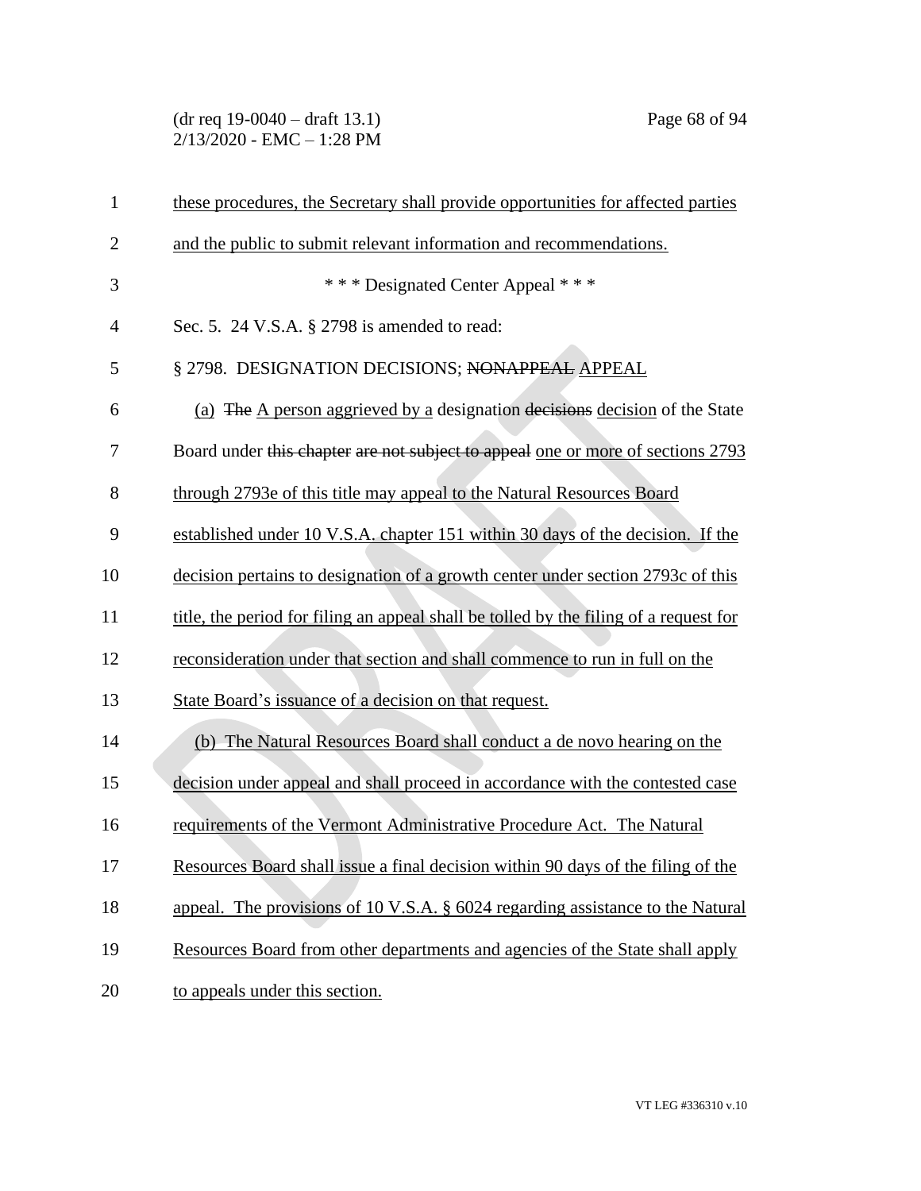these procedures, the Secretary shall provide opportunities for affected parties and the public to submit relevant information and recommendations.

\* \* \* Designated Center Appeal \* \* \*

Sec. 5. 24 V.S.A. § 2798 is amended to read:

§ 2798. DESIGNATION DECISIONS; ~~NONAPPEAL~~ APPEAL

(a) ~~The~~ A person aggrieved by a designation ~~decisions~~ decision of the State Board under ~~this chapter are not subject to appeal~~ one or more of sections 2793 through 2793e of this title may appeal to the Natural Resources Board established under 10 V.S.A. chapter 151 within 30 days of the decision. If the decision pertains to designation of a growth center under section 2793c of this title, the period for filing an appeal shall be tolled by the filing of a request for reconsideration under that section and shall commence to run in full on the State Board's issuance of a decision on that request.

(b) The Natural Resources Board shall conduct a de novo hearing on the decision under appeal and shall proceed in accordance with the contested case requirements of the Vermont Administrative Procedure Act. The Natural Resources Board shall issue a final decision within 90 days of the filing of the appeal. The provisions of 10 V.S.A. § 6024 regarding assistance to the Natural Resources Board from other departments and agencies of the State shall apply to appeals under this section.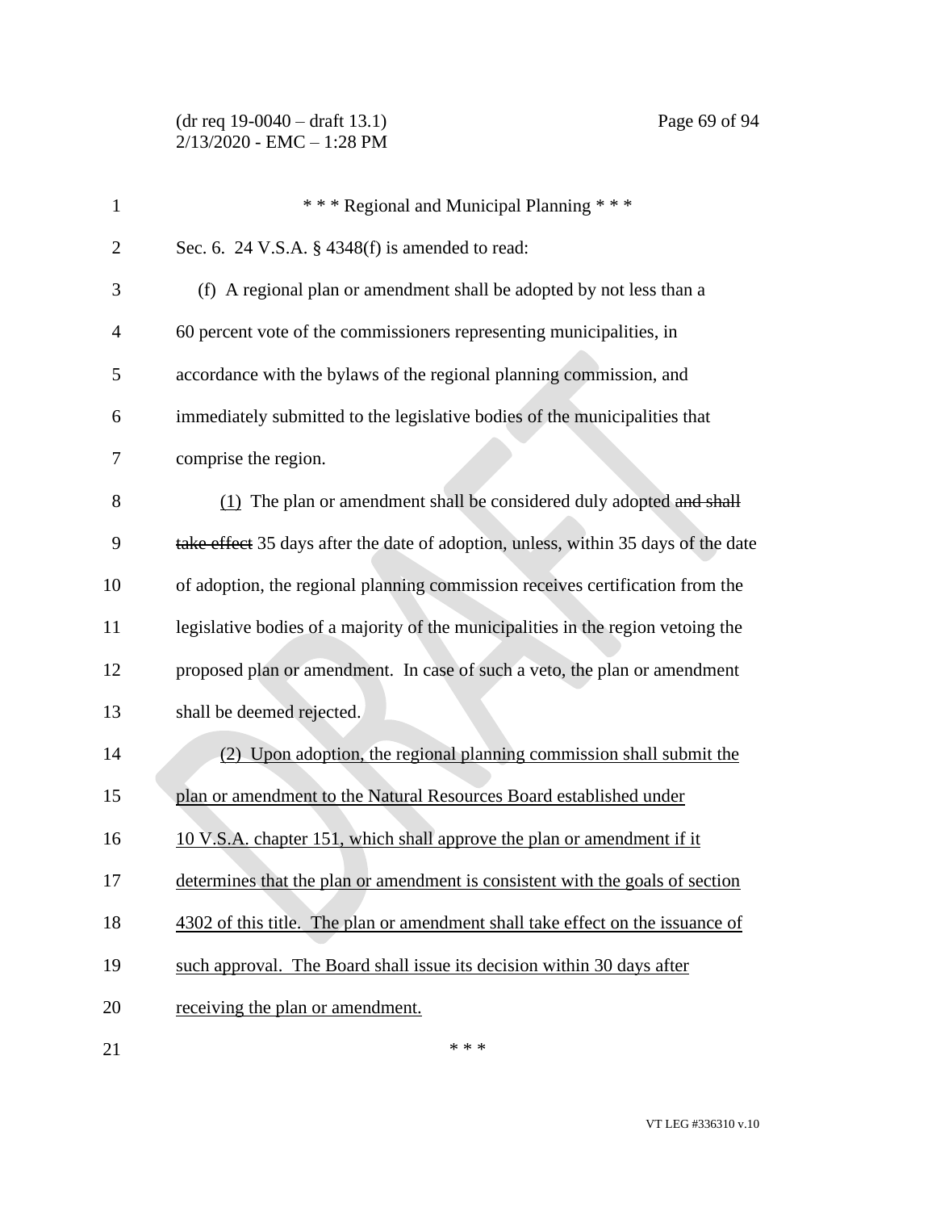\* \* \* Regional and Municipal Planning \* \* \*

Sec. 6. 24 V.S.A. § 4348(f) is amended to read:

(f) A regional plan or amendment shall be adopted by not less than a 60 percent vote of the commissioners representing municipalities, in accordance with the bylaws of the regional planning commission, and immediately submitted to the legislative bodies of the municipalities that comprise the region.

<u>(1)</u> The plan or amendment shall be considered duly adopted ~~and shall take effect~~ 35 days after the date of adoption, unless, within 35 days of the date of adoption, the regional planning commission receives certification from the legislative bodies of a majority of the municipalities in the region vetoing the proposed plan or amendment. In case of such a veto, the plan or amendment shall be deemed rejected.

<u>(2) Upon adoption, the regional planning commission shall submit the plan or amendment to the Natural Resources Board established under 10 V.S.A. chapter 151, which shall approve the plan or amendment if it determines that the plan or amendment is consistent with the goals of section 4302 of this title. The plan or amendment shall take effect on the issuance of such approval. The Board shall issue its decision within 30 days after receiving the plan or amendment.</u>

\* \* \*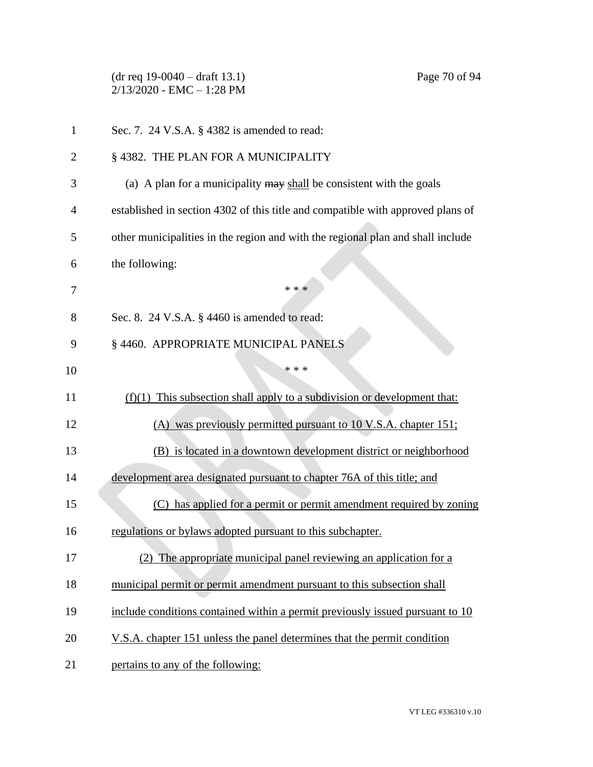Sec. 7. 24 V.S.A. § 4382 is amended to read:

§ 4382. THE PLAN FOR A MUNICIPALITY

(a) A plan for a municipality ~~may~~ shall be consistent with the goals established in section 4302 of this title and compatible with approved plans of other municipalities in the region and with the regional plan and shall include the following:

\* \* \*

Sec. 8. 24 V.S.A. § 4460 is amended to read:

§ 4460. APPROPRIATE MUNICIPAL PANELS

\* \* \*

(f)(1) This subsection shall apply to a subdivision or development that:

(A) was previously permitted pursuant to 10 V.S.A. chapter 151;

(B) is located in a downtown development district or neighborhood development area designated pursuant to chapter 76A of this title; and

(C) has applied for a permit or permit amendment required by zoning regulations or bylaws adopted pursuant to this subchapter.

(2) The appropriate municipal panel reviewing an application for a municipal permit or permit amendment pursuant to this subsection shall include conditions contained within a permit previously issued pursuant to 10 V.S.A. chapter 151 unless the panel determines that the permit condition pertains to any of the following: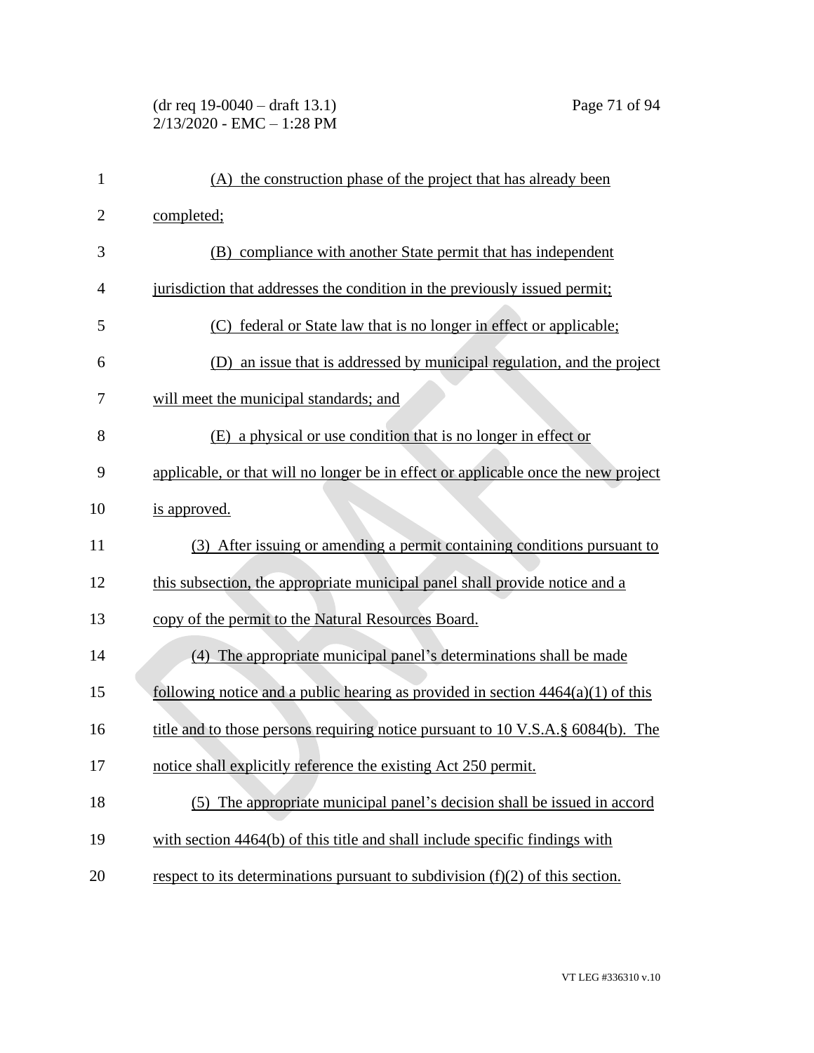(A) the construction phase of the project that has already been completed;

(B) compliance with another State permit that has independent jurisdiction that addresses the condition in the previously issued permit;

(C) federal or State law that is no longer in effect or applicable;

(D) an issue that is addressed by municipal regulation, and the project will meet the municipal standards; and

(E) a physical or use condition that is no longer in effect or applicable, or that will no longer be in effect or applicable once the new project is approved.

(3) After issuing or amending a permit containing conditions pursuant to this subsection, the appropriate municipal panel shall provide notice and a copy of the permit to the Natural Resources Board.

(4) The appropriate municipal panel's determinations shall be made following notice and a public hearing as provided in section 4464(a)(1) of this title and to those persons requiring notice pursuant to 10 V.S.A.§ 6084(b). The notice shall explicitly reference the existing Act 250 permit.

(5) The appropriate municipal panel's decision shall be issued in accord with section 4464(b) of this title and shall include specific findings with respect to its determinations pursuant to subdivision (f)(2) of this section.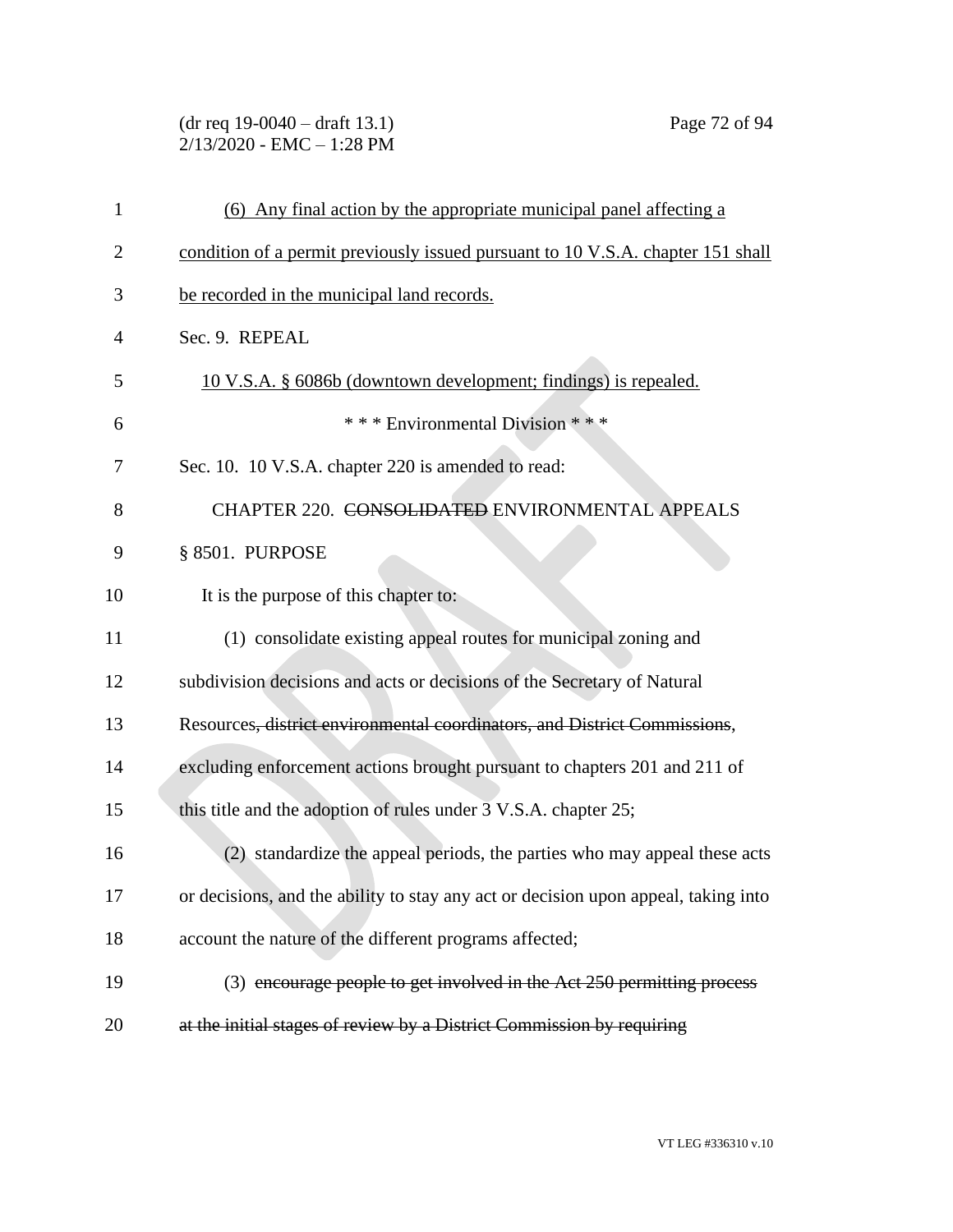(6) Any final action by the appropriate municipal panel affecting a condition of a permit previously issued pursuant to 10 V.S.A. chapter 151 shall be recorded in the municipal land records.

Sec. 9. REPEAL

10 V.S.A. § 6086b (downtown development; findings) is repealed.

\* \* \* Environmental Division \* \* \*

Sec. 10. 10 V.S.A. chapter 220 is amended to read:

CHAPTER 220. ~~CONSOLIDATED~~ ENVIRONMENTAL APPEALS

§ 8501. PURPOSE

It is the purpose of this chapter to:

(1) consolidate existing appeal routes for municipal zoning and subdivision decisions and acts or decisions of the Secretary of Natural Resources~~, district environmental coordinators, and District Commissions~~, excluding enforcement actions brought pursuant to chapters 201 and 211 of this title and the adoption of rules under 3 V.S.A. chapter 25;

(2) standardize the appeal periods, the parties who may appeal these acts or decisions, and the ability to stay any act or decision upon appeal, taking into account the nature of the different programs affected;

(3) ~~encourage people to get involved in the Act 250 permitting process at the initial stages of review by a District Commission by requiring~~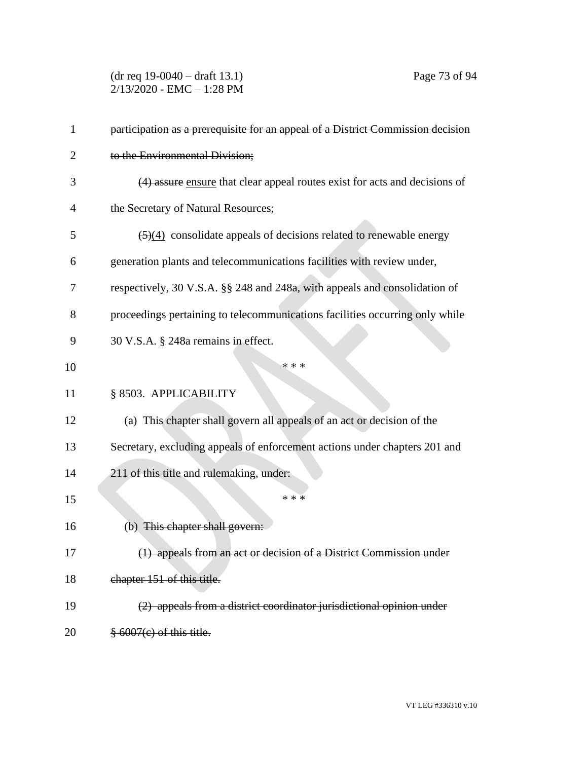~~participation as a prerequisite for an appeal of a District Commission decision to the Environmental Division;~~

~~(4) assure~~ ensure that clear appeal routes exist for acts and decisions of the Secretary of Natural Resources;

~~(5)~~(4) consolidate appeals of decisions related to renewable energy generation plants and telecommunications facilities with review under, respectively, 30 V.S.A. §§ 248 and 248a, with appeals and consolidation of proceedings pertaining to telecommunications facilities occurring only while 30 V.S.A. § 248a remains in effect.

\* \* \*

§ 8503. APPLICABILITY

(a) This chapter shall govern all appeals of an act or decision of the Secretary, excluding appeals of enforcement actions under chapters 201 and 211 of this title and rulemaking, under:

\* \* \*

(b) ~~This chapter shall govern:~~

~~(1) appeals from an act or decision of a District Commission under chapter 151 of this title.~~

~~(2) appeals from a district coordinator jurisdictional opinion under § 6007(c) of this title.~~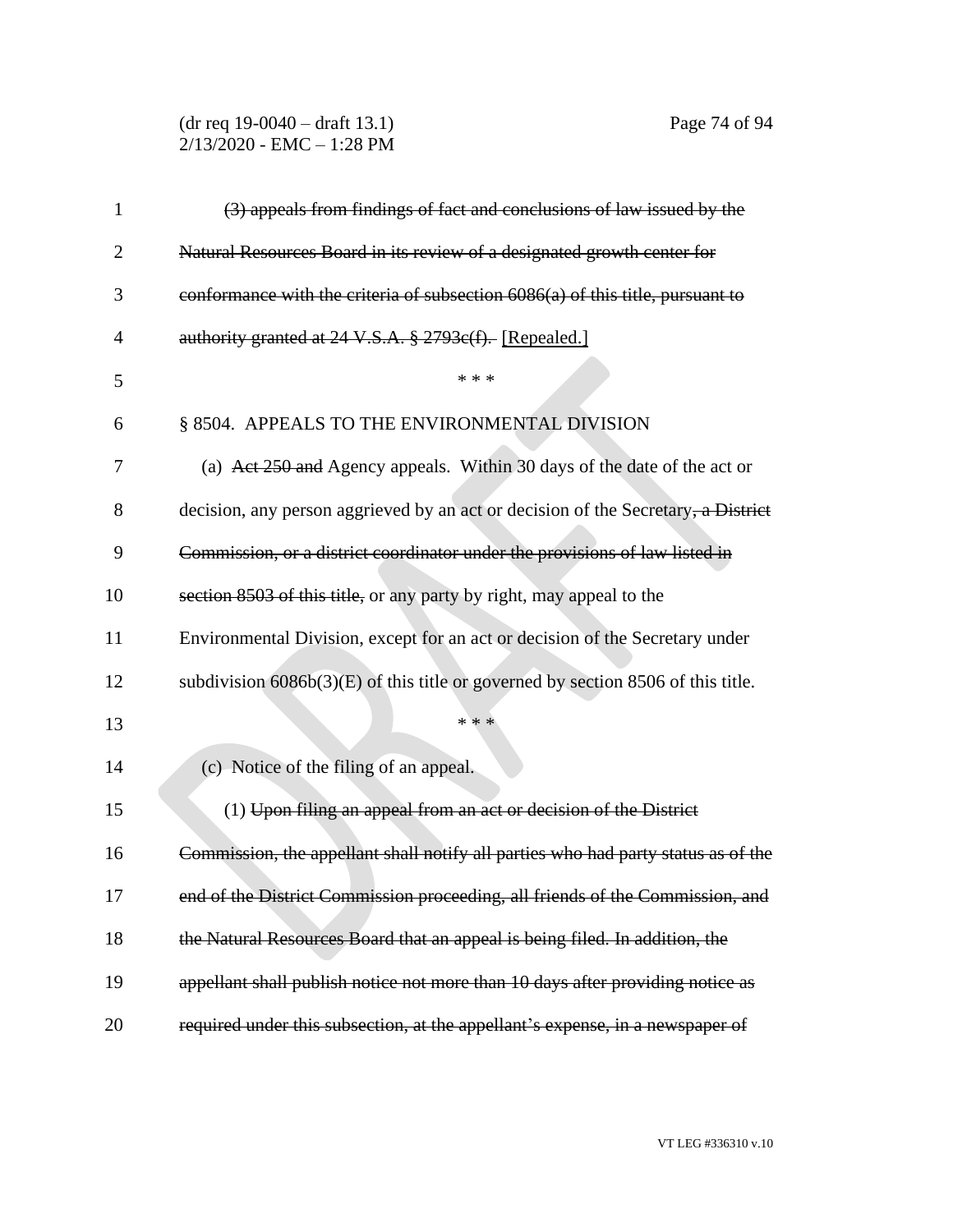~~(3) appeals from findings of fact and conclusions of law issued by the Natural Resources Board in its review of a designated growth center for conformance with the criteria of subsection 6086(a) of this title, pursuant to authority granted at 24 V.S.A. § 2793c(f).~~ [Repealed.]

\* \* \*

§ 8504. APPEALS TO THE ENVIRONMENTAL DIVISION

(a) ~~Act 250 and~~ Agency appeals. Within 30 days of the date of the act or decision, any person aggrieved by an act or decision of the Secretary~~, a District Commission, or a district coordinator under the provisions of law listed in section 8503 of this title,~~ or any party by right, may appeal to the Environmental Division, except for an act or decision of the Secretary under subdivision 6086b(3)(E) of this title or governed by section 8506 of this title.

\* \* \*

(c) Notice of the filing of an appeal.

(1) ~~Upon filing an appeal from an act or decision of the District Commission, the appellant shall notify all parties who had party status as of the end of the District Commission proceeding, all friends of the Commission, and the Natural Resources Board that an appeal is being filed. In addition, the appellant shall publish notice not more than 10 days after providing notice as required under this subsection, at the appellant's expense, in a newspaper of~~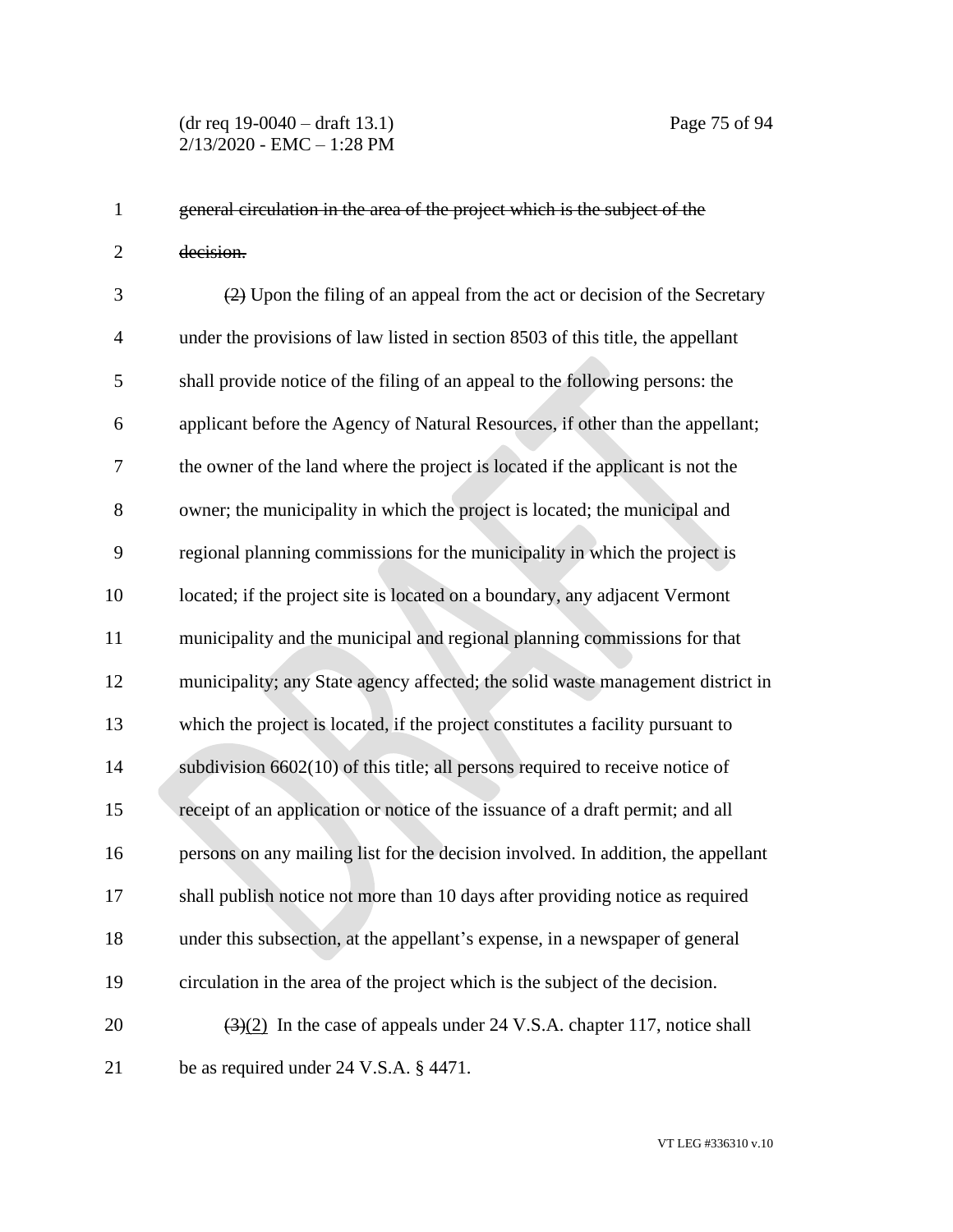~~general circulation in the area of the project which is the subject of the decision.~~

~~(2)~~ Upon the filing of an appeal from the act or decision of the Secretary under the provisions of law listed in section 8503 of this title, the appellant shall provide notice of the filing of an appeal to the following persons: the applicant before the Agency of Natural Resources, if other than the appellant; the owner of the land where the project is located if the applicant is not the owner; the municipality in which the project is located; the municipal and regional planning commissions for the municipality in which the project is located; if the project site is located on a boundary, any adjacent Vermont municipality and the municipal and regional planning commissions for that municipality; any State agency affected; the solid waste management district in which the project is located, if the project constitutes a facility pursuant to subdivision 6602(10) of this title; all persons required to receive notice of receipt of an application or notice of the issuance of a draft permit; and all persons on any mailing list for the decision involved. In addition, the appellant shall publish notice not more than 10 days after providing notice as required under this subsection, at the appellant's expense, in a newspaper of general circulation in the area of the project which is the subject of the decision.

~~(3)~~(2) In the case of appeals under 24 V.S.A. chapter 117, notice shall be as required under 24 V.S.A. § 4471.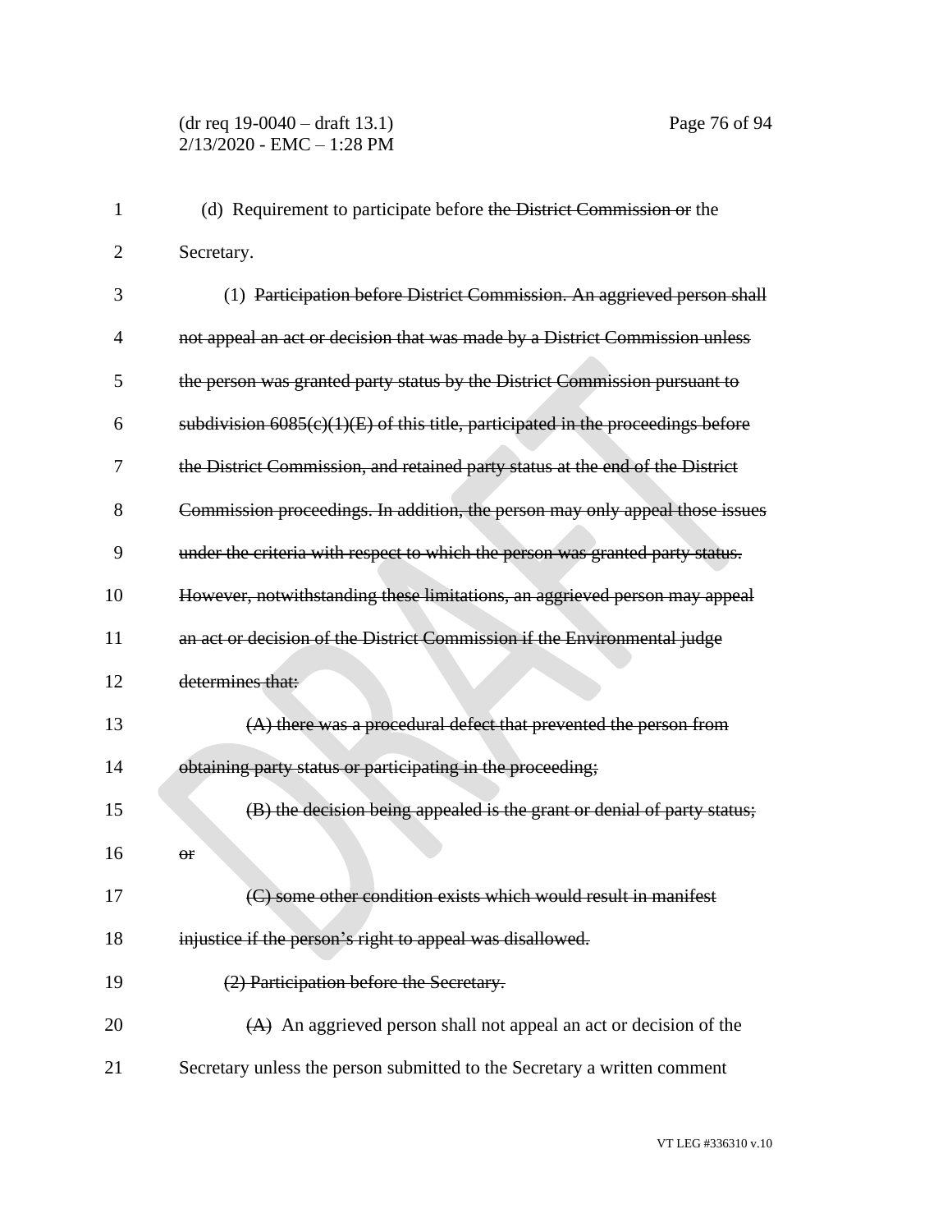(d) Requirement to participate before ~~the District Commission or~~ the Secretary.

(1) ~~Participation before District Commission. An aggrieved person shall not appeal an act or decision that was made by a District Commission unless the person was granted party status by the District Commission pursuant to subdivision 6085(c)(1)(E) of this title, participated in the proceedings before the District Commission, and retained party status at the end of the District Commission proceedings. In addition, the person may only appeal those issues under the criteria with respect to which the person was granted party status. However, notwithstanding these limitations, an aggrieved person may appeal an act or decision of the District Commission if the Environmental judge determines that:~~

~~(A) there was a procedural defect that prevented the person from obtaining party status or participating in the proceeding;~~

~~(B) the decision being appealed is the grant or denial of party status; or~~

~~(C) some other condition exists which would result in manifest injustice if the person's right to appeal was disallowed.~~

~~(2) Participation before the Secretary.~~

~~(A)~~ An aggrieved person shall not appeal an act or decision of the Secretary unless the person submitted to the Secretary a written comment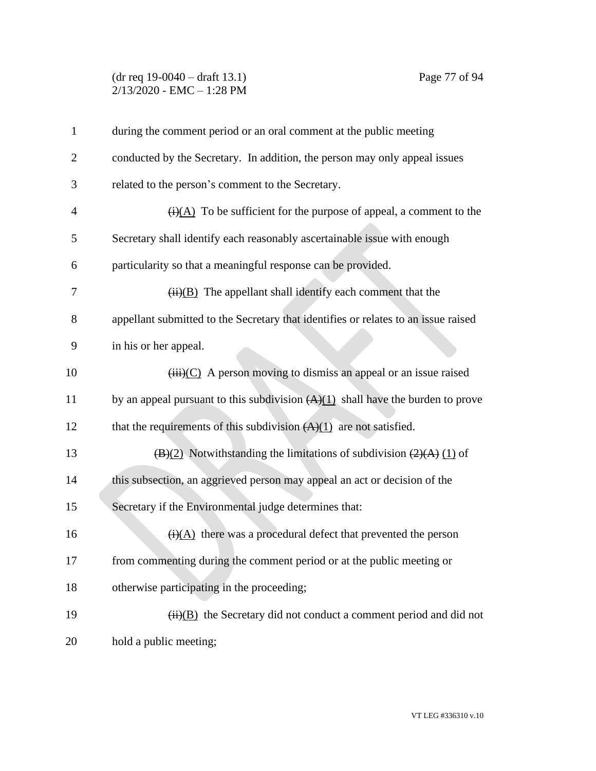during the comment period or an oral comment at the public meeting conducted by the Secretary. In addition, the person may only appeal issues related to the person's comment to the Secretary.

~~(i)~~(A) To be sufficient for the purpose of appeal, a comment to the Secretary shall identify each reasonably ascertainable issue with enough particularity so that a meaningful response can be provided.

~~(ii)~~(B) The appellant shall identify each comment that the appellant submitted to the Secretary that identifies or relates to an issue raised in his or her appeal.

~~(iii)~~(C) A person moving to dismiss an appeal or an issue raised by an appeal pursuant to this subdivision ~~(A)~~(1) shall have the burden to prove that the requirements of this subdivision ~~(A)~~(1) are not satisfied.

~~(B)~~(2) Notwithstanding the limitations of subdivision ~~(2)(A)~~ (1) of this subsection, an aggrieved person may appeal an act or decision of the Secretary if the Environmental judge determines that:

~~(i)~~(A) there was a procedural defect that prevented the person from commenting during the comment period or at the public meeting or otherwise participating in the proceeding;

~~(ii)~~(B) the Secretary did not conduct a comment period and did not hold a public meeting;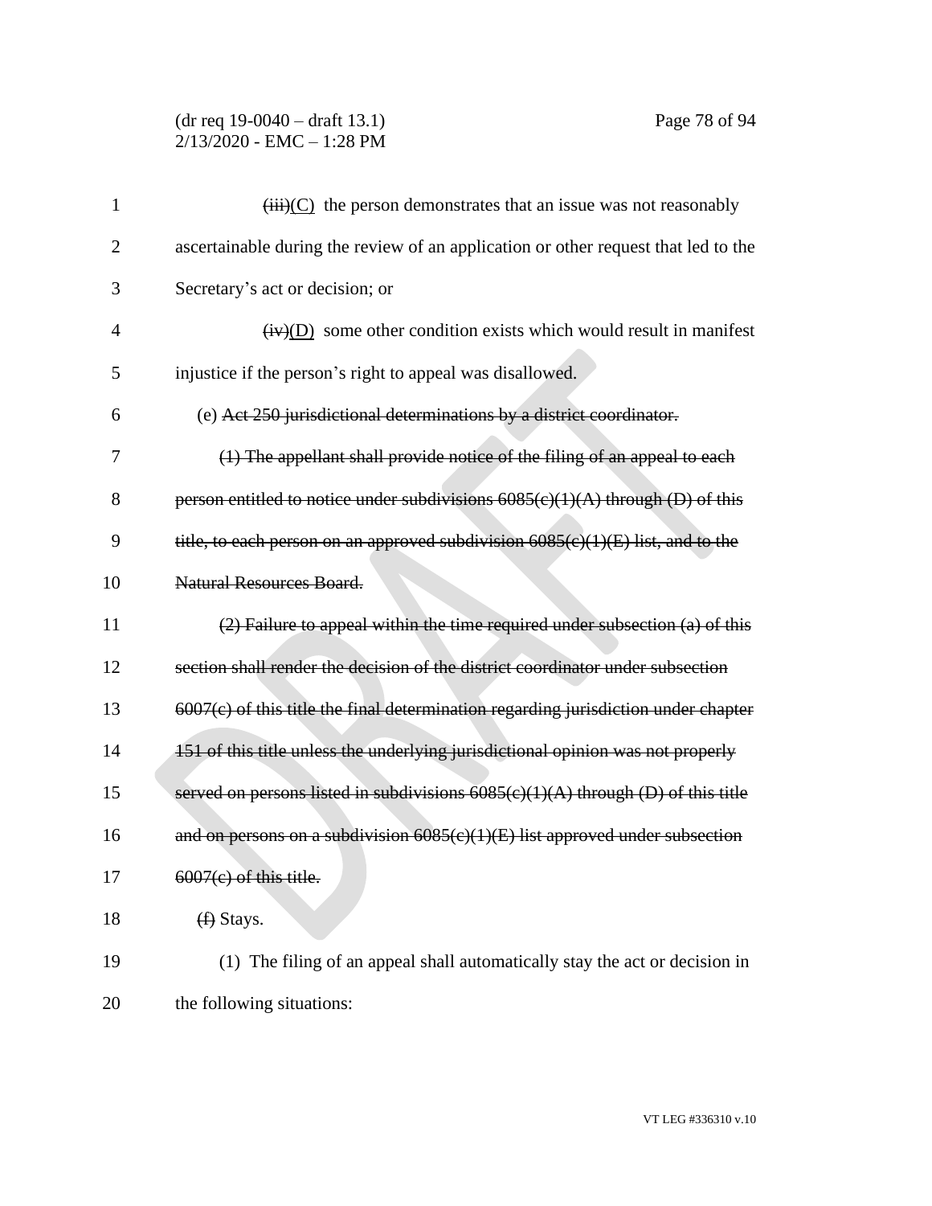~~(iii)~~(C) the person demonstrates that an issue was not reasonably ascertainable during the review of an application or other request that led to the Secretary's act or decision; or

~~(iv)~~(D) some other condition exists which would result in manifest injustice if the person's right to appeal was disallowed.

(e) ~~Act 250 jurisdictional determinations by a district coordinator.~~

~~(1) The appellant shall provide notice of the filing of an appeal to each person entitled to notice under subdivisions 6085(c)(1)(A) through (D) of this title, to each person on an approved subdivision 6085(c)(1)(E) list, and to the Natural Resources Board.~~

~~(2) Failure to appeal within the time required under subsection (a) of this section shall render the decision of the district coordinator under subsection 6007(c) of this title the final determination regarding jurisdiction under chapter 151 of this title unless the underlying jurisdictional opinion was not properly served on persons listed in subdivisions 6085(c)(1)(A) through (D) of this title and on persons on a subdivision 6085(c)(1)(E) list approved under subsection 6007(c) of this title.~~

~~(f)~~ Stays.

(1) The filing of an appeal shall automatically stay the act or decision in the following situations: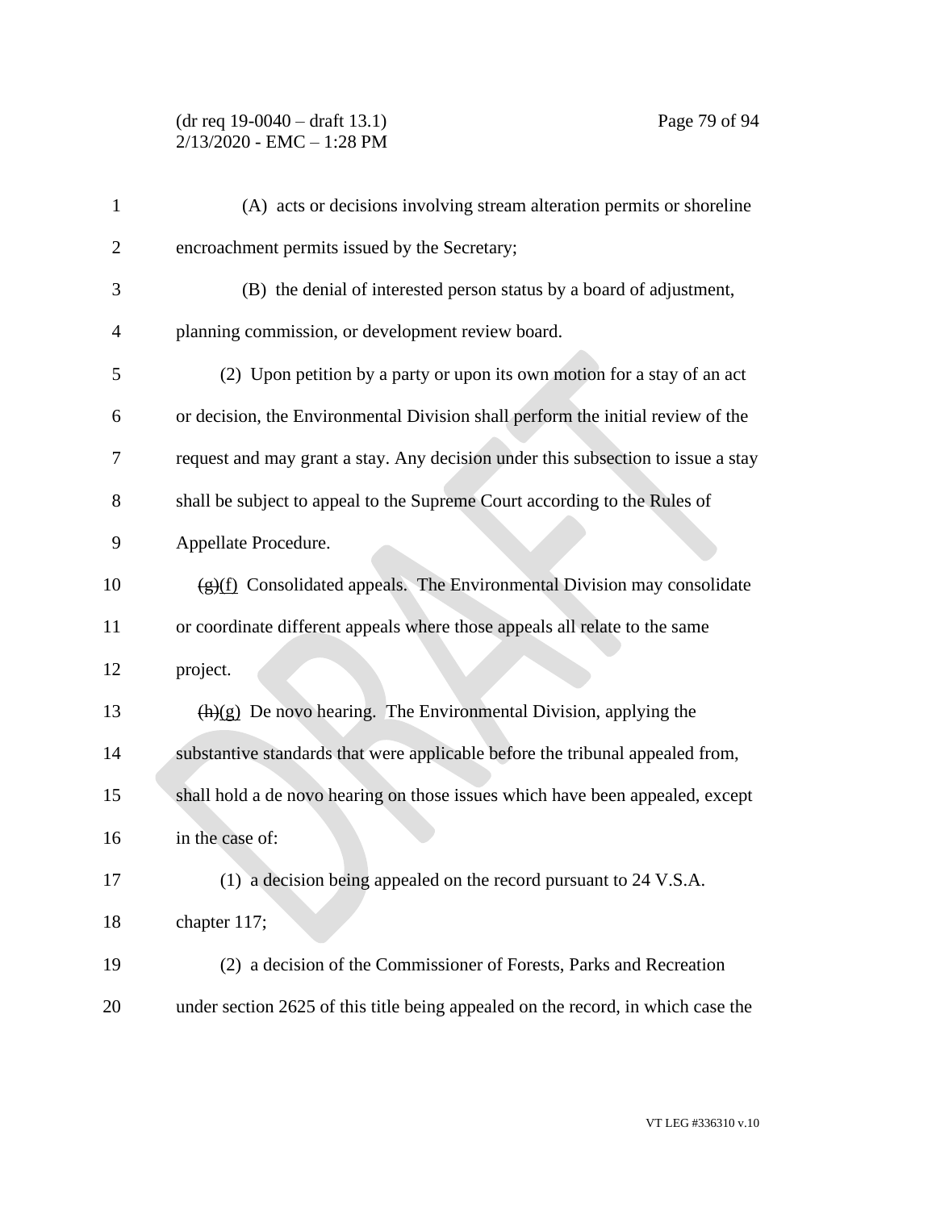(A) acts or decisions involving stream alteration permits or shoreline encroachment permits issued by the Secretary;

(B) the denial of interested person status by a board of adjustment, planning commission, or development review board.

(2) Upon petition by a party or upon its own motion for a stay of an act or decision, the Environmental Division shall perform the initial review of the request and may grant a stay. Any decision under this subsection to issue a stay shall be subject to appeal to the Supreme Court according to the Rules of Appellate Procedure.

~~(g)~~(f) Consolidated appeals. The Environmental Division may consolidate or coordinate different appeals where those appeals all relate to the same project.

~~(h)~~(g) De novo hearing. The Environmental Division, applying the substantive standards that were applicable before the tribunal appealed from, shall hold a de novo hearing on those issues which have been appealed, except in the case of:

(1) a decision being appealed on the record pursuant to 24 V.S.A. chapter 117;

(2) a decision of the Commissioner of Forests, Parks and Recreation under section 2625 of this title being appealed on the record, in which case the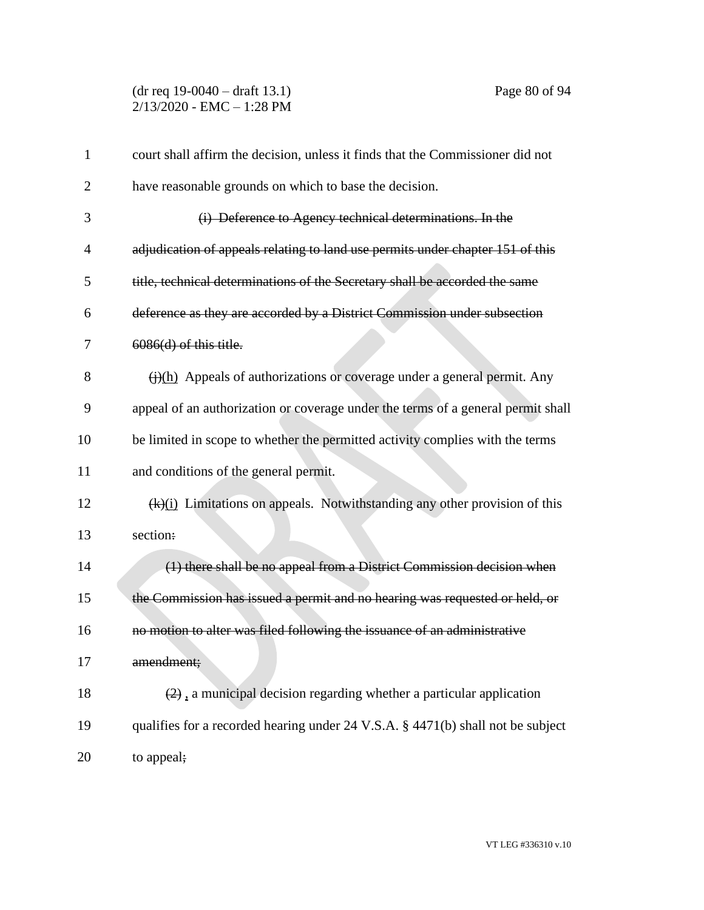court shall affirm the decision, unless it finds that the Commissioner did not have reasonable grounds on which to base the decision.

~~(i) Deference to Agency technical determinations. In the adjudication of appeals relating to land use permits under chapter 151 of this title, technical determinations of the Secretary shall be accorded the same deference as they are accorded by a District Commission under subsection 6086(d) of this title.~~

~~(j)~~(h) Appeals of authorizations or coverage under a general permit. Any appeal of an authorization or coverage under the terms of a general permit shall be limited in scope to whether the permitted activity complies with the terms and conditions of the general permit.

~~(k)~~(i) Limitations on appeals. Notwithstanding any other provision of this section~~:~~

~~(1) there shall be no appeal from a District Commission decision when the Commission has issued a permit and no hearing was requested or held, or no motion to alter was filed following the issuance of an administrative amendment;~~

~~(2)~~ , a municipal decision regarding whether a particular application qualifies for a recorded hearing under 24 V.S.A. § 4471(b) shall not be subject to appeal~~;~~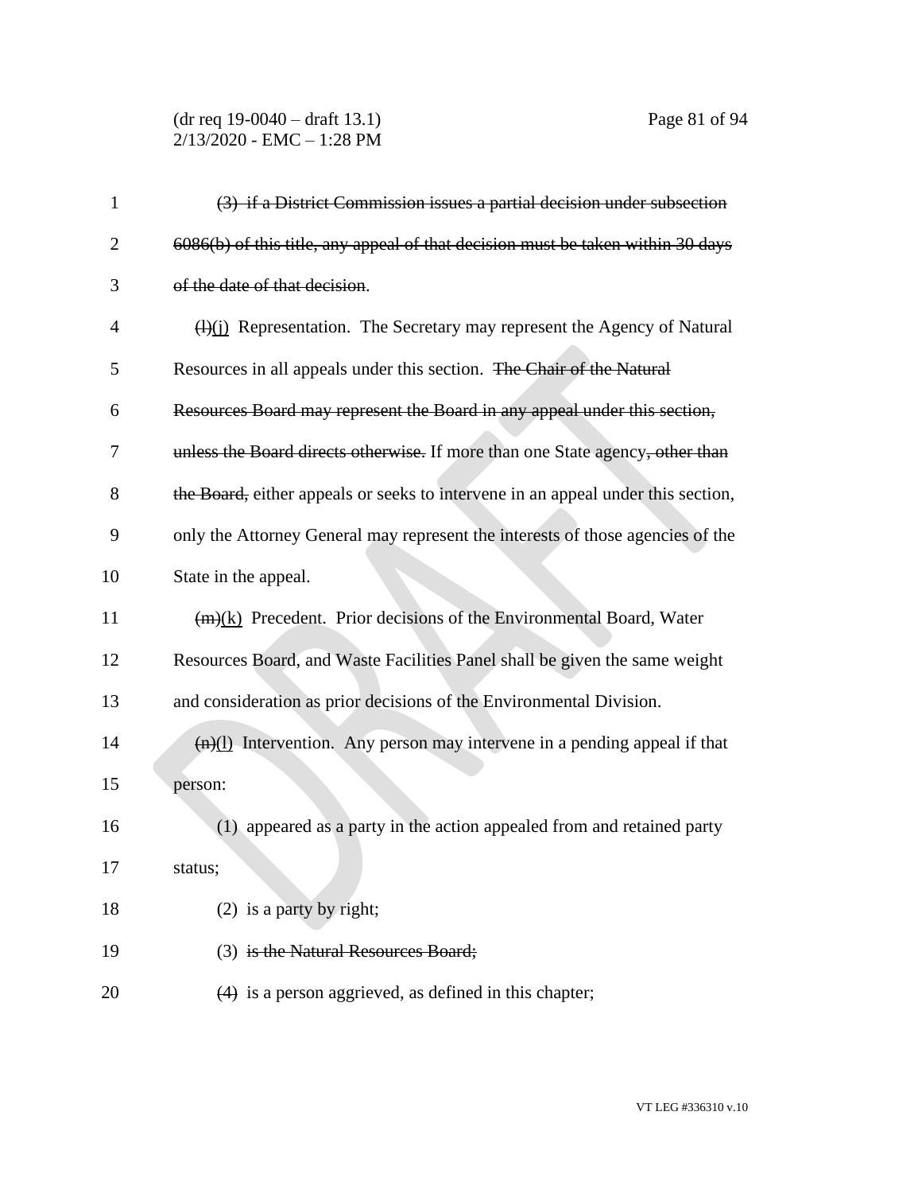~~(3) if a District Commission issues a partial decision under subsection 6086(b) of this title, any appeal of that decision must be taken within 30 days of the date of that decision~~.

~~(l)~~(j) Representation. The Secretary may represent the Agency of Natural Resources in all appeals under this section. ~~The Chair of the Natural Resources Board may represent the Board in any appeal under this section, unless the Board directs otherwise.~~ If more than one State agency~~, other than the Board,~~ either appeals or seeks to intervene in an appeal under this section, only the Attorney General may represent the interests of those agencies of the State in the appeal.

~~(m)~~(k) Precedent. Prior decisions of the Environmental Board, Water Resources Board, and Waste Facilities Panel shall be given the same weight and consideration as prior decisions of the Environmental Division.

~~(n)~~(l) Intervention. Any person may intervene in a pending appeal if that person:

(1) appeared as a party in the action appealed from and retained party status;

(2) is a party by right;

(3) ~~is the Natural Resources Board;~~

~~(4)~~ is a person aggrieved, as defined in this chapter;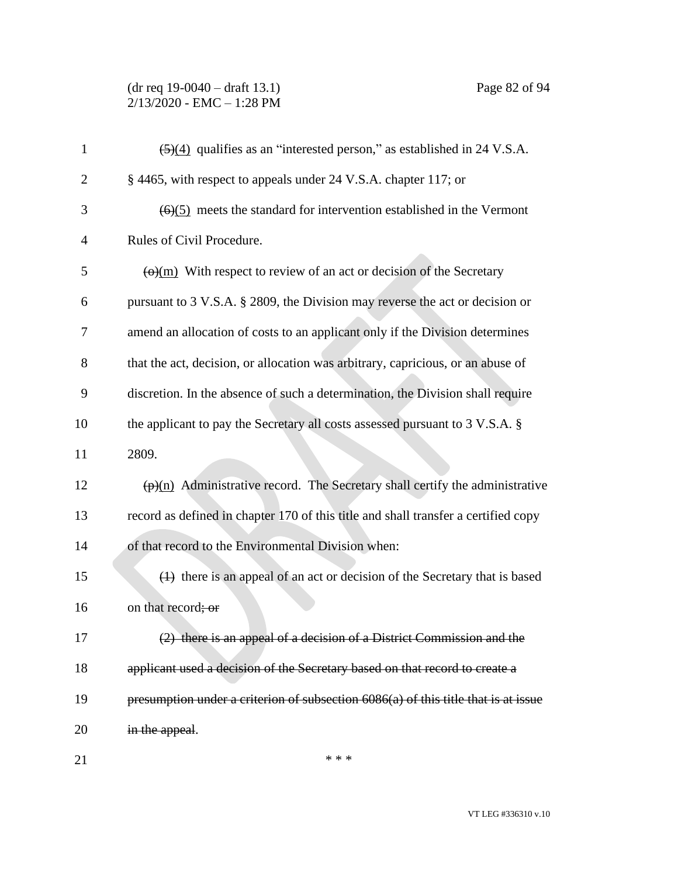~~(5)~~(4) qualifies as an "interested person," as established in 24 V.S.A. § 4465, with respect to appeals under 24 V.S.A. chapter 117; or

~~(6)~~(5) meets the standard for intervention established in the Vermont Rules of Civil Procedure.

~~(o)~~(m) With respect to review of an act or decision of the Secretary pursuant to 3 V.S.A. § 2809, the Division may reverse the act or decision or amend an allocation of costs to an applicant only if the Division determines that the act, decision, or allocation was arbitrary, capricious, or an abuse of discretion. In the absence of such a determination, the Division shall require the applicant to pay the Secretary all costs assessed pursuant to 3 V.S.A. § 2809.

~~(p)~~(n) Administrative record. The Secretary shall certify the administrative record as defined in chapter 170 of this title and shall transfer a certified copy of that record to the Environmental Division when:

~~(1)~~ there is an appeal of an act or decision of the Secretary that is based on that record~~; or~~

~~(2) there is an appeal of a decision of a District Commission and the applicant used a decision of the Secretary based on that record to create a presumption under a criterion of subsection 6086(a) of this title that is at issue in the appeal~~.

\* \* \*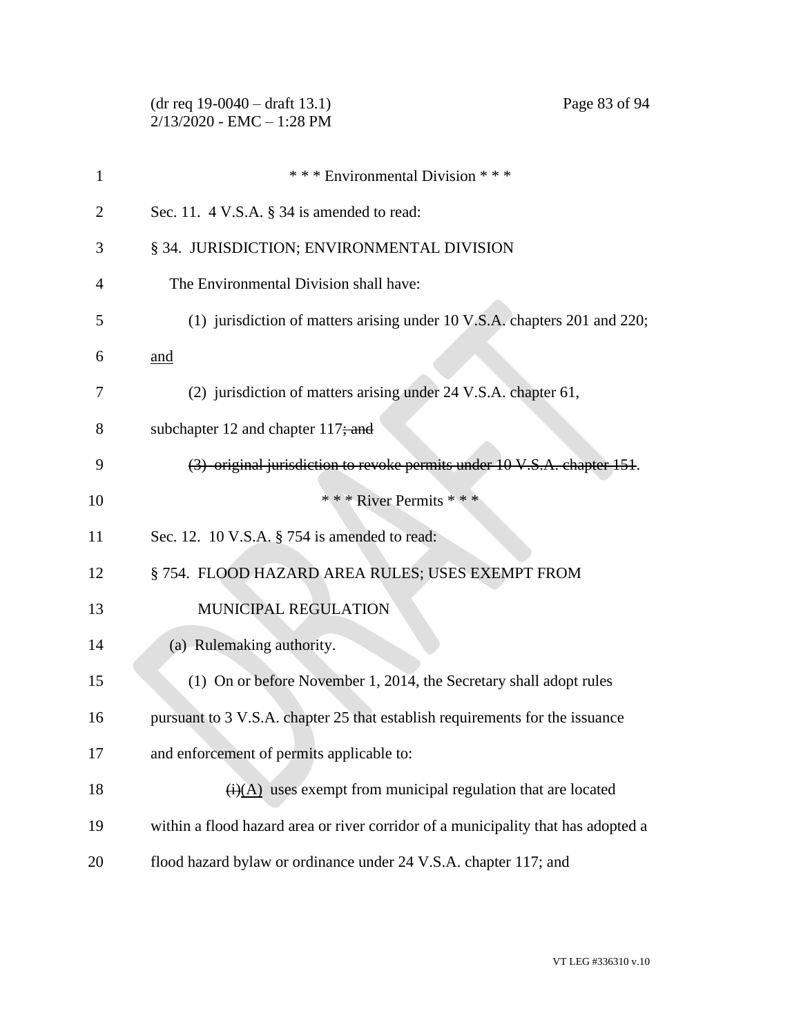\* \* \* Environmental Division \* \* \*

Sec. 11. 4 V.S.A. § 34 is amended to read:

§ 34. JURISDICTION; ENVIRONMENTAL DIVISION

The Environmental Division shall have:

(1) jurisdiction of matters arising under 10 V.S.A. chapters 201 and 220; <u>and</u>

(2) jurisdiction of matters arising under 24 V.S.A. chapter 61, subchapter 12 and chapter 117~~; and~~

~~(3) original jurisdiction to revoke permits under 10 V.S.A. chapter 151~~.

\* \* \* River Permits \* \* \*

Sec. 12. 10 V.S.A. § 754 is amended to read:

§ 754. FLOOD HAZARD AREA RULES; USES EXEMPT FROM MUNICIPAL REGULATION

(a) Rulemaking authority.

(1) On or before November 1, 2014, the Secretary shall adopt rules pursuant to 3 V.S.A. chapter 25 that establish requirements for the issuance and enforcement of permits applicable to:

~~(i)~~<u>(A)</u> uses exempt from municipal regulation that are located within a flood hazard area or river corridor of a municipality that has adopted a flood hazard bylaw or ordinance under 24 V.S.A. chapter 117; and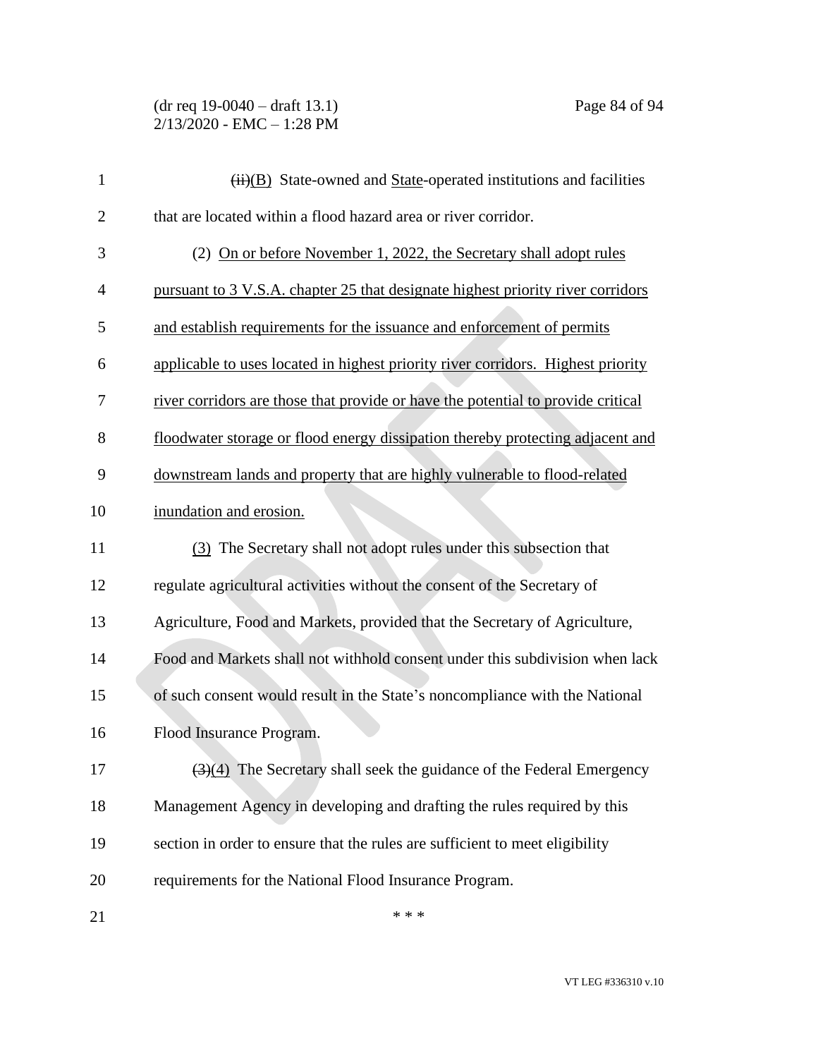~~(ii)~~<u>(B)</u> State-owned and <u>State</u>-operated institutions and facilities that are located within a flood hazard area or river corridor.

(2) <u>On or before November 1, 2022, the Secretary shall adopt rules pursuant to 3 V.S.A. chapter 25 that designate highest priority river corridors and establish requirements for the issuance and enforcement of permits applicable to uses located in highest priority river corridors. Highest priority river corridors are those that provide or have the potential to provide critical floodwater storage or flood energy dissipation thereby protecting adjacent and downstream lands and property that are highly vulnerable to flood-related inundation and erosion.</u>

<u>(3)</u> The Secretary shall not adopt rules under this subsection that regulate agricultural activities without the consent of the Secretary of Agriculture, Food and Markets, provided that the Secretary of Agriculture, Food and Markets shall not withhold consent under this subdivision when lack of such consent would result in the State's noncompliance with the National Flood Insurance Program.

~~(3)~~<u>(4)</u> The Secretary shall seek the guidance of the Federal Emergency Management Agency in developing and drafting the rules required by this section in order to ensure that the rules are sufficient to meet eligibility requirements for the National Flood Insurance Program.

\* \* \*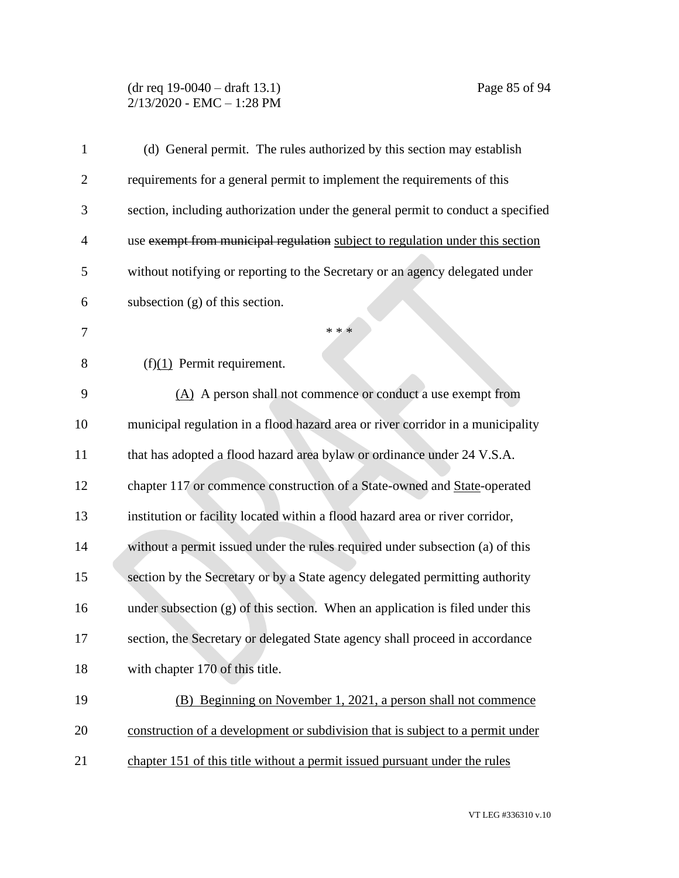(d) General permit. The rules authorized by this section may establish requirements for a general permit to implement the requirements of this section, including authorization under the general permit to conduct a specified use ~~exempt from municipal regulation~~ <u>subject to regulation under this section</u> without notifying or reporting to the Secretary or an agency delegated under subsection (g) of this section.

\* \* \*

(f)<u>(1)</u> Permit requirement.

<u>(A)</u> A person shall not commence or conduct a use exempt from municipal regulation in a flood hazard area or river corridor in a municipality that has adopted a flood hazard area bylaw or ordinance under 24 V.S.A. chapter 117 or commence construction of a State-owned and <u>State</u>-operated institution or facility located within a flood hazard area or river corridor, without a permit issued under the rules required under subsection (a) of this section by the Secretary or by a State agency delegated permitting authority under subsection (g) of this section. When an application is filed under this section, the Secretary or delegated State agency shall proceed in accordance with chapter 170 of this title.

<u>(B) Beginning on November 1, 2021, a person shall not commence construction of a development or subdivision that is subject to a permit under chapter 151 of this title without a permit issued pursuant under the rules</u>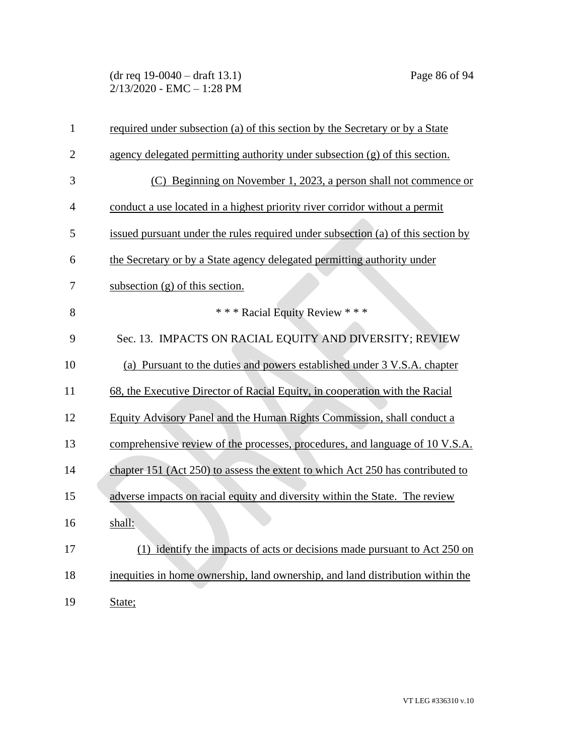required under subsection (a) of this section by the Secretary or by a State agency delegated permitting authority under subsection (g) of this section.

(C) Beginning on November 1, 2023, a person shall not commence or conduct a use located in a highest priority river corridor without a permit issued pursuant under the rules required under subsection (a) of this section by the Secretary or by a State agency delegated permitting authority under subsection (g) of this section.

\* \* \* Racial Equity Review \* \* \*

Sec. 13. IMPACTS ON RACIAL EQUITY AND DIVERSITY; REVIEW

(a) Pursuant to the duties and powers established under 3 V.S.A. chapter 68, the Executive Director of Racial Equity, in cooperation with the Racial Equity Advisory Panel and the Human Rights Commission, shall conduct a comprehensive review of the processes, procedures, and language of 10 V.S.A. chapter 151 (Act 250) to assess the extent to which Act 250 has contributed to adverse impacts on racial equity and diversity within the State. The review shall:

(1) identify the impacts of acts or decisions made pursuant to Act 250 on inequities in home ownership, land ownership, and land distribution within the State;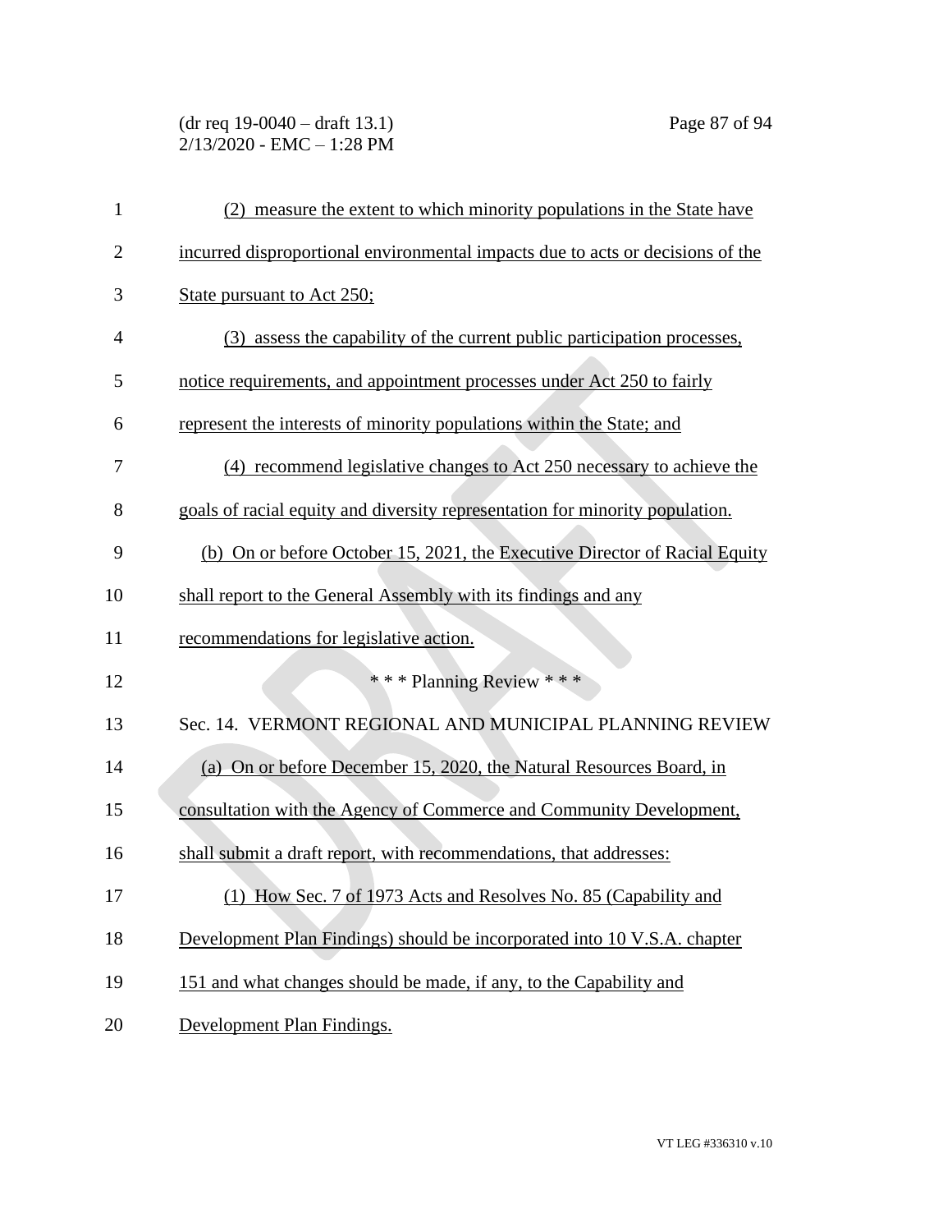(2) measure the extent to which minority populations in the State have incurred disproportional environmental impacts due to acts or decisions of the State pursuant to Act 250;

(3) assess the capability of the current public participation processes, notice requirements, and appointment processes under Act 250 to fairly represent the interests of minority populations within the State; and

(4) recommend legislative changes to Act 250 necessary to achieve the goals of racial equity and diversity representation for minority population.

(b) On or before October 15, 2021, the Executive Director of Racial Equity shall report to the General Assembly with its findings and any recommendations for legislative action.

\* \* \* Planning Review \* \* \*

Sec. 14. VERMONT REGIONAL AND MUNICIPAL PLANNING REVIEW

(a) On or before December 15, 2020, the Natural Resources Board, in consultation with the Agency of Commerce and Community Development, shall submit a draft report, with recommendations, that addresses:

(1) How Sec. 7 of 1973 Acts and Resolves No. 85 (Capability and Development Plan Findings) should be incorporated into 10 V.S.A. chapter 151 and what changes should be made, if any, to the Capability and Development Plan Findings.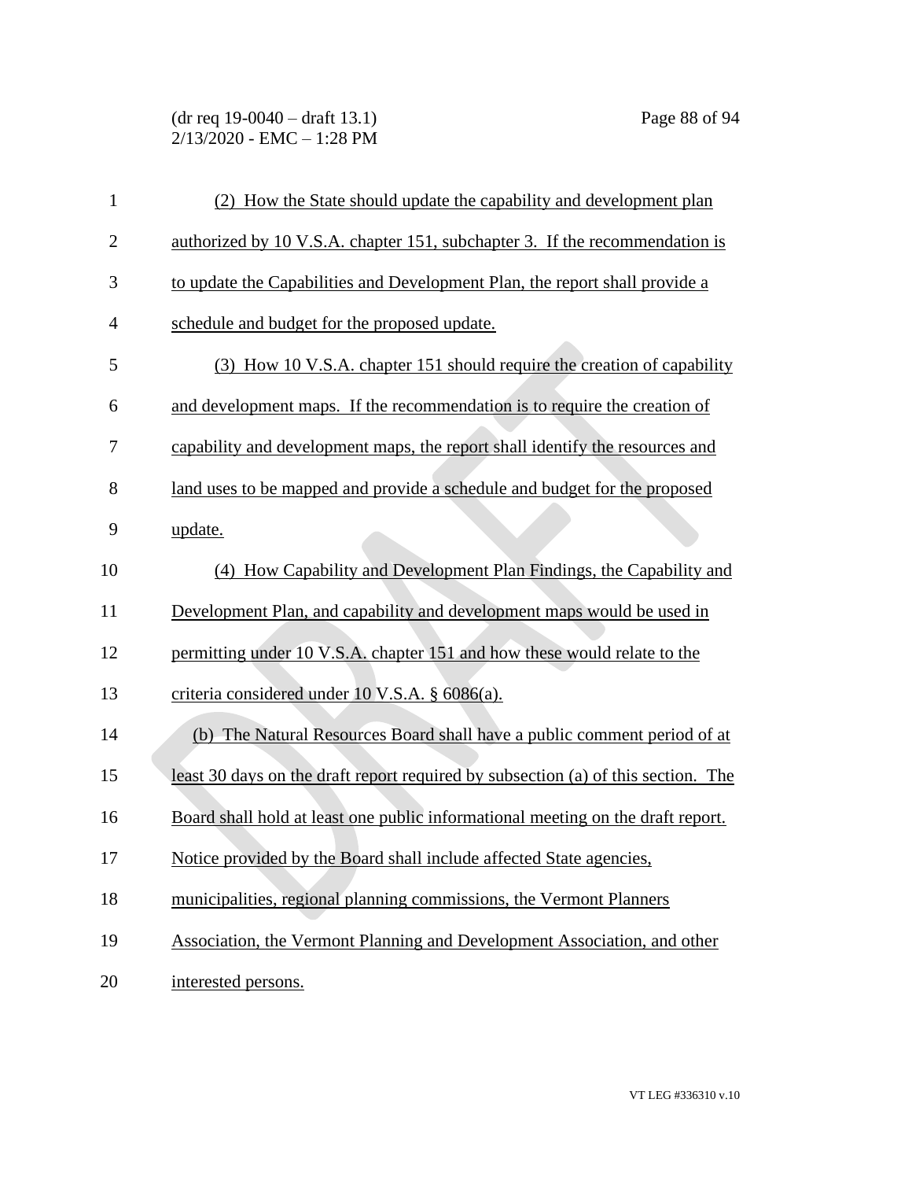(2) How the State should update the capability and development plan authorized by 10 V.S.A. chapter 151, subchapter 3. If the recommendation is to update the Capabilities and Development Plan, the report shall provide a schedule and budget for the proposed update.

(3) How 10 V.S.A. chapter 151 should require the creation of capability and development maps. If the recommendation is to require the creation of capability and development maps, the report shall identify the resources and land uses to be mapped and provide a schedule and budget for the proposed update.

(4) How Capability and Development Plan Findings, the Capability and Development Plan, and capability and development maps would be used in permitting under 10 V.S.A. chapter 151 and how these would relate to the criteria considered under 10 V.S.A. § 6086(a).

(b) The Natural Resources Board shall have a public comment period of at least 30 days on the draft report required by subsection (a) of this section. The Board shall hold at least one public informational meeting on the draft report. Notice provided by the Board shall include affected State agencies, municipalities, regional planning commissions, the Vermont Planners Association, the Vermont Planning and Development Association, and other interested persons.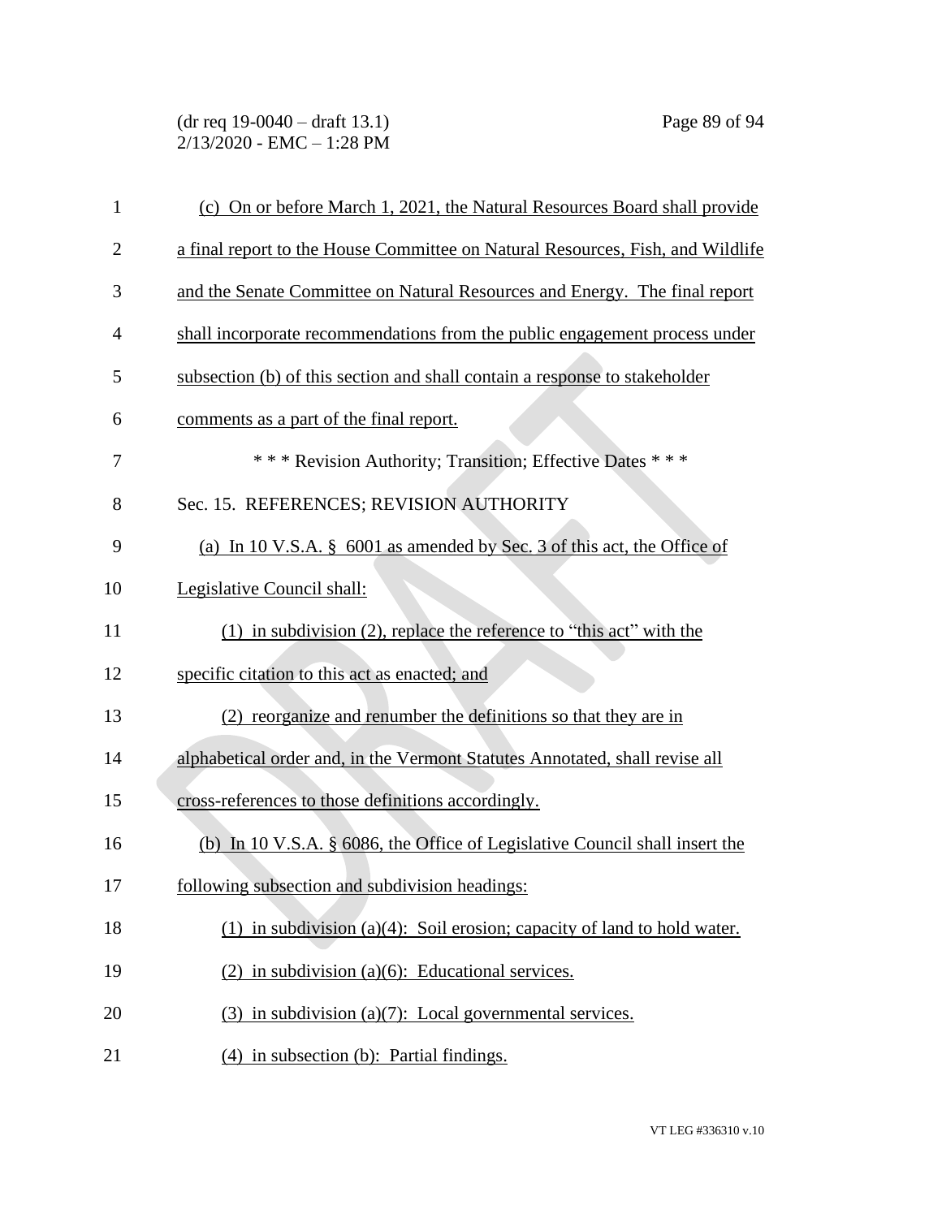(c) On or before March 1, 2021, the Natural Resources Board shall provide a final report to the House Committee on Natural Resources, Fish, and Wildlife and the Senate Committee on Natural Resources and Energy. The final report shall incorporate recommendations from the public engagement process under subsection (b) of this section and shall contain a response to stakeholder comments as a part of the final report.

\* \* \* Revision Authority; Transition; Effective Dates \* \* \*

Sec. 15. REFERENCES; REVISION AUTHORITY

(a) In 10 V.S.A. § 6001 as amended by Sec. 3 of this act, the Office of Legislative Council shall:

(1) in subdivision (2), replace the reference to "this act" with the specific citation to this act as enacted; and

(2) reorganize and renumber the definitions so that they are in alphabetical order and, in the Vermont Statutes Annotated, shall revise all cross-references to those definitions accordingly.

(b) In 10 V.S.A. § 6086, the Office of Legislative Council shall insert the following subsection and subdivision headings:

(1) in subdivision (a)(4): Soil erosion; capacity of land to hold water.

(2) in subdivision (a)(6): Educational services.

(3) in subdivision (a)(7): Local governmental services.

(4) in subsection (b): Partial findings.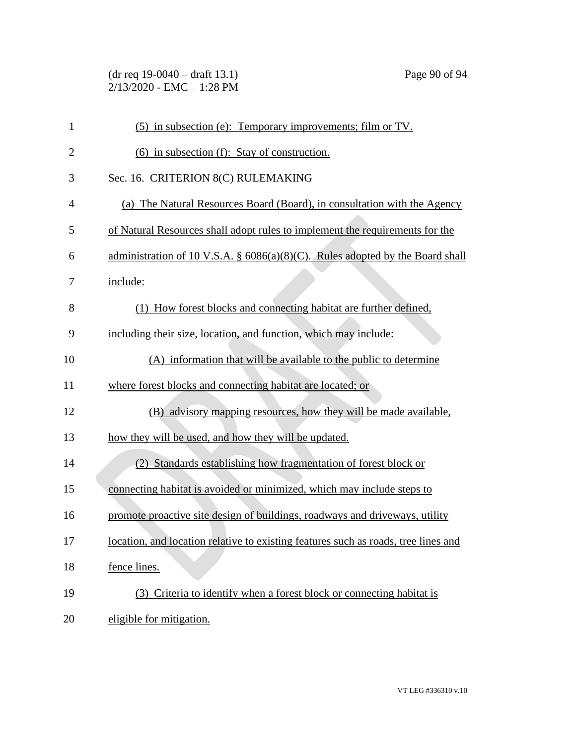(5) in subsection (e): Temporary improvements; film or TV.

(6) in subsection (f): Stay of construction.

Sec. 16. CRITERION 8(C) RULEMAKING

(a) The Natural Resources Board (Board), in consultation with the Agency of Natural Resources shall adopt rules to implement the requirements for the administration of 10 V.S.A. § 6086(a)(8)(C). Rules adopted by the Board shall include:

(1) How forest blocks and connecting habitat are further defined, including their size, location, and function, which may include:

(A) information that will be available to the public to determine where forest blocks and connecting habitat are located; or

(B) advisory mapping resources, how they will be made available, how they will be used, and how they will be updated.

(2) Standards establishing how fragmentation of forest block or connecting habitat is avoided or minimized, which may include steps to promote proactive site design of buildings, roadways and driveways, utility location, and location relative to existing features such as roads, tree lines and fence lines.

(3) Criteria to identify when a forest block or connecting habitat is eligible for mitigation.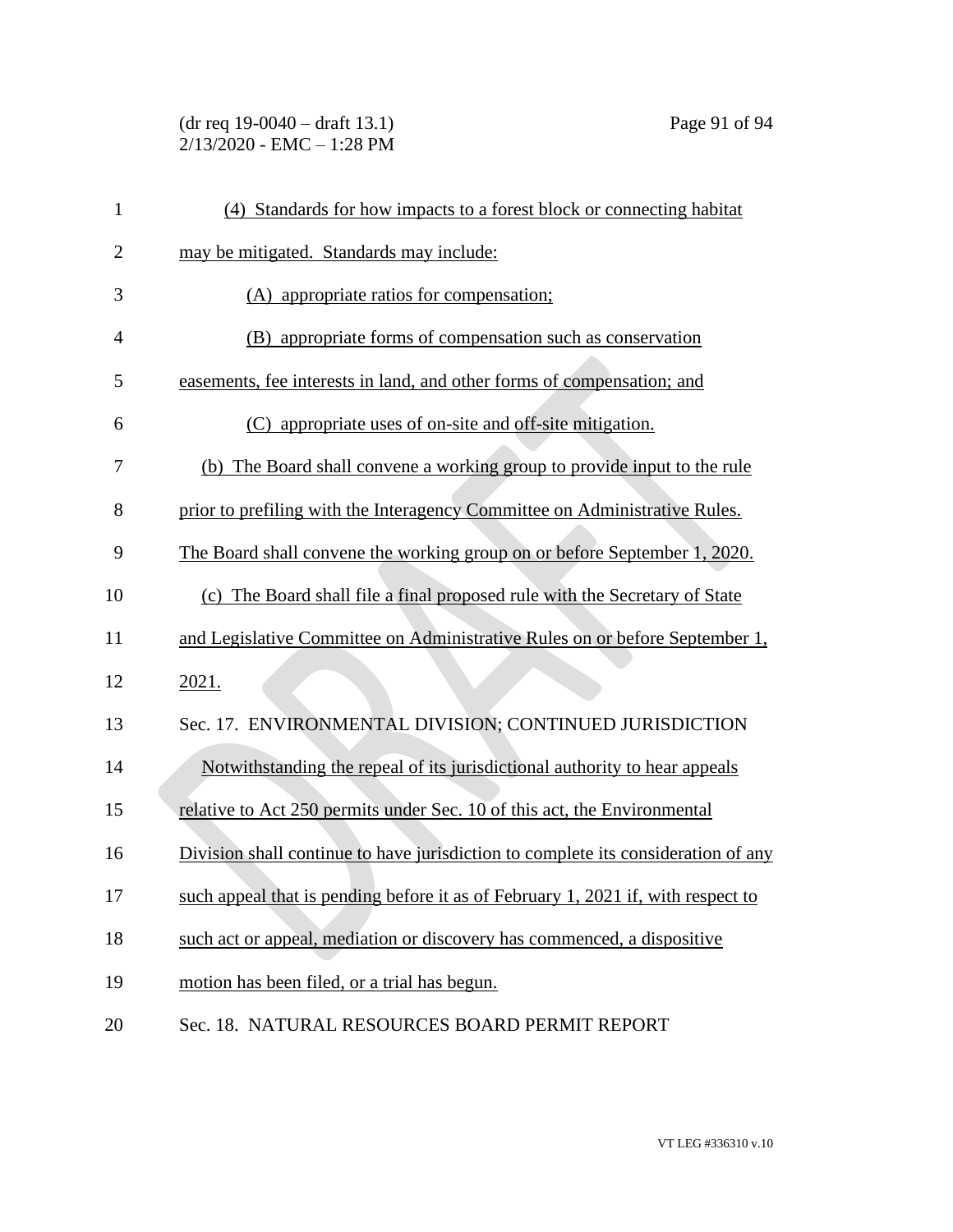(4) Standards for how impacts to a forest block or connecting habitat may be mitigated. Standards may include:

(A) appropriate ratios for compensation;

(B) appropriate forms of compensation such as conservation easements, fee interests in land, and other forms of compensation; and

(C) appropriate uses of on-site and off-site mitigation.

(b) The Board shall convene a working group to provide input to the rule prior to prefiling with the Interagency Committee on Administrative Rules. The Board shall convene the working group on or before September 1, 2020.

(c) The Board shall file a final proposed rule with the Secretary of State and Legislative Committee on Administrative Rules on or before September 1, 2021.

Sec. 17. ENVIRONMENTAL DIVISION; CONTINUED JURISDICTION

Notwithstanding the repeal of its jurisdictional authority to hear appeals relative to Act 250 permits under Sec. 10 of this act, the Environmental Division shall continue to have jurisdiction to complete its consideration of any such appeal that is pending before it as of February 1, 2021 if, with respect to such act or appeal, mediation or discovery has commenced, a dispositive motion has been filed, or a trial has begun.

Sec. 18. NATURAL RESOURCES BOARD PERMIT REPORT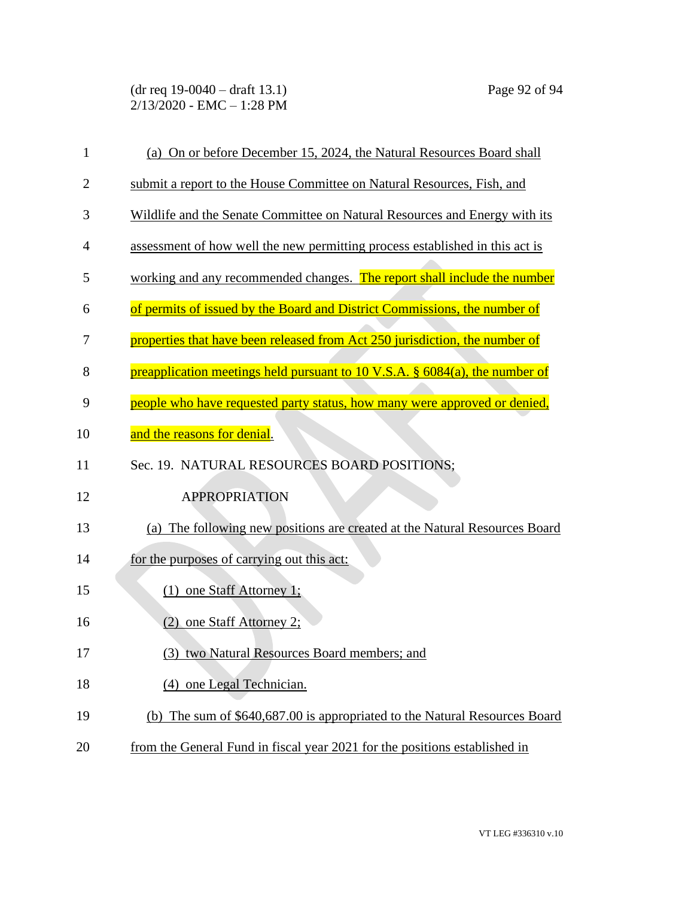(a) On or before December 15, 2024, the Natural Resources Board shall submit a report to the House Committee on Natural Resources, Fish, and Wildlife and the Senate Committee on Natural Resources and Energy with its assessment of how well the new permitting process established in this act is working and any recommended changes. The report shall include the number of permits of issued by the Board and District Commissions, the number of properties that have been released from Act 250 jurisdiction, the number of preapplication meetings held pursuant to 10 V.S.A. § 6084(a), the number of people who have requested party status, how many were approved or denied, and the reasons for denial.

Sec. 19. NATURAL RESOURCES BOARD POSITIONS; APPROPRIATION

(a) The following new positions are created at the Natural Resources Board for the purposes of carrying out this act:

(1) one Staff Attorney 1;

(2) one Staff Attorney 2;

(3) two Natural Resources Board members; and

(4) one Legal Technician.

(b) The sum of $640,687.00 is appropriated to the Natural Resources Board from the General Fund in fiscal year 2021 for the positions established in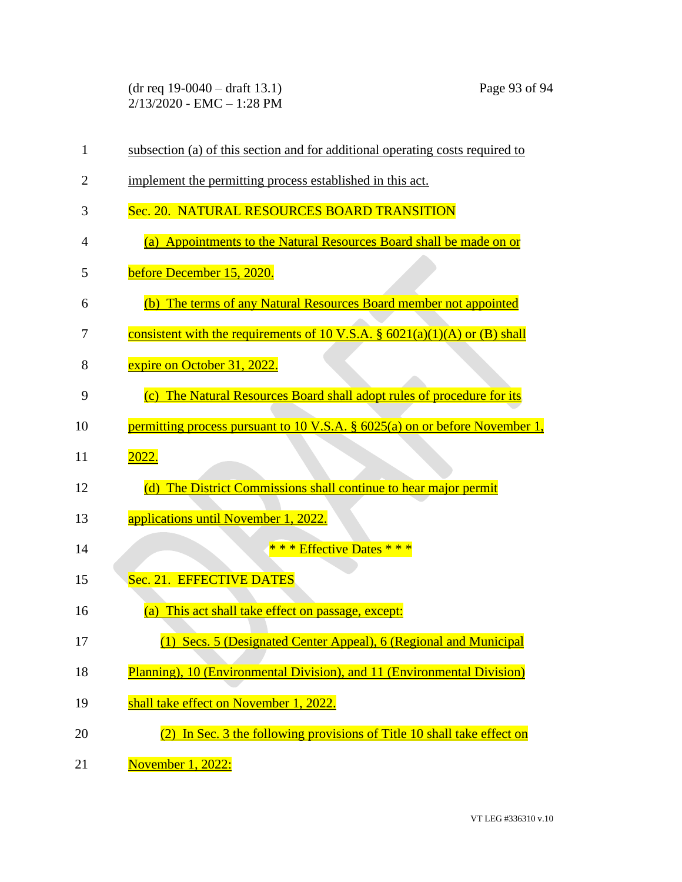subsection (a) of this section and for additional operating costs required to implement the permitting process established in this act.

Sec. 20. NATURAL RESOURCES BOARD TRANSITION

(a) Appointments to the Natural Resources Board shall be made on or before December 15, 2020.

(b) The terms of any Natural Resources Board member not appointed consistent with the requirements of 10 V.S.A. § 6021(a)(1)(A) or (B) shall expire on October 31, 2022.

(c) The Natural Resources Board shall adopt rules of procedure for its permitting process pursuant to 10 V.S.A. § 6025(a) on or before November 1, 2022.

(d) The District Commissions shall continue to hear major permit applications until November 1, 2022.

\* \* \* Effective Dates \* \* \*

Sec. 21. EFFECTIVE DATES

(a) This act shall take effect on passage, except:

(1) Secs. 5 (Designated Center Appeal), 6 (Regional and Municipal Planning), 10 (Environmental Division), and 11 (Environmental Division) shall take effect on November 1, 2022.

(2) In Sec. 3 the following provisions of Title 10 shall take effect on November 1, 2022: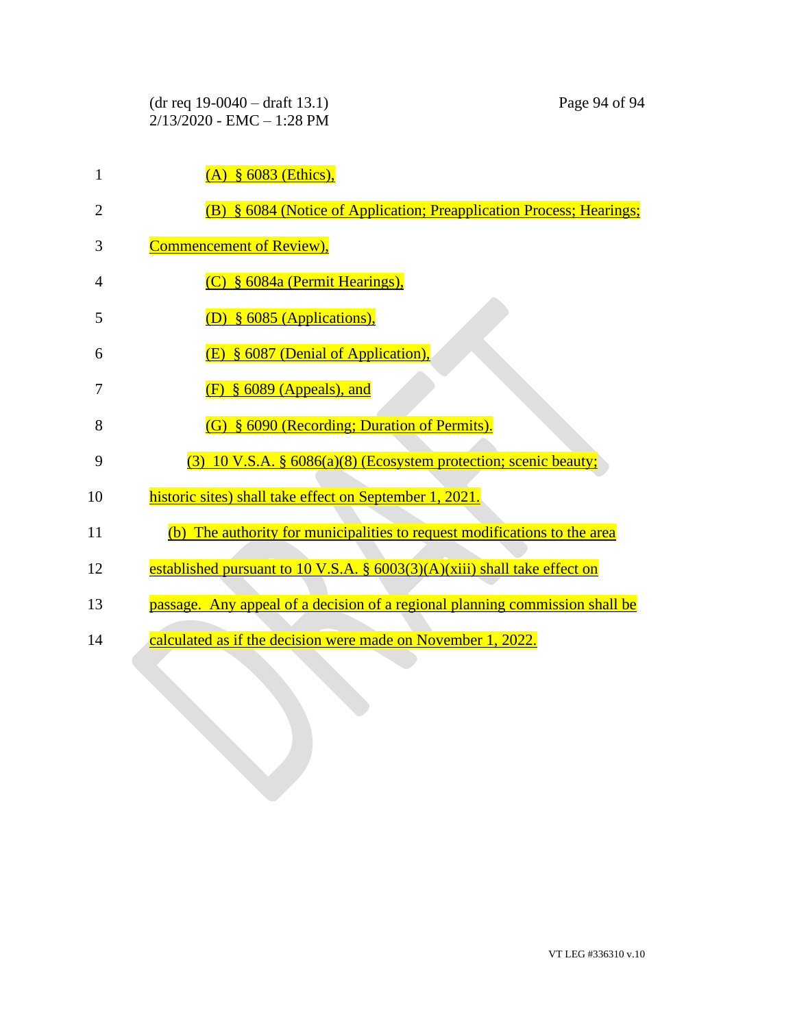(A) § 6083 (Ethics),

(B) § 6084 (Notice of Application; Preapplication Process; Hearings; Commencement of Review),

(C) § 6084a (Permit Hearings),

(D) § 6085 (Applications),

(E) § 6087 (Denial of Application),

(F) § 6089 (Appeals), and

(G) § 6090 (Recording; Duration of Permits).

(3) 10 V.S.A. § 6086(a)(8) (Ecosystem protection; scenic beauty; historic sites) shall take effect on September 1, 2021.

(b) The authority for municipalities to request modifications to the area established pursuant to 10 V.S.A. § 6003(3)(A)(xiii) shall take effect on passage. Any appeal of a decision of a regional planning commission shall be calculated as if the decision were made on November 1, 2022.